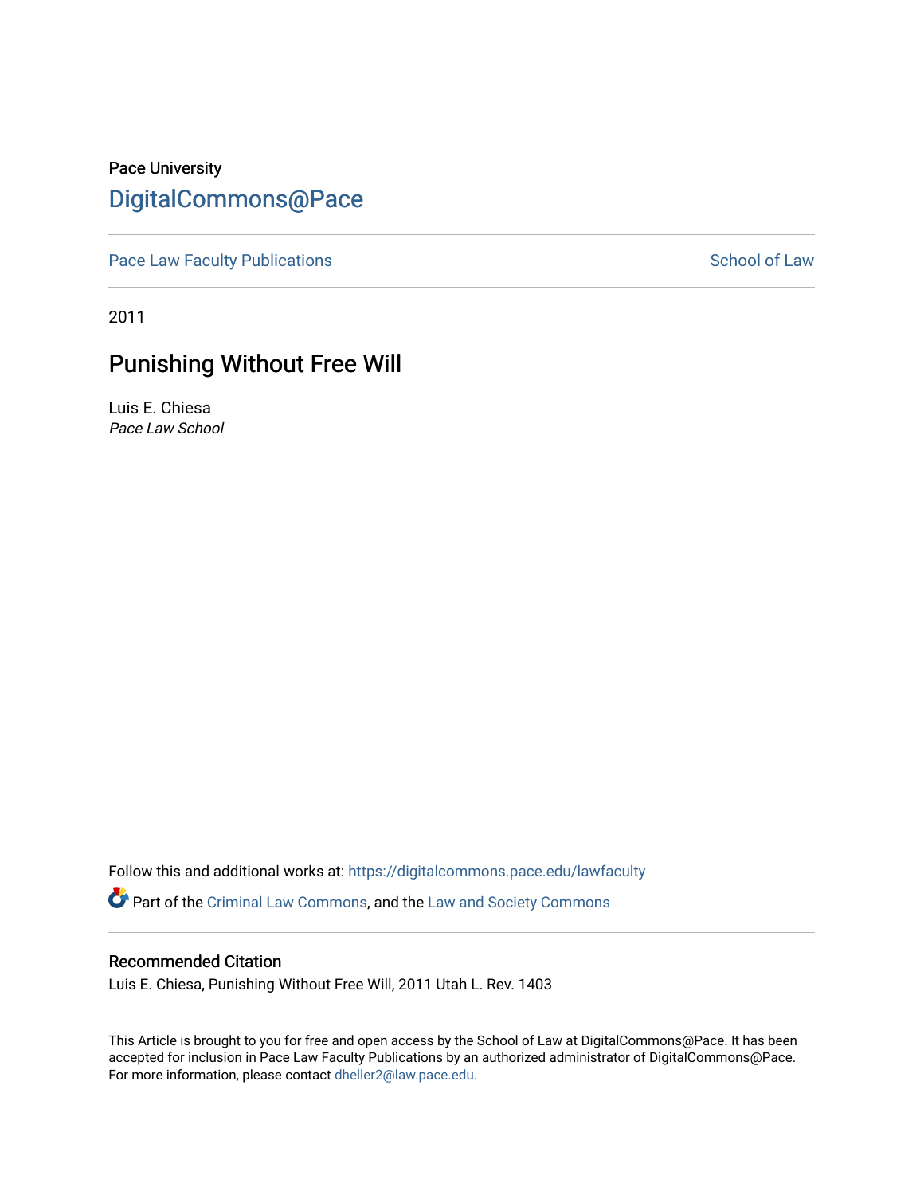Pace University

# DigitalCommons@Pace

Pace Law Faculty Publications | School of Law

2011

## Punishing Without Free Will

Luis E. Chiesa
*Pace Law School*

Follow this and additional works at: https://digitalcommons.pace.edu/lawfaculty

Part of the Criminal Law Commons, and the Law and Society Commons

### Recommended Citation

Luis E. Chiesa, Punishing Without Free Will, 2011 Utah L. Rev. 1403

This Article is brought to you for free and open access by the School of Law at DigitalCommons@Pace. It has been accepted for inclusion in Pace Law Faculty Publications by an authorized administrator of DigitalCommons@Pace. For more information, please contact dheller2@law.pace.edu.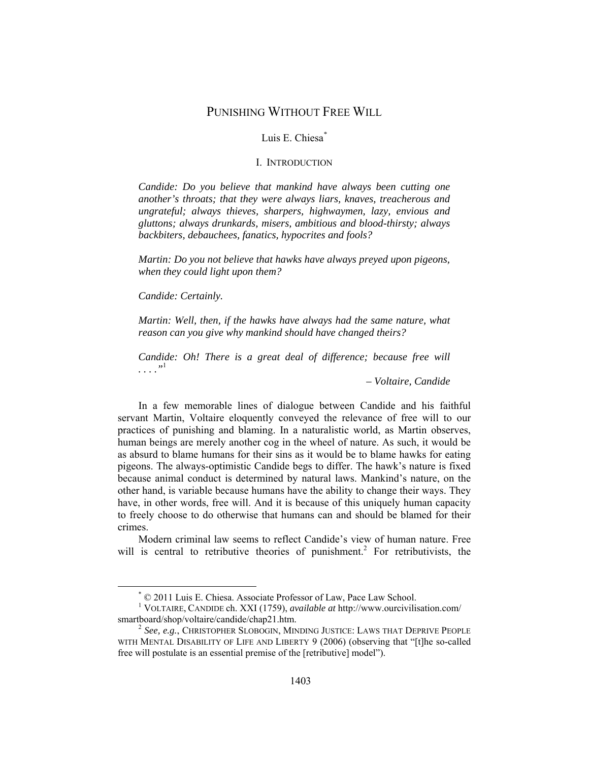# PUNISHING WITHOUT FREE WILL

Luis E. Chiesa[*]

## I. INTRODUCTION

> *Candide: Do you believe that mankind have always been cutting one another's throats; that they were always liars, knaves, treacherous and ungrateful; always thieves, sharpers, highwaymen, lazy, envious and gluttons; always drunkards, misers, ambitious and blood-thirsty; always backbiters, debauchees, fanatics, hypocrites and fools?*
>
> *Martin: Do you not believe that hawks have always preyed upon pigeons, when they could light upon them?*
>
> *Candide: Certainly.*
>
> *Martin: Well, then, if the hawks have always had the same nature, what reason can you give why mankind should have changed theirs?*
>
> *Candide: Oh! There is a great deal of difference; because free will . . . .*"[1]
>
> *– Voltaire, Candide*

In a few memorable lines of dialogue between Candide and his faithful servant Martin, Voltaire eloquently conveyed the relevance of free will to our practices of punishing and blaming. In a naturalistic world, as Martin observes, human beings are merely another cog in the wheel of nature. As such, it would be as absurd to blame humans for their sins as it would be to blame hawks for eating pigeons. The always-optimistic Candide begs to differ. The hawk's nature is fixed because animal conduct is determined by natural laws. Mankind's nature, on the other hand, is variable because humans have the ability to change their ways. They have, in other words, free will. And it is because of this uniquely human capacity to freely choose to do otherwise that humans can and should be blamed for their crimes.

Modern criminal law seems to reflect Candide's view of human nature. Free will is central to retributive theories of punishment.[2] For retributivists, the

---

[*] © 2011 Luis E. Chiesa. Associate Professor of Law, Pace Law School.

[1] VOLTAIRE, CANDIDE ch. XXI (1759), *available at* http://www.ourcivilisation.com/smartboard/shop/voltaire/candide/chap21.htm.

[2] *See, e.g.*, CHRISTOPHER SLOBOGIN, MINDING JUSTICE: LAWS THAT DEPRIVE PEOPLE WITH MENTAL DISABILITY OF LIFE AND LIBERTY 9 (2006) (observing that "[t]he so-called free will postulate is an essential premise of the [retributive] model").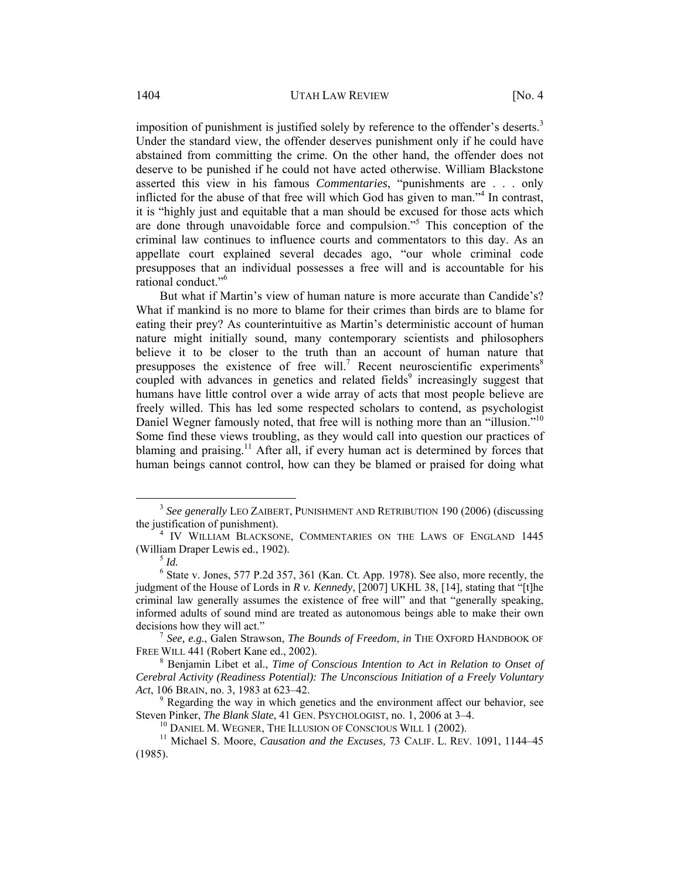imposition of punishment is justified solely by reference to the offender's deserts.[3] Under the standard view, the offender deserves punishment only if he could have abstained from committing the crime. On the other hand, the offender does not deserve to be punished if he could not have acted otherwise. William Blackstone asserted this view in his famous *Commentaries*, "punishments are . . . only inflicted for the abuse of that free will which God has given to man."[4] In contrast, it is "highly just and equitable that a man should be excused for those acts which are done through unavoidable force and compulsion."[5] This conception of the criminal law continues to influence courts and commentators to this day. As an appellate court explained several decades ago, "our whole criminal code presupposes that an individual possesses a free will and is accountable for his rational conduct."[6]

But what if Martin's view of human nature is more accurate than Candide's? What if mankind is no more to blame for their crimes than birds are to blame for eating their prey? As counterintuitive as Martin's deterministic account of human nature might initially sound, many contemporary scientists and philosophers believe it to be closer to the truth than an account of human nature that presupposes the existence of free will.[7] Recent neuroscientific experiments[8] coupled with advances in genetics and related fields[9] increasingly suggest that humans have little control over a wide array of acts that most people believe are freely willed. This has led some respected scholars to contend, as psychologist Daniel Wegner famously noted, that free will is nothing more than an "illusion."[10] Some find these views troubling, as they would call into question our practices of blaming and praising.[11] After all, if every human act is determined by forces that human beings cannot control, how can they be blamed or praised for doing what

---

[3] *See generally* LEO ZAIBERT, PUNISHMENT AND RETRIBUTION 190 (2006) (discussing the justification of punishment).

[4] IV WILLIAM BLACKSONE, COMMENTARIES ON THE LAWS OF ENGLAND 1445 (William Draper Lewis ed., 1902).

[5] *Id.*

[6] State v. Jones, 577 P.2d 357, 361 (Kan. Ct. App. 1978). See also, more recently, the judgment of the House of Lords in *R v. Kennedy*, [2007] UKHL 38, [14], stating that "[t]he criminal law generally assumes the existence of free will" and that "generally speaking, informed adults of sound mind are treated as autonomous beings able to make their own decisions how they will act."

[7] *See, e.g.*, Galen Strawson, *The Bounds of Freedom*, *in* THE OXFORD HANDBOOK OF FREE WILL 441 (Robert Kane ed., 2002).

[8] Benjamin Libet et al., *Time of Conscious Intention to Act in Relation to Onset of Cerebral Activity (Readiness Potential): The Unconscious Initiation of a Freely Voluntary Act*, 106 BRAIN, no. 3, 1983 at 623–42.

[9] Regarding the way in which genetics and the environment affect our behavior, see Steven Pinker, *The Blank Slate*, 41 GEN. PSYCHOLOGIST, no. 1, 2006 at 3–4.

[10] DANIEL M. WEGNER, THE ILLUSION OF CONSCIOUS WILL 1 (2002).

[11] Michael S. Moore, *Causation and the Excuses,* 73 CALIF. L. REV. 1091, 1144–45 (1985).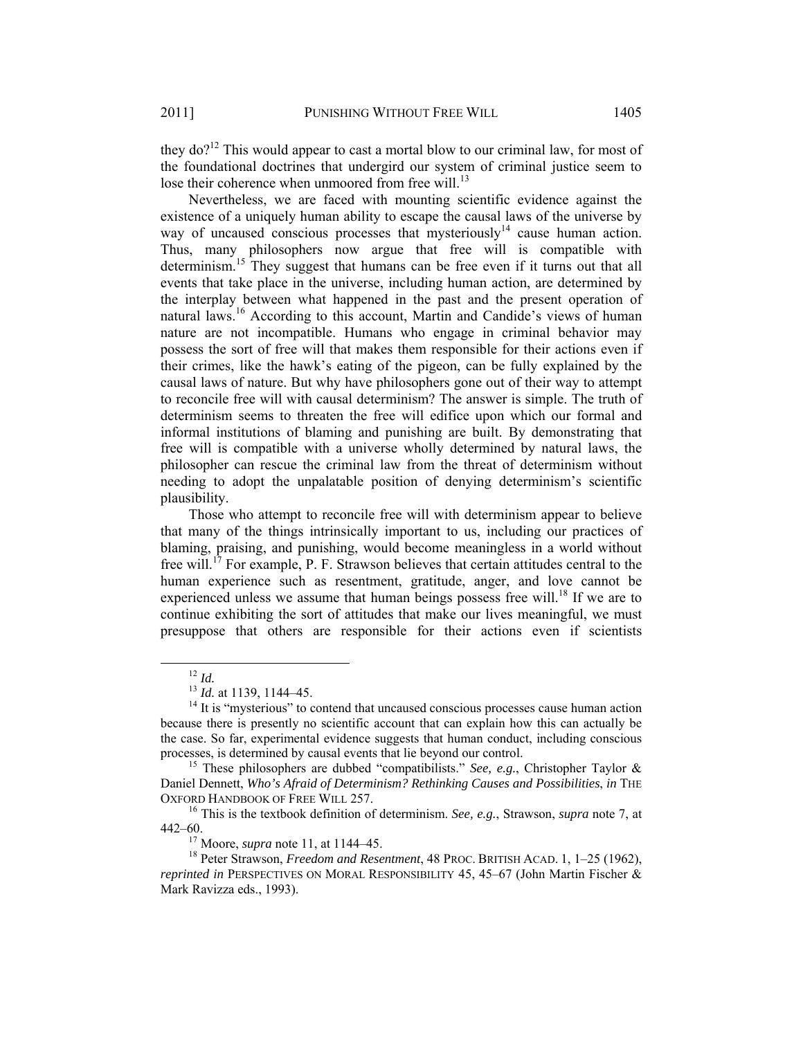they do?[12] This would appear to cast a mortal blow to our criminal law, for most of the foundational doctrines that undergird our system of criminal justice seem to lose their coherence when unmoored from free will.[13]

Nevertheless, we are faced with mounting scientific evidence against the existence of a uniquely human ability to escape the causal laws of the universe by way of uncaused conscious processes that mysteriously[14] cause human action. Thus, many philosophers now argue that free will is compatible with determinism.[15] They suggest that humans can be free even if it turns out that all events that take place in the universe, including human action, are determined by the interplay between what happened in the past and the present operation of natural laws.[16] According to this account, Martin and Candide's views of human nature are not incompatible. Humans who engage in criminal behavior may possess the sort of free will that makes them responsible for their actions even if their crimes, like the hawk's eating of the pigeon, can be fully explained by the causal laws of nature. But why have philosophers gone out of their way to attempt to reconcile free will with causal determinism? The answer is simple. The truth of determinism seems to threaten the free will edifice upon which our formal and informal institutions of blaming and punishing are built. By demonstrating that free will is compatible with a universe wholly determined by natural laws, the philosopher can rescue the criminal law from the threat of determinism without needing to adopt the unpalatable position of denying determinism's scientific plausibility.

Those who attempt to reconcile free will with determinism appear to believe that many of the things intrinsically important to us, including our practices of blaming, praising, and punishing, would become meaningless in a world without free will.[17] For example, P. F. Strawson believes that certain attitudes central to the human experience such as resentment, gratitude, anger, and love cannot be experienced unless we assume that human beings possess free will.[18] If we are to continue exhibiting the sort of attitudes that make our lives meaningful, we must presuppose that others are responsible for their actions even if scientists

---

[12] *Id.*

[13] *Id.* at 1139, 1144–45.

[14] It is "mysterious" to contend that uncaused conscious processes cause human action because there is presently no scientific account that can explain how this can actually be the case. So far, experimental evidence suggests that human conduct, including conscious processes, is determined by causal events that lie beyond our control.

[15] These philosophers are dubbed "compatibilists." *See, e.g.*, Christopher Taylor & Daniel Dennett, *Who's Afraid of Determinism? Rethinking Causes and Possibilities*, *in* THE OXFORD HANDBOOK OF FREE WILL 257.

[16] This is the textbook definition of determinism. *See, e.g.*, Strawson, *supra* note 7, at 442–60.

[17] Moore, *supra* note 11, at 1144–45.

[18] Peter Strawson, *Freedom and Resentment*, 48 PROC. BRITISH ACAD. 1, 1–25 (1962), *reprinted in* PERSPECTIVES ON MORAL RESPONSIBILITY 45, 45–67 (John Martin Fischer & Mark Ravizza eds., 1993).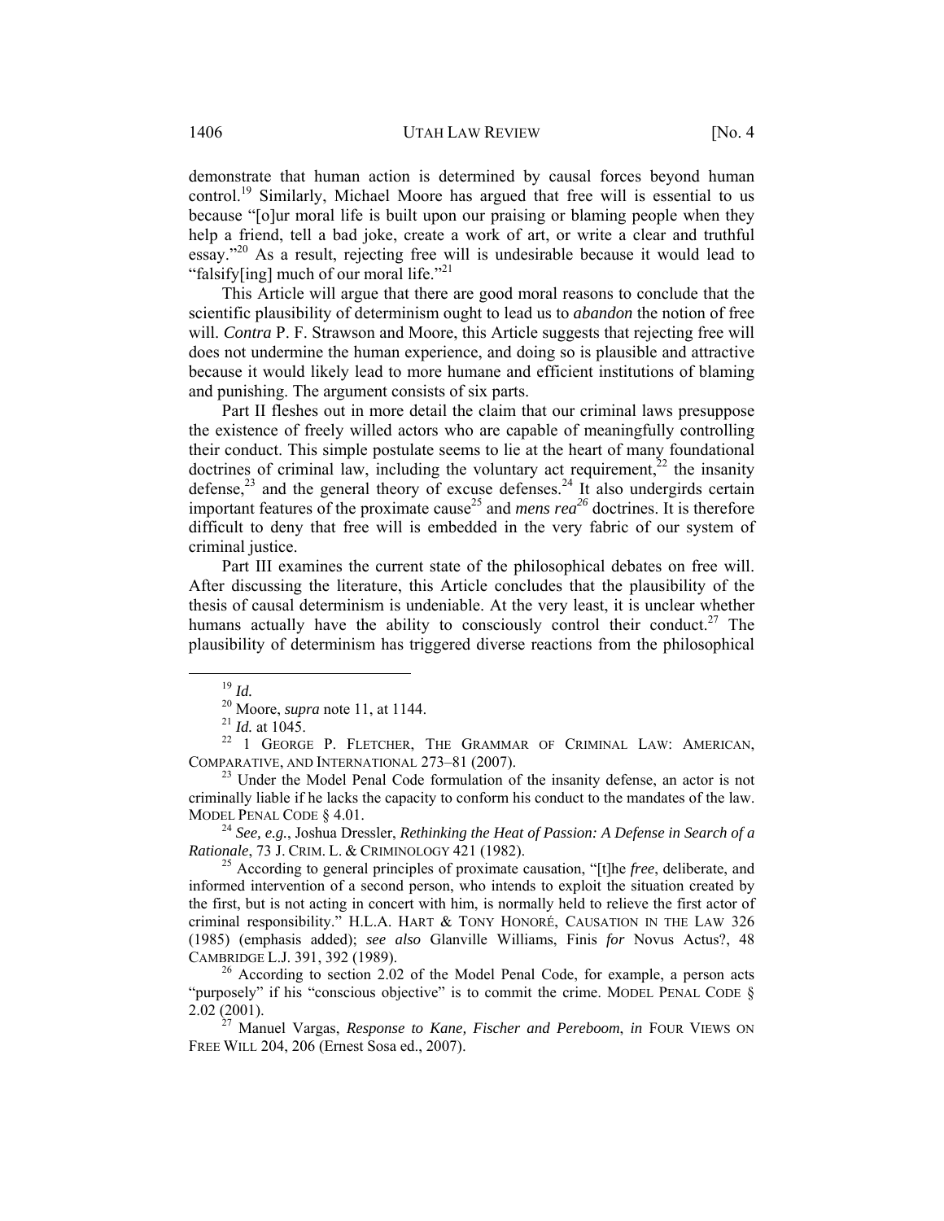demonstrate that human action is determined by causal forces beyond human control.[19] Similarly, Michael Moore has argued that free will is essential to us because "[o]ur moral life is built upon our praising or blaming people when they help a friend, tell a bad joke, create a work of art, or write a clear and truthful essay."[20] As a result, rejecting free will is undesirable because it would lead to "falsify[ing] much of our moral life."[21]

This Article will argue that there are good moral reasons to conclude that the scientific plausibility of determinism ought to lead us to *abandon* the notion of free will. *Contra* P. F. Strawson and Moore, this Article suggests that rejecting free will does not undermine the human experience, and doing so is plausible and attractive because it would likely lead to more humane and efficient institutions of blaming and punishing. The argument consists of six parts.

Part II fleshes out in more detail the claim that our criminal laws presuppose the existence of freely willed actors who are capable of meaningfully controlling their conduct. This simple postulate seems to lie at the heart of many foundational doctrines of criminal law, including the voluntary act requirement,[22] the insanity defense,[23] and the general theory of excuse defenses.[24] It also undergirds certain important features of the proximate cause[25] and *mens rea*[26] doctrines. It is therefore difficult to deny that free will is embedded in the very fabric of our system of criminal justice.

Part III examines the current state of the philosophical debates on free will. After discussing the literature, this Article concludes that the plausibility of the thesis of causal determinism is undeniable. At the very least, it is unclear whether humans actually have the ability to consciously control their conduct.[27] The plausibility of determinism has triggered diverse reactions from the philosophical

---

[19] *Id.*

[20] Moore, *supra* note 11, at 1144.

[21] *Id.* at 1045.

[22] 1 GEORGE P. FLETCHER, THE GRAMMAR OF CRIMINAL LAW: AMERICAN, COMPARATIVE, AND INTERNATIONAL 273–81 (2007).

[23] Under the Model Penal Code formulation of the insanity defense, an actor is not criminally liable if he lacks the capacity to conform his conduct to the mandates of the law. MODEL PENAL CODE § 4.01.

[24] *See, e.g.*, Joshua Dressler, *Rethinking the Heat of Passion: A Defense in Search of a Rationale*, 73 J. CRIM. L. & CRIMINOLOGY 421 (1982).

[25] According to general principles of proximate causation, "[t]he *free*, deliberate, and informed intervention of a second person, who intends to exploit the situation created by the first, but is not acting in concert with him, is normally held to relieve the first actor of criminal responsibility." H.L.A. HART & TONY HONORÉ, CAUSATION IN THE LAW 326 (1985) (emphasis added); *see also* Glanville Williams, Finis *for* Novus Actus?, 48 CAMBRIDGE L.J. 391, 392 (1989).

[26] According to section 2.02 of the Model Penal Code, for example, a person acts "purposely" if his "conscious objective" is to commit the crime. MODEL PENAL CODE § 2.02 (2001).

[27] Manuel Vargas, *Response to Kane, Fischer and Pereboom*, *in* FOUR VIEWS ON FREE WILL 204, 206 (Ernest Sosa ed., 2007).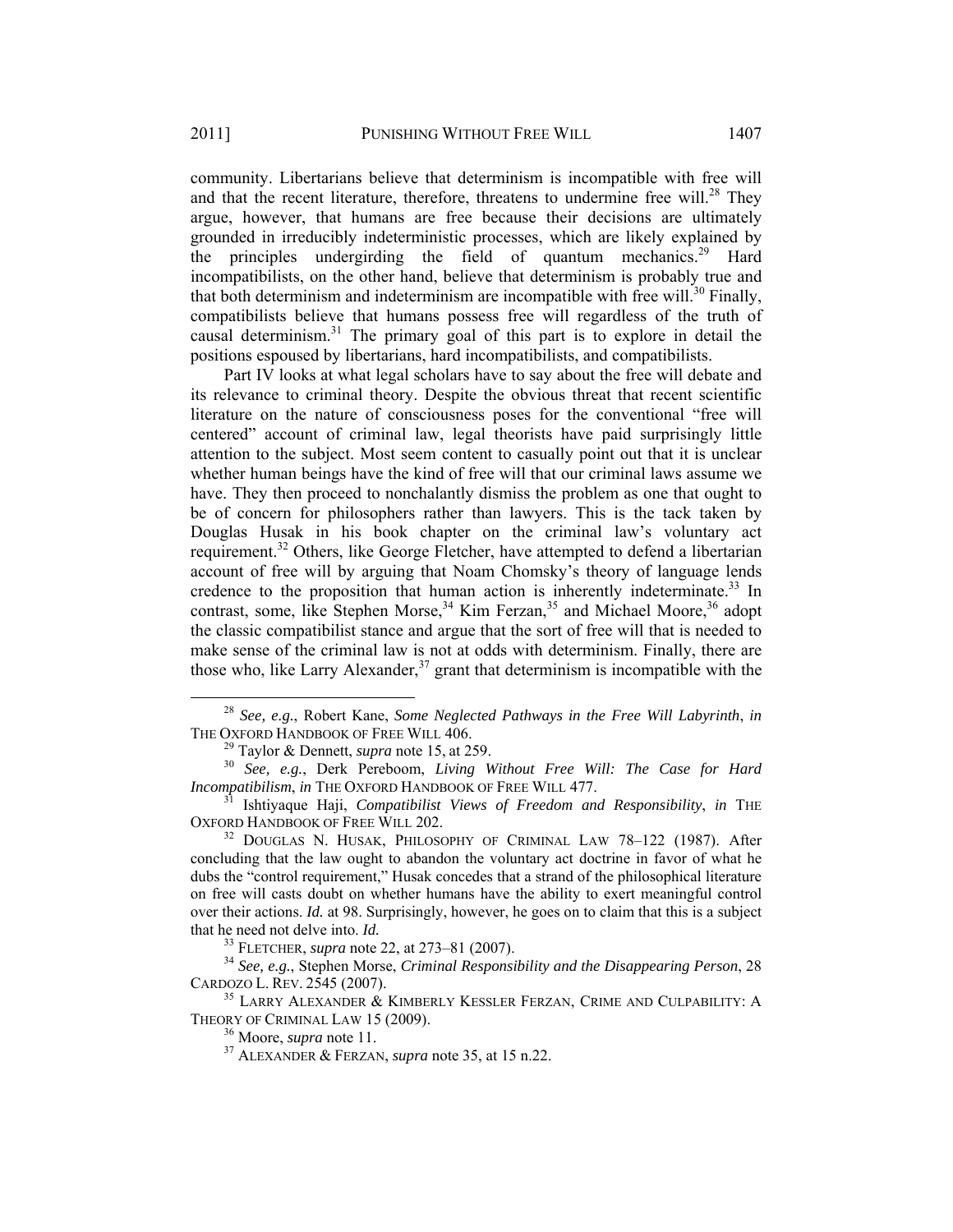community. Libertarians believe that determinism is incompatible with free will and that the recent literature, therefore, threatens to undermine free will.[28] They argue, however, that humans are free because their decisions are ultimately grounded in irreducibly indeterministic processes, which are likely explained by the principles undergirding the field of quantum mechanics.[29] Hard incompatibilists, on the other hand, believe that determinism is probably true and that both determinism and indeterminism are incompatible with free will.[30] Finally, compatibilists believe that humans possess free will regardless of the truth of causal determinism.[31] The primary goal of this part is to explore in detail the positions espoused by libertarians, hard incompatibilists, and compatibilists.

Part IV looks at what legal scholars have to say about the free will debate and its relevance to criminal theory. Despite the obvious threat that recent scientific literature on the nature of consciousness poses for the conventional "free will centered" account of criminal law, legal theorists have paid surprisingly little attention to the subject. Most seem content to casually point out that it is unclear whether human beings have the kind of free will that our criminal laws assume we have. They then proceed to nonchalantly dismiss the problem as one that ought to be of concern for philosophers rather than lawyers. This is the tack taken by Douglas Husak in his book chapter on the criminal law's voluntary act requirement.[32] Others, like George Fletcher, have attempted to defend a libertarian account of free will by arguing that Noam Chomsky's theory of language lends credence to the proposition that human action is inherently indeterminate.[33] In contrast, some, like Stephen Morse,[34] Kim Ferzan,[35] and Michael Moore,[36] adopt the classic compatibilist stance and argue that the sort of free will that is needed to make sense of the criminal law is not at odds with determinism. Finally, there are those who, like Larry Alexander,[37] grant that determinism is incompatible with the

---

[28] *See, e.g.*, Robert Kane, *Some Neglected Pathways in the Free Will Labyrinth*, *in* THE OXFORD HANDBOOK OF FREE WILL 406.

[29] Taylor & Dennett, *supra* note 15, at 259.

[30] *See, e.g.*, Derk Pereboom, *Living Without Free Will: The Case for Hard Incompatibilism*, *in* THE OXFORD HANDBOOK OF FREE WILL 477.

[31] Ishtiyaque Haji, *Compatibilist Views of Freedom and Responsibility*, *in* THE OXFORD HANDBOOK OF FREE WILL 202.

[32] DOUGLAS N. HUSAK, PHILOSOPHY OF CRIMINAL LAW 78–122 (1987). After concluding that the law ought to abandon the voluntary act doctrine in favor of what he dubs the "control requirement," Husak concedes that a strand of the philosophical literature on free will casts doubt on whether humans have the ability to exert meaningful control over their actions. *Id.* at 98. Surprisingly, however, he goes on to claim that this is a subject that he need not delve into. *Id.*

[33] FLETCHER, *supra* note 22, at 273–81 (2007).

[34] *See, e.g.*, Stephen Morse, *Criminal Responsibility and the Disappearing Person*, 28 CARDOZO L. REV. 2545 (2007).

[35] LARRY ALEXANDER & KIMBERLY KESSLER FERZAN, CRIME AND CULPABILITY: A THEORY OF CRIMINAL LAW 15 (2009).

[36] Moore, *supra* note 11.

[37] ALEXANDER & FERZAN, *supra* note 35, at 15 n.22.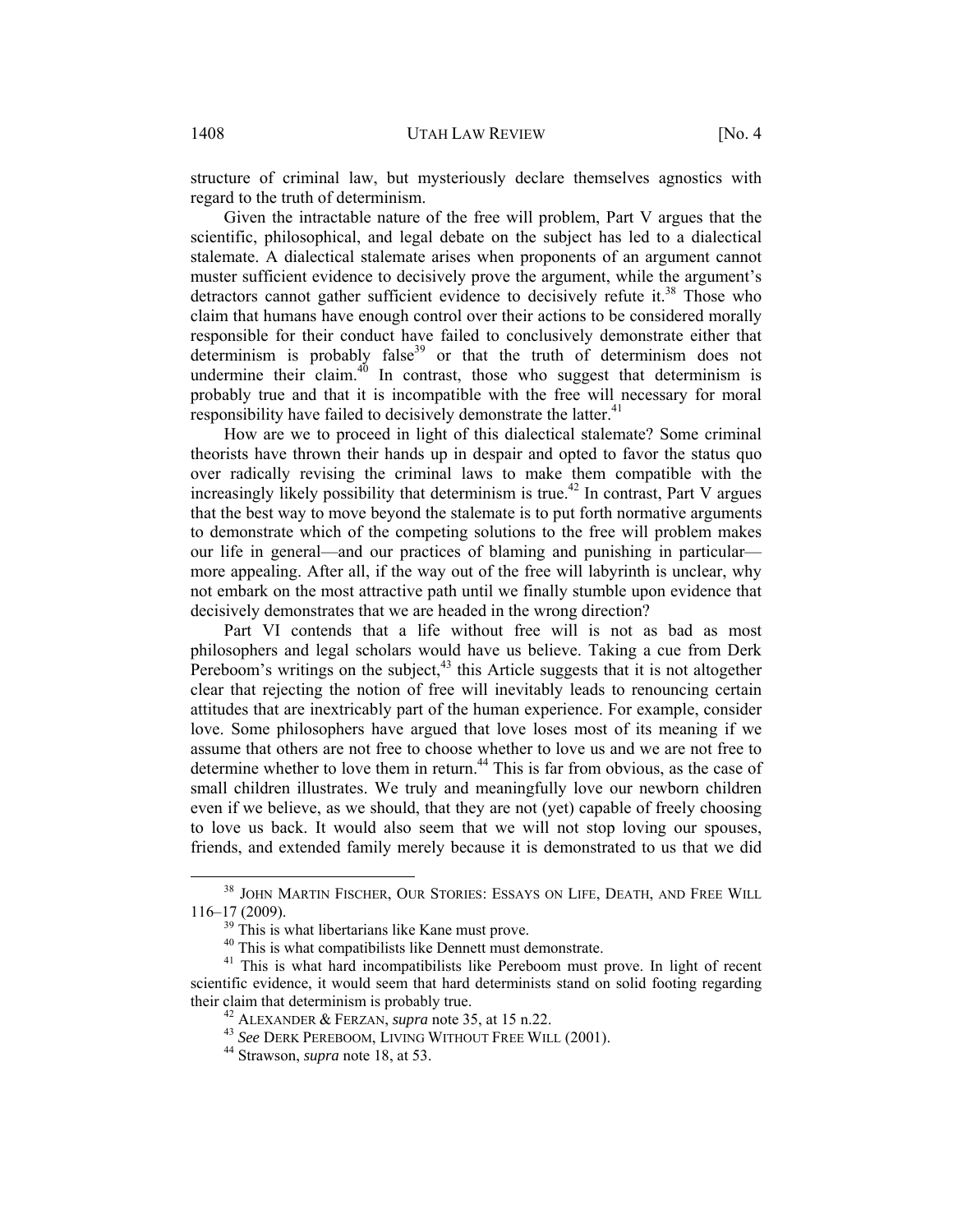structure of criminal law, but mysteriously declare themselves agnostics with regard to the truth of determinism.

Given the intractable nature of the free will problem, Part V argues that the scientific, philosophical, and legal debate on the subject has led to a dialectical stalemate. A dialectical stalemate arises when proponents of an argument cannot muster sufficient evidence to decisively prove the argument, while the argument's detractors cannot gather sufficient evidence to decisively refute it.[38] Those who claim that humans have enough control over their actions to be considered morally responsible for their conduct have failed to conclusively demonstrate either that determinism is probably false[39] or that the truth of determinism does not undermine their claim.[40] In contrast, those who suggest that determinism is probably true and that it is incompatible with the free will necessary for moral responsibility have failed to decisively demonstrate the latter.[41]

How are we to proceed in light of this dialectical stalemate? Some criminal theorists have thrown their hands up in despair and opted to favor the status quo over radically revising the criminal laws to make them compatible with the increasingly likely possibility that determinism is true.[42] In contrast, Part V argues that the best way to move beyond the stalemate is to put forth normative arguments to demonstrate which of the competing solutions to the free will problem makes our life in general—and our practices of blaming and punishing in particular—more appealing. After all, if the way out of the free will labyrinth is unclear, why not embark on the most attractive path until we finally stumble upon evidence that decisively demonstrates that we are headed in the wrong direction?

Part VI contends that a life without free will is not as bad as most philosophers and legal scholars would have us believe. Taking a cue from Derk Pereboom's writings on the subject,[43] this Article suggests that it is not altogether clear that rejecting the notion of free will inevitably leads to renouncing certain attitudes that are inextricably part of the human experience. For example, consider love. Some philosophers have argued that love loses most of its meaning if we assume that others are not free to choose whether to love us and we are not free to determine whether to love them in return.[44] This is far from obvious, as the case of small children illustrates. We truly and meaningfully love our newborn children even if we believe, as we should, that they are not (yet) capable of freely choosing to love us back. It would also seem that we will not stop loving our spouses, friends, and extended family merely because it is demonstrated to us that we did

---

[38] JOHN MARTIN FISCHER, OUR STORIES: ESSAYS ON LIFE, DEATH, AND FREE WILL 116–17 (2009).

[39] This is what libertarians like Kane must prove.

[40] This is what compatibilists like Dennett must demonstrate.

[41] This is what hard incompatibilists like Pereboom must prove. In light of recent scientific evidence, it would seem that hard determinists stand on solid footing regarding their claim that determinism is probably true.

[42] ALEXANDER & FERZAN, *supra* note 35, at 15 n.22.

[43] *See* DERK PEREBOOM, LIVING WITHOUT FREE WILL (2001).

[44] Strawson, *supra* note 18, at 53.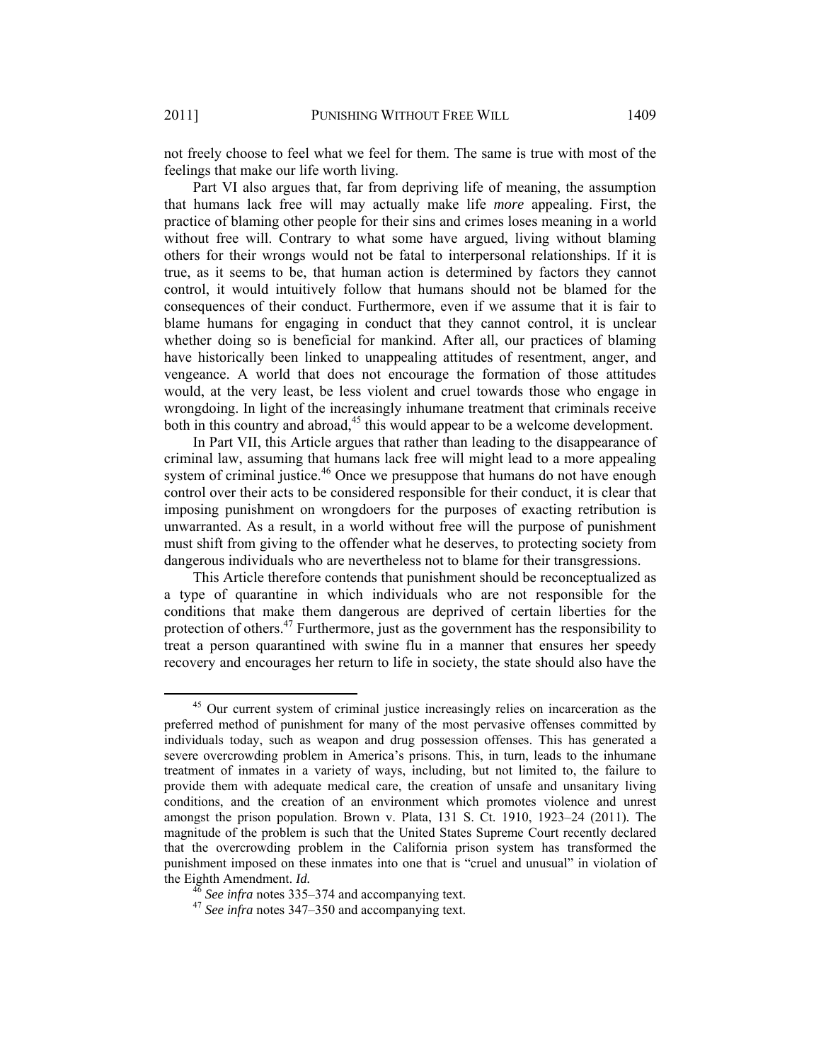not freely choose to feel what we feel for them. The same is true with most of the feelings that make our life worth living.

Part VI also argues that, far from depriving life of meaning, the assumption that humans lack free will may actually make life *more* appealing. First, the practice of blaming other people for their sins and crimes loses meaning in a world without free will. Contrary to what some have argued, living without blaming others for their wrongs would not be fatal to interpersonal relationships. If it is true, as it seems to be, that human action is determined by factors they cannot control, it would intuitively follow that humans should not be blamed for the consequences of their conduct. Furthermore, even if we assume that it is fair to blame humans for engaging in conduct that they cannot control, it is unclear whether doing so is beneficial for mankind. After all, our practices of blaming have historically been linked to unappealing attitudes of resentment, anger, and vengeance. A world that does not encourage the formation of those attitudes would, at the very least, be less violent and cruel towards those who engage in wrongdoing. In light of the increasingly inhumane treatment that criminals receive both in this country and abroad,[45] this would appear to be a welcome development.

In Part VII, this Article argues that rather than leading to the disappearance of criminal law, assuming that humans lack free will might lead to a more appealing system of criminal justice.[46] Once we presuppose that humans do not have enough control over their acts to be considered responsible for their conduct, it is clear that imposing punishment on wrongdoers for the purposes of exacting retribution is unwarranted. As a result, in a world without free will the purpose of punishment must shift from giving to the offender what he deserves, to protecting society from dangerous individuals who are nevertheless not to blame for their transgressions.

This Article therefore contends that punishment should be reconceptualized as a type of quarantine in which individuals who are not responsible for the conditions that make them dangerous are deprived of certain liberties for the protection of others.[47] Furthermore, just as the government has the responsibility to treat a person quarantined with swine flu in a manner that ensures her speedy recovery and encourages her return to life in society, the state should also have the

---

[45] Our current system of criminal justice increasingly relies on incarceration as the preferred method of punishment for many of the most pervasive offenses committed by individuals today, such as weapon and drug possession offenses. This has generated a severe overcrowding problem in America's prisons. This, in turn, leads to the inhumane treatment of inmates in a variety of ways, including, but not limited to, the failure to provide them with adequate medical care, the creation of unsafe and unsanitary living conditions, and the creation of an environment which promotes violence and unrest amongst the prison population. Brown v. Plata, 131 S. Ct. 1910, 1923–24 (2011). The magnitude of the problem is such that the United States Supreme Court recently declared that the overcrowding problem in the California prison system has transformed the punishment imposed on these inmates into one that is "cruel and unusual" in violation of the Eighth Amendment. *Id.*

[46] *See infra* notes 335–374 and accompanying text.

[47] *See infra* notes 347–350 and accompanying text.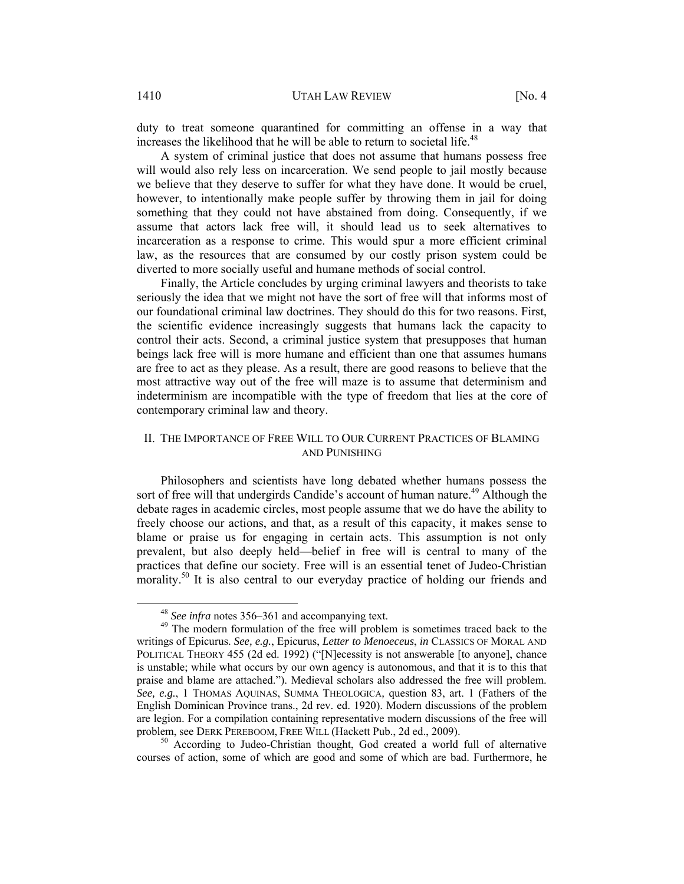duty to treat someone quarantined for committing an offense in a way that increases the likelihood that he will be able to return to societal life.[48]

A system of criminal justice that does not assume that humans possess free will would also rely less on incarceration. We send people to jail mostly because we believe that they deserve to suffer for what they have done. It would be cruel, however, to intentionally make people suffer by throwing them in jail for doing something that they could not have abstained from doing. Consequently, if we assume that actors lack free will, it should lead us to seek alternatives to incarceration as a response to crime. This would spur a more efficient criminal law, as the resources that are consumed by our costly prison system could be diverted to more socially useful and humane methods of social control.

Finally, the Article concludes by urging criminal lawyers and theorists to take seriously the idea that we might not have the sort of free will that informs most of our foundational criminal law doctrines. They should do this for two reasons. First, the scientific evidence increasingly suggests that humans lack the capacity to control their acts. Second, a criminal justice system that presupposes that human beings lack free will is more humane and efficient than one that assumes humans are free to act as they please. As a result, there are good reasons to believe that the most attractive way out of the free will maze is to assume that determinism and indeterminism are incompatible with the type of freedom that lies at the core of contemporary criminal law and theory.

## II. THE IMPORTANCE OF FREE WILL TO OUR CURRENT PRACTICES OF BLAMING AND PUNISHING

Philosophers and scientists have long debated whether humans possess the sort of free will that undergirds Candide's account of human nature.[49] Although the debate rages in academic circles, most people assume that we do have the ability to freely choose our actions, and that, as a result of this capacity, it makes sense to blame or praise us for engaging in certain acts. This assumption is not only prevalent, but also deeply held—belief in free will is central to many of the practices that define our society. Free will is an essential tenet of Judeo-Christian morality.[50] It is also central to our everyday practice of holding our friends and

---

[48] *See infra* notes 356–361 and accompanying text.

[49] The modern formulation of the free will problem is sometimes traced back to the writings of Epicurus. *See, e.g.*, Epicurus, *Letter to Menoeceus*, *in* CLASSICS OF MORAL AND POLITICAL THEORY 455 (2d ed. 1992) ("[N]ecessity is not answerable [to anyone], chance is unstable; while what occurs by our own agency is autonomous, and that it is to this that praise and blame are attached."). Medieval scholars also addressed the free will problem. *See, e.g.*, 1 THOMAS AQUINAS, SUMMA THEOLOGICA, question 83, art. 1 (Fathers of the English Dominican Province trans., 2d rev. ed. 1920). Modern discussions of the problem are legion. For a compilation containing representative modern discussions of the free will problem, see DERK PEREBOOM, FREE WILL (Hackett Pub., 2d ed., 2009).

[50] According to Judeo-Christian thought, God created a world full of alternative courses of action, some of which are good and some of which are bad. Furthermore, he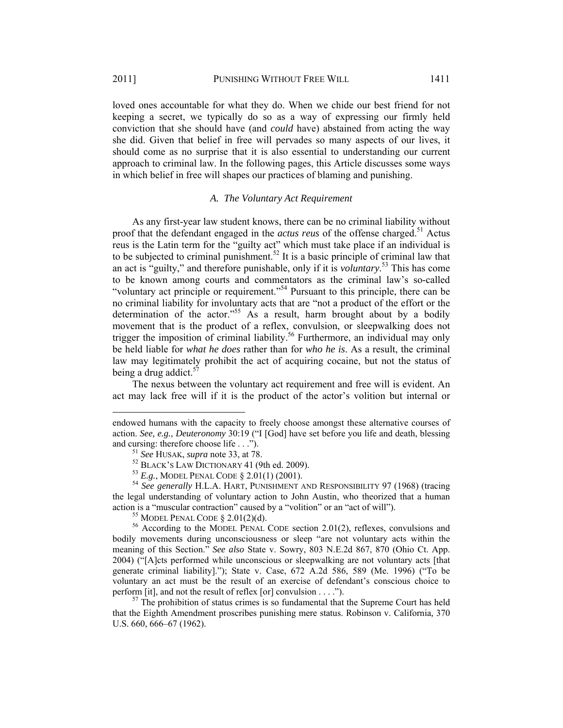loved ones accountable for what they do. When we chide our best friend for not keeping a secret, we typically do so as a way of expressing our firmly held conviction that she should have (and *could* have) abstained from acting the way she did. Given that belief in free will pervades so many aspects of our lives, it should come as no surprise that it is also essential to understanding our current approach to criminal law. In the following pages, this Article discusses some ways in which belief in free will shapes our practices of blaming and punishing.

### *A. The Voluntary Act Requirement*

As any first-year law student knows, there can be no criminal liability without proof that the defendant engaged in the *actus reus* of the offense charged.[51] Actus reus is the Latin term for the "guilty act" which must take place if an individual is to be subjected to criminal punishment.[52] It is a basic principle of criminal law that an act is "guilty," and therefore punishable, only if it is *voluntary*.[53] This has come to be known among courts and commentators as the criminal law's so-called "voluntary act principle or requirement."[54] Pursuant to this principle, there can be no criminal liability for involuntary acts that are "not a product of the effort or the determination of the actor."[55] As a result, harm brought about by a bodily movement that is the product of a reflex, convulsion, or sleepwalking does not trigger the imposition of criminal liability.[56] Furthermore, an individual may only be held liable for *what he does* rather than for *who he is*. As a result, the criminal law may legitimately prohibit the act of acquiring cocaine, but not the status of being a drug addict.[57]

The nexus between the voluntary act requirement and free will is evident. An act may lack free will if it is the product of the actor's volition but internal or

---

endowed humans with the capacity to freely choose amongst these alternative courses of action. *See, e.g.*, *Deuteronomy* 30:19 ("I [God] have set before you life and death, blessing and cursing: therefore choose life . . .").

[51] *See* HUSAK, *supra* note 33, at 78.

[52] BLACK'S LAW DICTIONARY 41 (9th ed. 2009).

[53] *E.g.*, MODEL PENAL CODE § 2.01(1) (2001).

[54] *See generally* H.L.A. HART, PUNISHMENT AND RESPONSIBILITY 97 (1968) (tracing the legal understanding of voluntary action to John Austin, who theorized that a human action is a "muscular contraction" caused by a "volition" or an "act of will").

[55] MODEL PENAL CODE § 2.01(2)(d).

[56] According to the MODEL PENAL CODE section 2.01(2), reflexes, convulsions and bodily movements during unconsciousness or sleep "are not voluntary acts within the meaning of this Section." *See also* State v. Sowry, 803 N.E.2d 867, 870 (Ohio Ct. App. 2004) ("[A]cts performed while unconscious or sleepwalking are not voluntary acts [that generate criminal liability]."); State v. Case, 672 A.2d 586, 589 (Me. 1996) ("To be voluntary an act must be the result of an exercise of defendant's conscious choice to perform [it], and not the result of reflex [or] convulsion . . . .").

[57] The prohibition of status crimes is so fundamental that the Supreme Court has held that the Eighth Amendment proscribes punishing mere status. Robinson v. California*,* 370 U.S. 660, 666–67 (1962).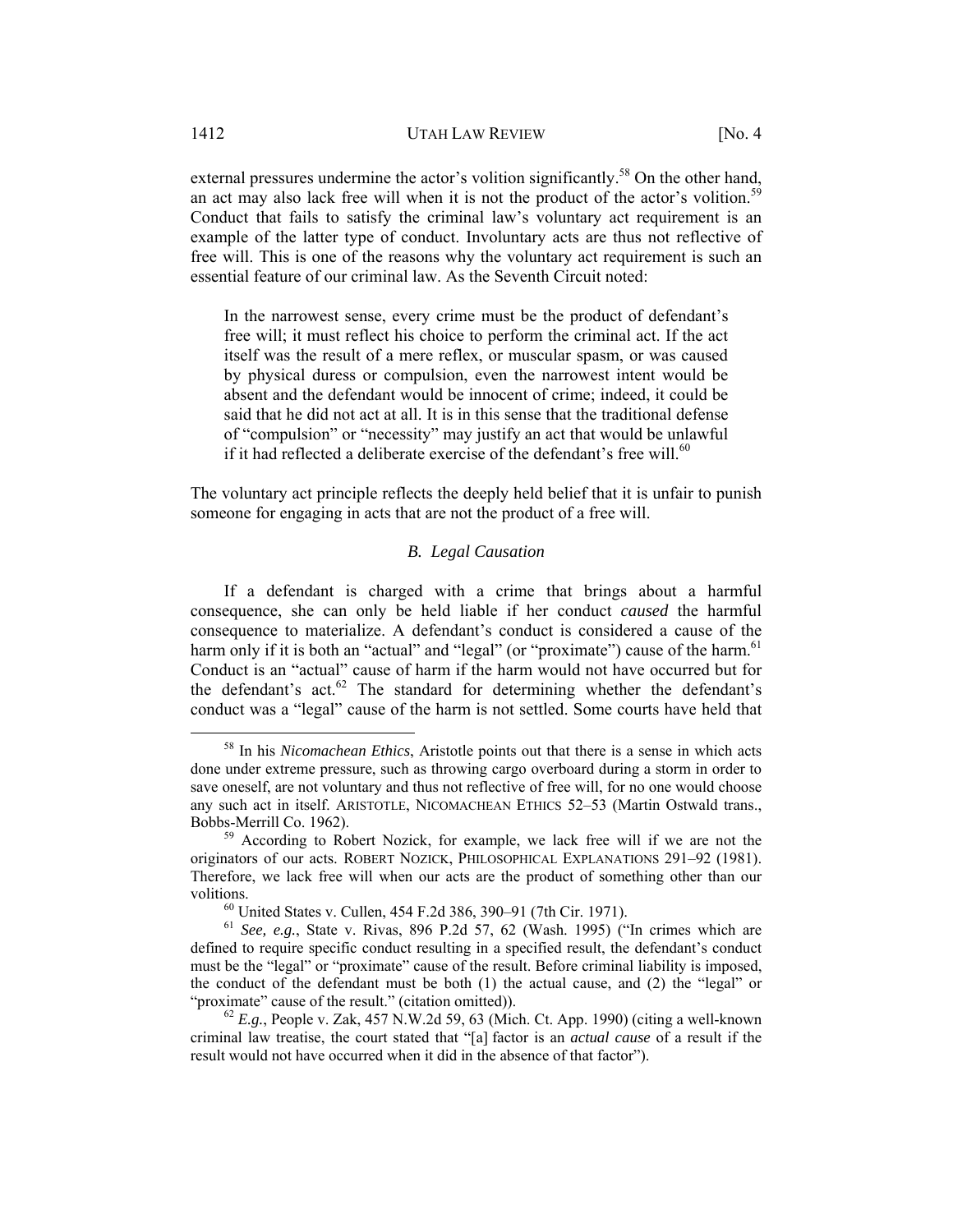external pressures undermine the actor's volition significantly.[58] On the other hand, an act may also lack free will when it is not the product of the actor's volition.[59] Conduct that fails to satisfy the criminal law's voluntary act requirement is an example of the latter type of conduct. Involuntary acts are thus not reflective of free will. This is one of the reasons why the voluntary act requirement is such an essential feature of our criminal law. As the Seventh Circuit noted:

> In the narrowest sense, every crime must be the product of defendant's free will; it must reflect his choice to perform the criminal act. If the act itself was the result of a mere reflex, or muscular spasm, or was caused by physical duress or compulsion, even the narrowest intent would be absent and the defendant would be innocent of crime; indeed, it could be said that he did not act at all. It is in this sense that the traditional defense of "compulsion" or "necessity" may justify an act that would be unlawful if it had reflected a deliberate exercise of the defendant's free will.[60]

The voluntary act principle reflects the deeply held belief that it is unfair to punish someone for engaging in acts that are not the product of a free will.

### *B. Legal Causation*

If a defendant is charged with a crime that brings about a harmful consequence, she can only be held liable if her conduct *caused* the harmful consequence to materialize. A defendant's conduct is considered a cause of the harm only if it is both an "actual" and "legal" (or "proximate") cause of the harm.[61] Conduct is an "actual" cause of harm if the harm would not have occurred but for the defendant's act.[62] The standard for determining whether the defendant's conduct was a "legal" cause of the harm is not settled. Some courts have held that

---

[58] In his *Nicomachean Ethics*, Aristotle points out that there is a sense in which acts done under extreme pressure, such as throwing cargo overboard during a storm in order to save oneself, are not voluntary and thus not reflective of free will, for no one would choose any such act in itself. ARISTOTLE, NICOMACHEAN ETHICS 52–53 (Martin Ostwald trans., Bobbs-Merrill Co. 1962).

[59] According to Robert Nozick, for example, we lack free will if we are not the originators of our acts. ROBERT NOZICK, PHILOSOPHICAL EXPLANATIONS 291–92 (1981). Therefore, we lack free will when our acts are the product of something other than our volitions.

[60] United States v. Cullen, 454 F.2d 386, 390–91 (7th Cir. 1971).

[61] *See, e.g.*, State v. Rivas, 896 P.2d 57, 62 (Wash. 1995) ("In crimes which are defined to require specific conduct resulting in a specified result, the defendant's conduct must be the "legal" or "proximate" cause of the result. Before criminal liability is imposed, the conduct of the defendant must be both (1) the actual cause, and (2) the "legal" or "proximate" cause of the result." (citation omitted)).

[62] *E.g.*, People v. Zak, 457 N.W.2d 59, 63 (Mich. Ct. App. 1990) (citing a well-known criminal law treatise, the court stated that "[a] factor is an *actual cause* of a result if the result would not have occurred when it did in the absence of that factor").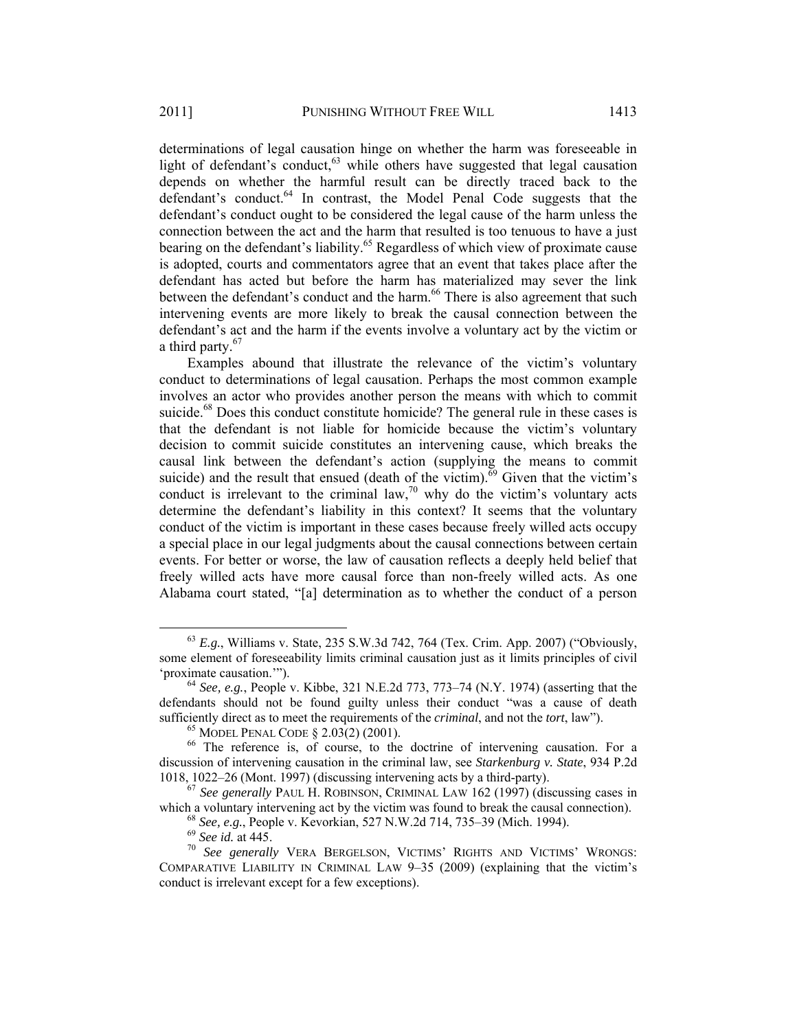determinations of legal causation hinge on whether the harm was foreseeable in light of defendant's conduct,[63] while others have suggested that legal causation depends on whether the harmful result can be directly traced back to the defendant's conduct.[64] In contrast, the Model Penal Code suggests that the defendant's conduct ought to be considered the legal cause of the harm unless the connection between the act and the harm that resulted is too tenuous to have a just bearing on the defendant's liability.[65] Regardless of which view of proximate cause is adopted, courts and commentators agree that an event that takes place after the defendant has acted but before the harm has materialized may sever the link between the defendant's conduct and the harm.[66] There is also agreement that such intervening events are more likely to break the causal connection between the defendant's act and the harm if the events involve a voluntary act by the victim or a third party.[67]

Examples abound that illustrate the relevance of the victim's voluntary conduct to determinations of legal causation. Perhaps the most common example involves an actor who provides another person the means with which to commit suicide.[68] Does this conduct constitute homicide? The general rule in these cases is that the defendant is not liable for homicide because the victim's voluntary decision to commit suicide constitutes an intervening cause, which breaks the causal link between the defendant's action (supplying the means to commit suicide) and the result that ensued (death of the victim).[69] Given that the victim's conduct is irrelevant to the criminal law,[70] why do the victim's voluntary acts determine the defendant's liability in this context? It seems that the voluntary conduct of the victim is important in these cases because freely willed acts occupy a special place in our legal judgments about the causal connections between certain events. For better or worse, the law of causation reflects a deeply held belief that freely willed acts have more causal force than non-freely willed acts. As one Alabama court stated, "[a] determination as to whether the conduct of a person

---

[63] *E.g.*, Williams v. State, 235 S.W.3d 742, 764 (Tex. Crim. App. 2007) ("Obviously, some element of foreseeability limits criminal causation just as it limits principles of civil 'proximate causation.'").

[64] *See, e.g.*, People v. Kibbe, 321 N.E.2d 773, 773–74 (N.Y. 1974) (asserting that the defendants should not be found guilty unless their conduct "was a cause of death sufficiently direct as to meet the requirements of the *criminal*, and not the *tort*, law").

[65] MODEL PENAL CODE § 2.03(2) (2001).

[66] The reference is, of course, to the doctrine of intervening causation. For a discussion of intervening causation in the criminal law, see *Starkenburg v. State*, 934 P.2d 1018, 1022–26 (Mont. 1997) (discussing intervening acts by a third-party).

[67] *See generally* PAUL H. ROBINSON, CRIMINAL LAW 162 (1997) (discussing cases in which a voluntary intervening act by the victim was found to break the causal connection).

[68] *See, e.g.*, People v. Kevorkian, 527 N.W.2d 714, 735–39 (Mich. 1994).

[69] *See id.* at 445.

[70] *See generally* VERA BERGELSON, VICTIMS' RIGHTS AND VICTIMS' WRONGS: COMPARATIVE LIABILITY IN CRIMINAL LAW 9–35 (2009) (explaining that the victim's conduct is irrelevant except for a few exceptions).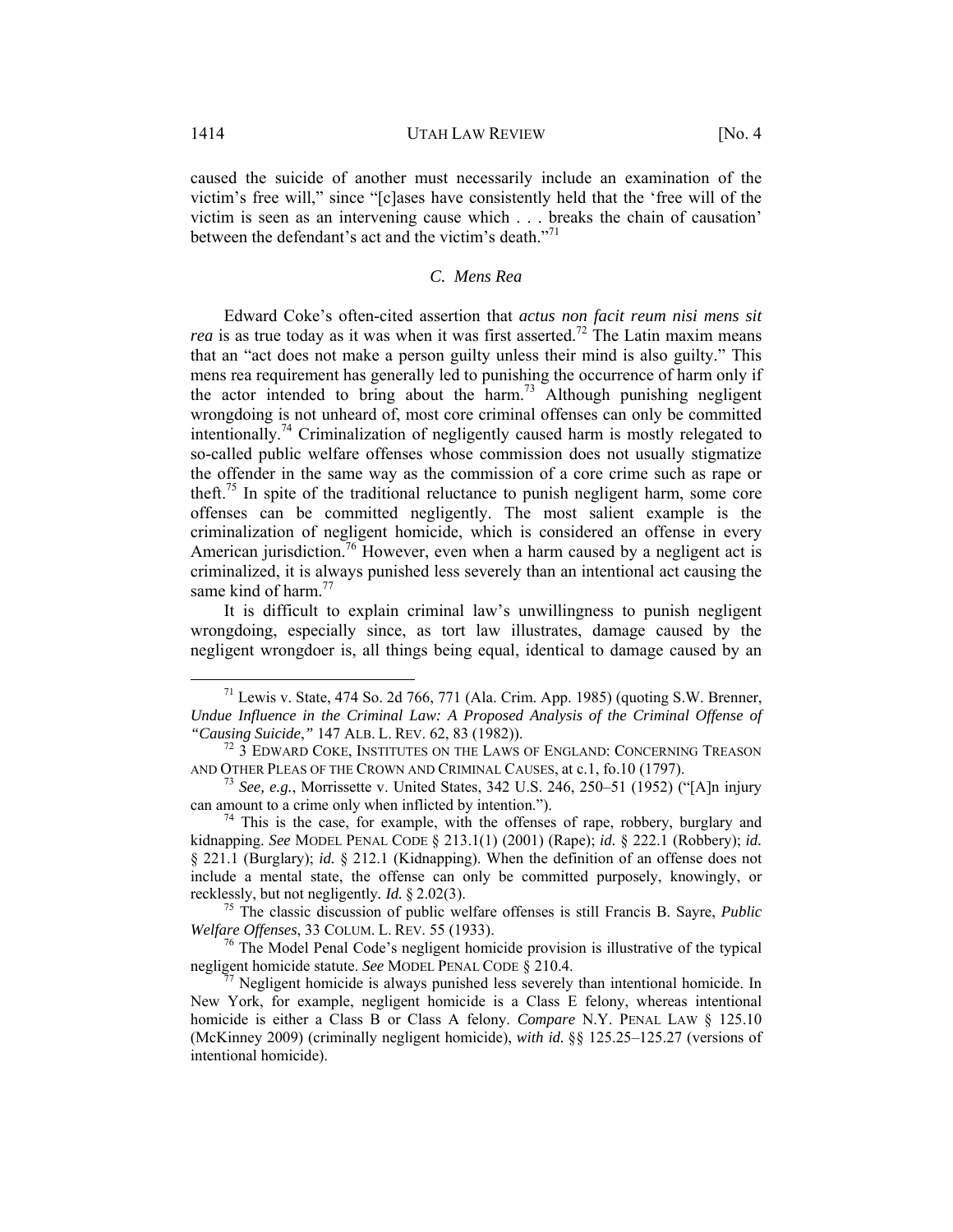caused the suicide of another must necessarily include an examination of the victim's free will," since "[c]ases have consistently held that the 'free will of the victim is seen as an intervening cause which . . . breaks the chain of causation' between the defendant's act and the victim's death."[71]

### C. *Mens Rea*

Edward Coke's often-cited assertion that *actus non facit reum nisi mens sit rea* is as true today as it was when it was first asserted.[72] The Latin maxim means that an "act does not make a person guilty unless their mind is also guilty." This mens rea requirement has generally led to punishing the occurrence of harm only if the actor intended to bring about the harm.[73] Although punishing negligent wrongdoing is not unheard of, most core criminal offenses can only be committed intentionally.[74] Criminalization of negligently caused harm is mostly relegated to so-called public welfare offenses whose commission does not usually stigmatize the offender in the same way as the commission of a core crime such as rape or theft.[75] In spite of the traditional reluctance to punish negligent harm, some core offenses can be committed negligently. The most salient example is the criminalization of negligent homicide, which is considered an offense in every American jurisdiction.[76] However, even when a harm caused by a negligent act is criminalized, it is always punished less severely than an intentional act causing the same kind of harm.[77]

It is difficult to explain criminal law's unwillingness to punish negligent wrongdoing, especially since, as tort law illustrates, damage caused by the negligent wrongdoer is, all things being equal, identical to damage caused by an

---

[71] Lewis v. State, 474 So. 2d 766, 771 (Ala. Crim. App. 1985) (quoting S.W. Brenner, *Undue Influence in the Criminal Law: A Proposed Analysis of the Criminal Offense of "Causing Suicide*,*"* 147 ALB. L. REV. 62, 83 (1982)).

[72] 3 EDWARD COKE, INSTITUTES ON THE LAWS OF ENGLAND: CONCERNING TREASON AND OTHER PLEAS OF THE CROWN AND CRIMINAL CAUSES, at c.1, fo.10 (1797).

[73] *See, e.g.*, Morrissette v. United States, 342 U.S. 246, 250–51 (1952) ("[A]n injury can amount to a crime only when inflicted by intention.").

[74] This is the case, for example, with the offenses of rape, robbery, burglary and kidnapping. *See* MODEL PENAL CODE § 213.1(1) (2001) (Rape); *id.* § 222.1 (Robbery); *id.* § 221.1 (Burglary); *id.* § 212.1 (Kidnapping). When the definition of an offense does not include a mental state, the offense can only be committed purposely, knowingly, or recklessly, but not negligently. *Id.* § 2.02(3).

[75] The classic discussion of public welfare offenses is still Francis B. Sayre, *Public Welfare Offenses*, 33 COLUM. L. REV. 55 (1933).

[76] The Model Penal Code's negligent homicide provision is illustrative of the typical negligent homicide statute. *See* MODEL PENAL CODE § 210.4.

[77] Negligent homicide is always punished less severely than intentional homicide. In New York, for example, negligent homicide is a Class E felony, whereas intentional homicide is either a Class B or Class A felony. *Compare* N.Y. PENAL LAW § 125.10 (McKinney 2009) (criminally negligent homicide), *with id.* §§ 125.25–125.27 (versions of intentional homicide).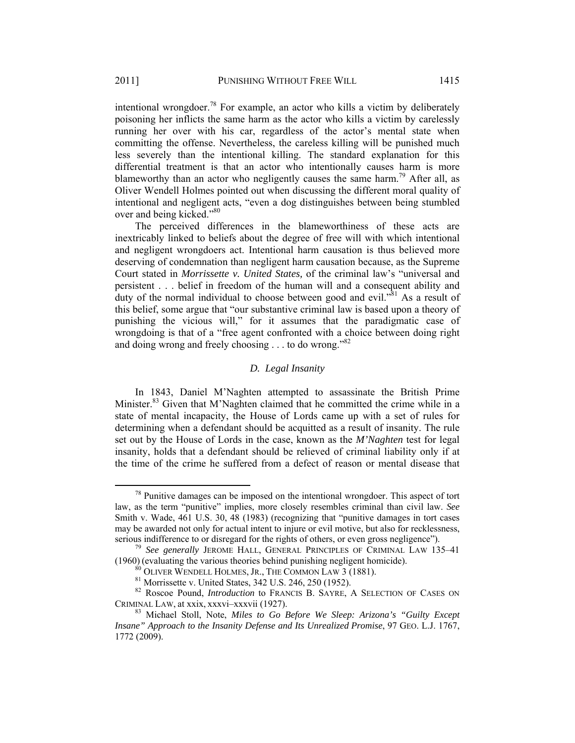intentional wrongdoer.[78] For example, an actor who kills a victim by deliberately poisoning her inflicts the same harm as the actor who kills a victim by carelessly running her over with his car, regardless of the actor's mental state when committing the offense. Nevertheless, the careless killing will be punished much less severely than the intentional killing. The standard explanation for this differential treatment is that an actor who intentionally causes harm is more blameworthy than an actor who negligently causes the same harm.[79] After all, as Oliver Wendell Holmes pointed out when discussing the different moral quality of intentional and negligent acts, "even a dog distinguishes between being stumbled over and being kicked."[80]

The perceived differences in the blameworthiness of these acts are inextricably linked to beliefs about the degree of free will with which intentional and negligent wrongdoers act. Intentional harm causation is thus believed more deserving of condemnation than negligent harm causation because, as the Supreme Court stated in *Morrissette v. United States,* of the criminal law's "universal and persistent . . . belief in freedom of the human will and a consequent ability and duty of the normal individual to choose between good and evil."[81] As a result of this belief, some argue that "our substantive criminal law is based upon a theory of punishing the vicious will," for it assumes that the paradigmatic case of wrongdoing is that of a "free agent confronted with a choice between doing right and doing wrong and freely choosing . . . to do wrong."[82]

### *D. Legal Insanity*

In 1843, Daniel M'Naghten attempted to assassinate the British Prime Minister.[83] Given that M'Naghten claimed that he committed the crime while in a state of mental incapacity, the House of Lords came up with a set of rules for determining when a defendant should be acquitted as a result of insanity. The rule set out by the House of Lords in the case, known as the *M'Naghten* test for legal insanity, holds that a defendant should be relieved of criminal liability only if at the time of the crime he suffered from a defect of reason or mental disease that

---

[78] Punitive damages can be imposed on the intentional wrongdoer. This aspect of tort law, as the term "punitive" implies, more closely resembles criminal than civil law. *See* Smith v. Wade, 461 U.S. 30, 48 (1983) (recognizing that "punitive damages in tort cases may be awarded not only for actual intent to injure or evil motive, but also for recklessness, serious indifference to or disregard for the rights of others, or even gross negligence").

[79] *See generally* JEROME HALL, GENERAL PRINCIPLES OF CRIMINAL LAW 135–41 (1960) (evaluating the various theories behind punishing negligent homicide).

[80] OLIVER WENDELL HOLMES, JR., THE COMMON LAW 3 (1881).

[81] Morrissette v. United States, 342 U.S. 246, 250 (1952).

[82] Roscoe Pound, *Introduction* to FRANCIS B. SAYRE, A SELECTION OF CASES ON CRIMINAL LAW, at xxix, xxxvi–xxxvii (1927).

[83] Michael Stoll, Note, *Miles to Go Before We Sleep: Arizona's "Guilty Except Insane" Approach to the Insanity Defense and Its Unrealized Promise*, 97 GEO. L.J. 1767, 1772 (2009).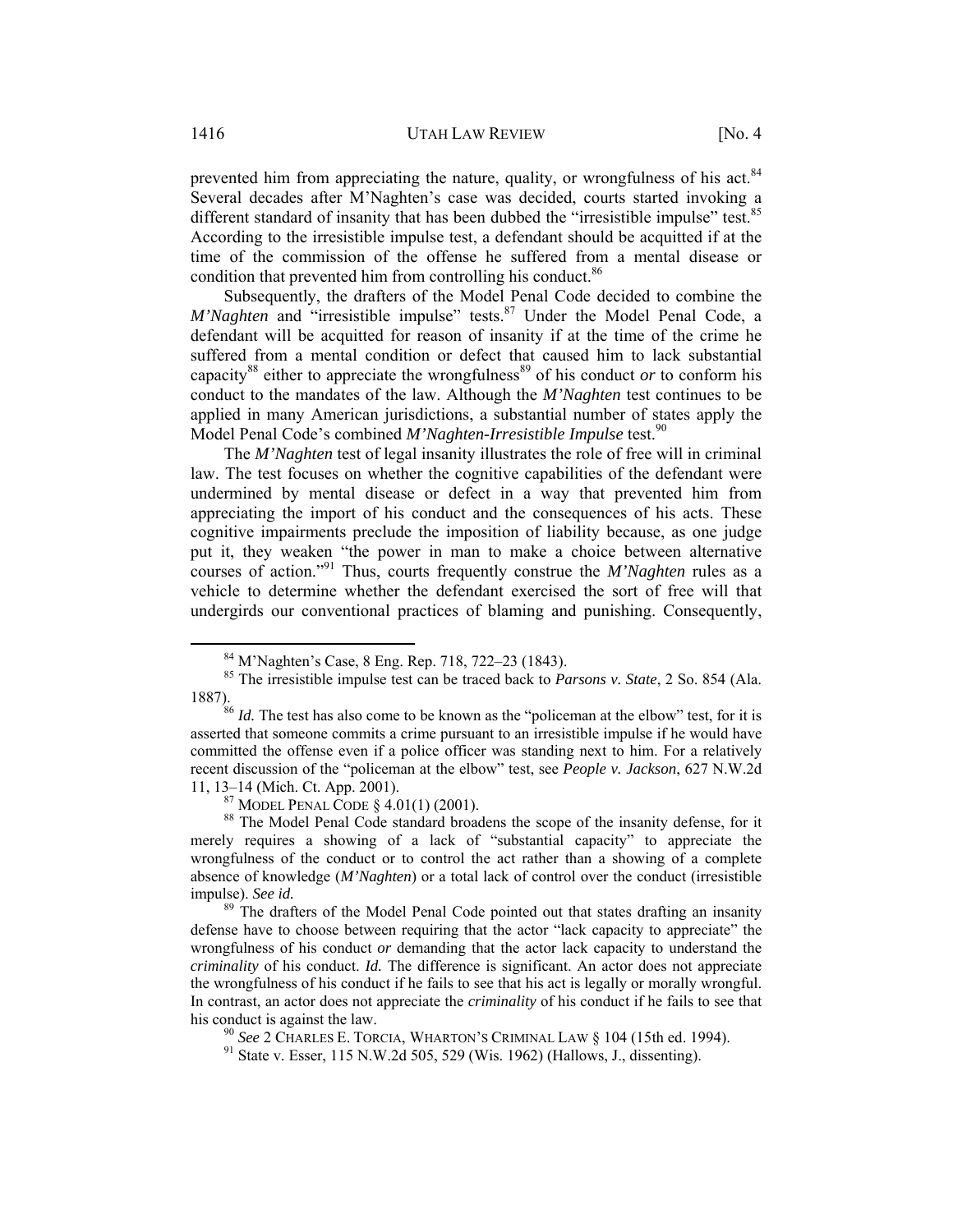prevented him from appreciating the nature, quality, or wrongfulness of his act.[84] Several decades after M'Naghten's case was decided, courts started invoking a different standard of insanity that has been dubbed the "irresistible impulse" test.[85] According to the irresistible impulse test, a defendant should be acquitted if at the time of the commission of the offense he suffered from a mental disease or condition that prevented him from controlling his conduct.[86]

Subsequently, the drafters of the Model Penal Code decided to combine the *M'Naghten* and "irresistible impulse" tests.[87] Under the Model Penal Code, a defendant will be acquitted for reason of insanity if at the time of the crime he suffered from a mental condition or defect that caused him to lack substantial capacity[88] either to appreciate the wrongfulness[89] of his conduct *or* to conform his conduct to the mandates of the law. Although the *M'Naghten* test continues to be applied in many American jurisdictions, a substantial number of states apply the Model Penal Code's combined *M'Naghten-Irresistible Impulse* test.[90]

The *M'Naghten* test of legal insanity illustrates the role of free will in criminal law. The test focuses on whether the cognitive capabilities of the defendant were undermined by mental disease or defect in a way that prevented him from appreciating the import of his conduct and the consequences of his acts. These cognitive impairments preclude the imposition of liability because, as one judge put it, they weaken "the power in man to make a choice between alternative courses of action."[91] Thus, courts frequently construe the *M'Naghten* rules as a vehicle to determine whether the defendant exercised the sort of free will that undergirds our conventional practices of blaming and punishing. Consequently,

---

[84] M'Naghten's Case, 8 Eng. Rep. 718, 722–23 (1843).

[85] The irresistible impulse test can be traced back to *Parsons v. State*, 2 So. 854 (Ala. 1887).

[86] *Id.* The test has also come to be known as the "policeman at the elbow" test, for it is asserted that someone commits a crime pursuant to an irresistible impulse if he would have committed the offense even if a police officer was standing next to him. For a relatively recent discussion of the "policeman at the elbow" test, see *People v. Jackson*, 627 N.W.2d 11, 13–14 (Mich. Ct. App. 2001).

[87] MODEL PENAL CODE § 4.01(1) (2001).

[88] The Model Penal Code standard broadens the scope of the insanity defense, for it merely requires a showing of a lack of "substantial capacity" to appreciate the wrongfulness of the conduct or to control the act rather than a showing of a complete absence of knowledge (*M'Naghten*) or a total lack of control over the conduct (irresistible impulse). *See id.*

[89] The drafters of the Model Penal Code pointed out that states drafting an insanity defense have to choose between requiring that the actor "lack capacity to appreciate" the wrongfulness of his conduct *or* demanding that the actor lack capacity to understand the *criminality* of his conduct. *Id.* The difference is significant. An actor does not appreciate the wrongfulness of his conduct if he fails to see that his act is legally or morally wrongful. In contrast, an actor does not appreciate the *criminality* of his conduct if he fails to see that his conduct is against the law.

[90] *See* 2 CHARLES E. TORCIA, WHARTON'S CRIMINAL LAW § 104 (15th ed. 1994).

[91] State v. Esser, 115 N.W.2d 505, 529 (Wis. 1962) (Hallows, J., dissenting).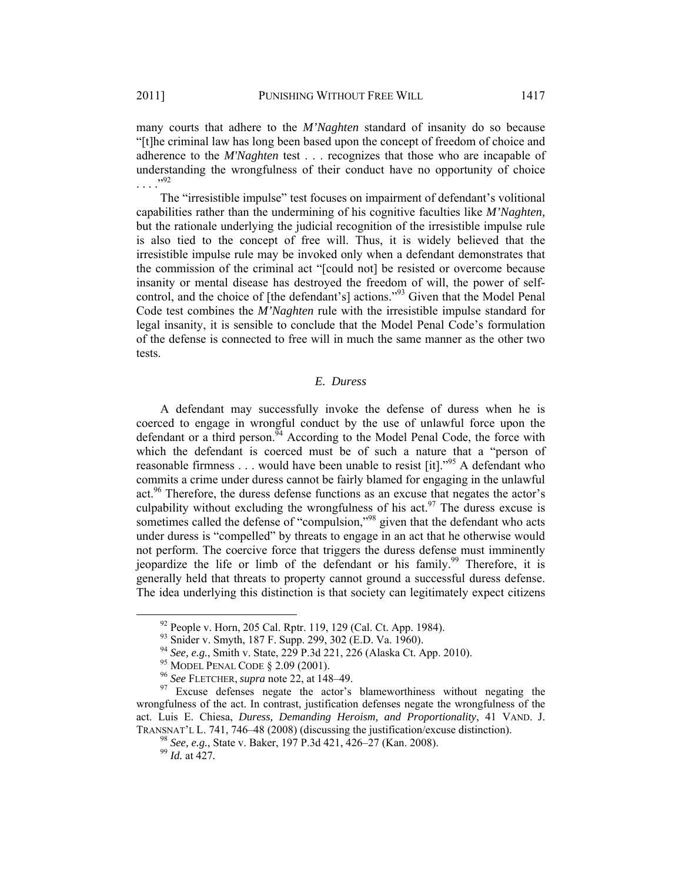many courts that adhere to the *M'Naghten* standard of insanity do so because "[t]he criminal law has long been based upon the concept of freedom of choice and adherence to the *M'Naghten* test . . . recognizes that those who are incapable of understanding the wrongfulness of their conduct have no opportunity of choice . . . ."[92]

The "irresistible impulse" test focuses on impairment of defendant's volitional capabilities rather than the undermining of his cognitive faculties like *M'Naghten,* but the rationale underlying the judicial recognition of the irresistible impulse rule is also tied to the concept of free will. Thus, it is widely believed that the irresistible impulse rule may be invoked only when a defendant demonstrates that the commission of the criminal act "[could not] be resisted or overcome because insanity or mental disease has destroyed the freedom of will, the power of self-control, and the choice of [the defendant's] actions."[93] Given that the Model Penal Code test combines the *M'Naghten* rule with the irresistible impulse standard for legal insanity, it is sensible to conclude that the Model Penal Code's formulation of the defense is connected to free will in much the same manner as the other two tests.

### *E. Duress*

A defendant may successfully invoke the defense of duress when he is coerced to engage in wrongful conduct by the use of unlawful force upon the defendant or a third person.[94] According to the Model Penal Code, the force with which the defendant is coerced must be of such a nature that a "person of reasonable firmness . . . would have been unable to resist [it]."[95] A defendant who commits a crime under duress cannot be fairly blamed for engaging in the unlawful act.[96] Therefore, the duress defense functions as an excuse that negates the actor's culpability without excluding the wrongfulness of his act.[97] The duress excuse is sometimes called the defense of "compulsion,"[98] given that the defendant who acts under duress is "compelled" by threats to engage in an act that he otherwise would not perform. The coercive force that triggers the duress defense must imminently jeopardize the life or limb of the defendant or his family.[99] Therefore, it is generally held that threats to property cannot ground a successful duress defense. The idea underlying this distinction is that society can legitimately expect citizens

---

[92] People v. Horn, 205 Cal. Rptr. 119, 129 (Cal. Ct. App. 1984).

[93] Snider v. Smyth, 187 F. Supp. 299, 302 (E.D. Va. 1960).

[94] *See, e.g.*, Smith v. State, 229 P.3d 221, 226 (Alaska Ct. App. 2010).

[95] MODEL PENAL CODE § 2.09 (2001).

[96] *See* FLETCHER, *supra* note 22, at 148–49.

[97] Excuse defenses negate the actor's blameworthiness without negating the wrongfulness of the act. In contrast, justification defenses negate the wrongfulness of the act. Luis E. Chiesa, *Duress, Demanding Heroism, and Proportionality*, 41 VAND. J. TRANSNAT'L L. 741, 746–48 (2008) (discussing the justification/excuse distinction).

[98] *See, e.g.*, State v. Baker, 197 P.3d 421, 426–27 (Kan. 2008).

[99] *Id.* at 427.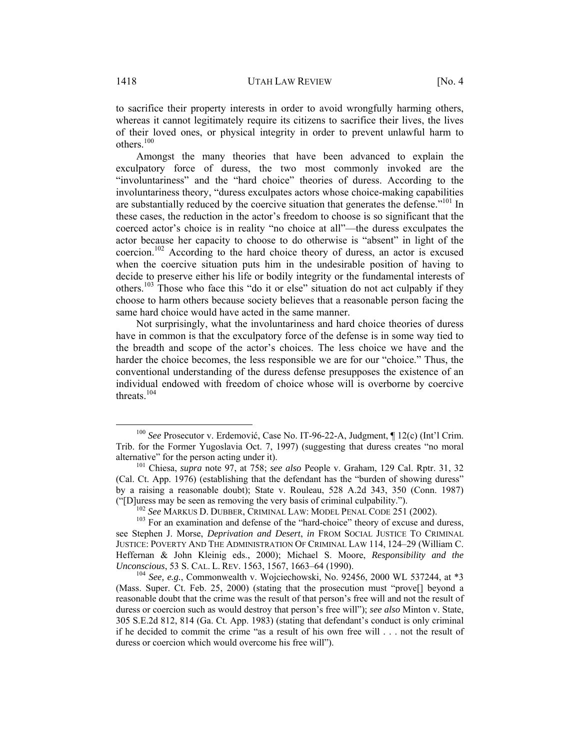to sacrifice their property interests in order to avoid wrongfully harming others, whereas it cannot legitimately require its citizens to sacrifice their lives, the lives of their loved ones, or physical integrity in order to prevent unlawful harm to others.[100]

Amongst the many theories that have been advanced to explain the exculpatory force of duress, the two most commonly invoked are the "involuntariness" and the "hard choice" theories of duress. According to the involuntariness theory, "duress exculpates actors whose choice-making capabilities are substantially reduced by the coercive situation that generates the defense."[101] In these cases, the reduction in the actor's freedom to choose is so significant that the coerced actor's choice is in reality "no choice at all"—the duress exculpates the actor because her capacity to choose to do otherwise is "absent" in light of the coercion.[102] According to the hard choice theory of duress, an actor is excused when the coercive situation puts him in the undesirable position of having to decide to preserve either his life or bodily integrity or the fundamental interests of others.[103] Those who face this "do it or else" situation do not act culpably if they choose to harm others because society believes that a reasonable person facing the same hard choice would have acted in the same manner.

Not surprisingly, what the involuntariness and hard choice theories of duress have in common is that the exculpatory force of the defense is in some way tied to the breadth and scope of the actor's choices. The less choice we have and the harder the choice becomes, the less responsible we are for our "choice." Thus, the conventional understanding of the duress defense presupposes the existence of an individual endowed with freedom of choice whose will is overborne by coercive threats.[104]

---

[100] *See* Prosecutor v. Erdemović, Case No. IT-96-22-A, Judgment, ¶ 12(c) (Int'l Crim. Trib. for the Former Yugoslavia Oct. 7, 1997) (suggesting that duress creates "no moral alternative" for the person acting under it).

[101] Chiesa, *supra* note 97, at 758; *see also* People v. Graham, 129 Cal. Rptr. 31, 32 (Cal. Ct. App. 1976) (establishing that the defendant has the "burden of showing duress" by a raising a reasonable doubt); State v. Rouleau, 528 A.2d 343, 350 (Conn. 1987) ("[D]uress may be seen as removing the very basis of criminal culpability.").

[102] *See* MARKUS D. DUBBER, CRIMINAL LAW: MODEL PENAL CODE 251 (2002).

[103] For an examination and defense of the "hard-choice" theory of excuse and duress, see Stephen J. Morse, *Deprivation and Desert*, *in* FROM SOCIAL JUSTICE TO CRIMINAL JUSTICE: POVERTY AND THE ADMINISTRATION OF CRIMINAL LAW 114, 124–29 (William C. Heffernan & John Kleinig eds., 2000); Michael S. Moore, *Responsibility and the Unconscious*, 53 S. CAL. L. REV. 1563, 1567, 1663–64 (1990).

[104] *See, e.g.*, Commonwealth v. Wojciechowski, No. 92456, 2000 WL 537244, at *3 (Mass. Super. Ct. Feb. 25, 2000) (stating that the prosecution must "prove[] beyond a reasonable doubt that the crime was the result of that person's free will and not the result of duress or coercion such as would destroy that person's free will"); *see also* Minton v. State, 305 S.E.2d 812, 814 (Ga. Ct. App. 1983) (stating that defendant's conduct is only criminal if he decided to commit the crime "as a result of his own free will . . . not the result of duress or coercion which would overcome his free will").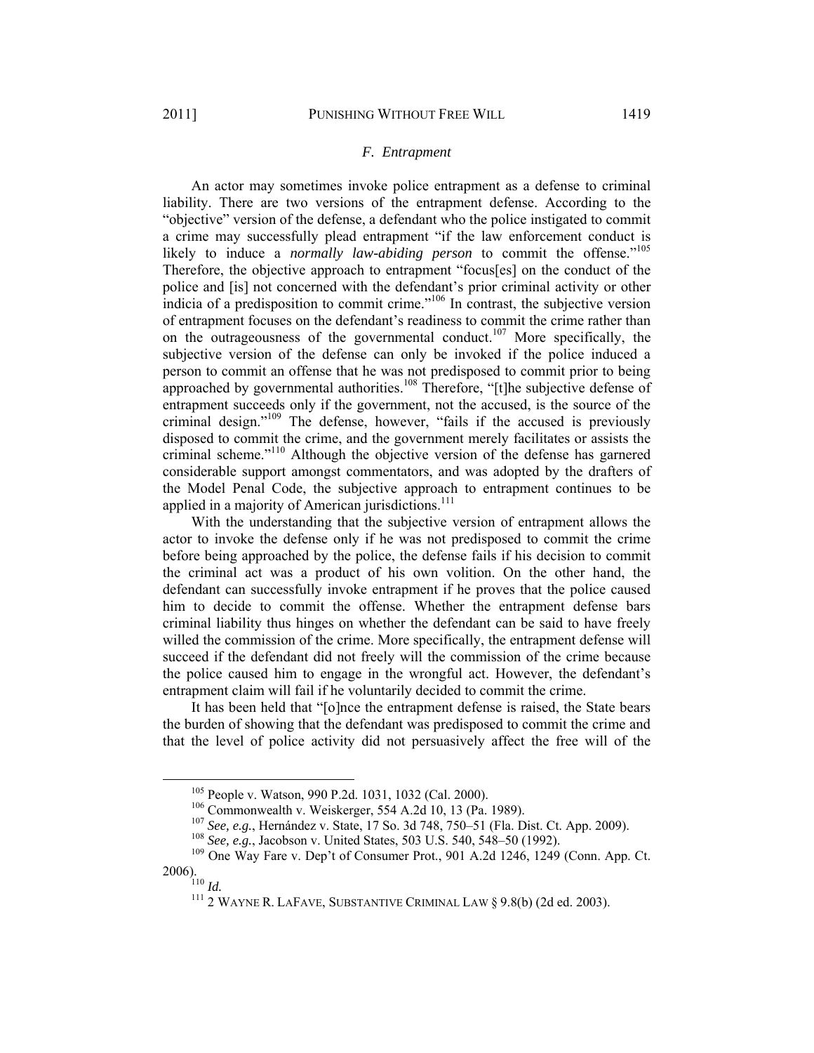### F. Entrapment

An actor may sometimes invoke police entrapment as a defense to criminal liability. There are two versions of the entrapment defense. According to the "objective" version of the defense, a defendant who the police instigated to commit a crime may successfully plead entrapment "if the law enforcement conduct is likely to induce a *normally law-abiding person* to commit the offense."[105] Therefore, the objective approach to entrapment "focus[es] on the conduct of the police and [is] not concerned with the defendant's prior criminal activity or other indicia of a predisposition to commit crime."[106] In contrast, the subjective version of entrapment focuses on the defendant's readiness to commit the crime rather than on the outrageousness of the governmental conduct.[107] More specifically, the subjective version of the defense can only be invoked if the police induced a person to commit an offense that he was not predisposed to commit prior to being approached by governmental authorities.[108] Therefore, "[t]he subjective defense of entrapment succeeds only if the government, not the accused, is the source of the criminal design."[109] The defense, however, "fails if the accused is previously disposed to commit the crime, and the government merely facilitates or assists the criminal scheme."[110] Although the objective version of the defense has garnered considerable support amongst commentators, and was adopted by the drafters of the Model Penal Code, the subjective approach to entrapment continues to be applied in a majority of American jurisdictions.[111]

With the understanding that the subjective version of entrapment allows the actor to invoke the defense only if he was not predisposed to commit the crime before being approached by the police, the defense fails if his decision to commit the criminal act was a product of his own volition. On the other hand, the defendant can successfully invoke entrapment if he proves that the police caused him to decide to commit the offense. Whether the entrapment defense bars criminal liability thus hinges on whether the defendant can be said to have freely willed the commission of the crime. More specifically, the entrapment defense will succeed if the defendant did not freely will the commission of the crime because the police caused him to engage in the wrongful act. However, the defendant's entrapment claim will fail if he voluntarily decided to commit the crime.

It has been held that "[o]nce the entrapment defense is raised, the State bears the burden of showing that the defendant was predisposed to commit the crime and that the level of police activity did not persuasively affect the free will of the

---

[105] People v. Watson, 990 P.2d. 1031, 1032 (Cal. 2000).

[106] Commonwealth v. Weiskerger, 554 A.2d 10, 13 (Pa. 1989).

[107] *See, e.g.*, Hernández v. State, 17 So. 3d 748, 750–51 (Fla. Dist. Ct. App. 2009).

[108] *See, e.g.*, Jacobson v. United States, 503 U.S. 540, 548–50 (1992).

[109] One Way Fare v. Dep't of Consumer Prot., 901 A.2d 1246, 1249 (Conn. App. Ct. 2006).

[110] *Id.*

[111] 2 WAYNE R. LAFAVE, SUBSTANTIVE CRIMINAL LAW § 9.8(b) (2d ed. 2003).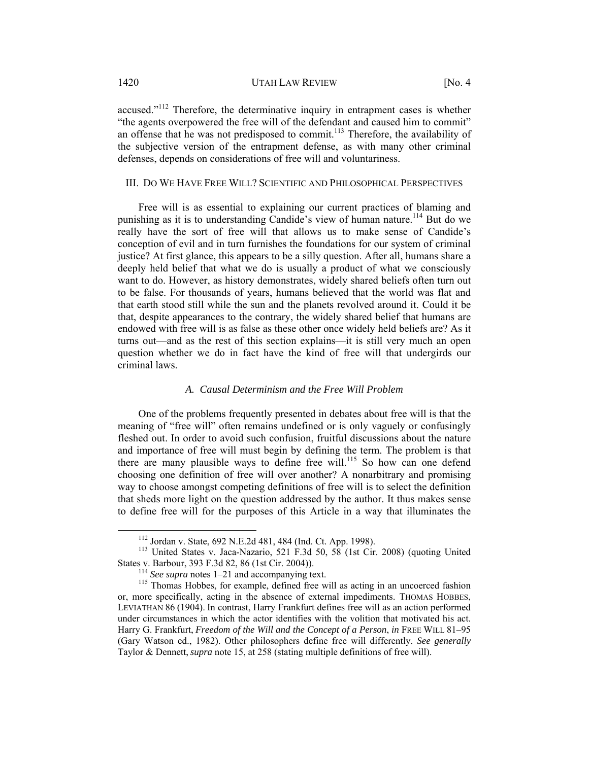accused."[112] Therefore, the determinative inquiry in entrapment cases is whether "the agents overpowered the free will of the defendant and caused him to commit" an offense that he was not predisposed to commit.[113] Therefore, the availability of the subjective version of the entrapment defense, as with many other criminal defenses, depends on considerations of free will and voluntariness.

## III. DO WE HAVE FREE WILL? SCIENTIFIC AND PHILOSOPHICAL PERSPECTIVES

Free will is as essential to explaining our current practices of blaming and punishing as it is to understanding Candide's view of human nature.[114] But do we really have the sort of free will that allows us to make sense of Candide's conception of evil and in turn furnishes the foundations for our system of criminal justice? At first glance, this appears to be a silly question. After all, humans share a deeply held belief that what we do is usually a product of what we consciously want to do. However, as history demonstrates, widely shared beliefs often turn out to be false. For thousands of years, humans believed that the world was flat and that earth stood still while the sun and the planets revolved around it. Could it be that, despite appearances to the contrary, the widely shared belief that humans are endowed with free will is as false as these other once widely held beliefs are? As it turns out—and as the rest of this section explains—it is still very much an open question whether we do in fact have the kind of free will that undergirds our criminal laws.

### *A. Causal Determinism and the Free Will Problem*

One of the problems frequently presented in debates about free will is that the meaning of "free will" often remains undefined or is only vaguely or confusingly fleshed out. In order to avoid such confusion, fruitful discussions about the nature and importance of free will must begin by defining the term. The problem is that there are many plausible ways to define free will.[115] So how can one defend choosing one definition of free will over another? A nonarbitrary and promising way to choose amongst competing definitions of free will is to select the definition that sheds more light on the question addressed by the author. It thus makes sense to define free will for the purposes of this Article in a way that illuminates the

---

[112] Jordan v. State, 692 N.E.2d 481, 484 (Ind. Ct. App. 1998).

[113] United States v. Jaca-Nazario, 521 F.3d 50, 58 (1st Cir. 2008) (quoting United States v. Barbour, 393 F.3d 82, 86 (1st Cir. 2004)).

[114] *See supra* notes 1–21 and accompanying text.

[115] Thomas Hobbes, for example, defined free will as acting in an uncoerced fashion or, more specifically, acting in the absence of external impediments. THOMAS HOBBES, LEVIATHAN 86 (1904). In contrast, Harry Frankfurt defines free will as an action performed under circumstances in which the actor identifies with the volition that motivated his act. Harry G. Frankfurt, *Freedom of the Will and the Concept of a Person*, *in* FREE WILL 81–95 (Gary Watson ed., 1982). Other philosophers define free will differently. *See generally* Taylor & Dennett, *supra* note 15, at 258 (stating multiple definitions of free will).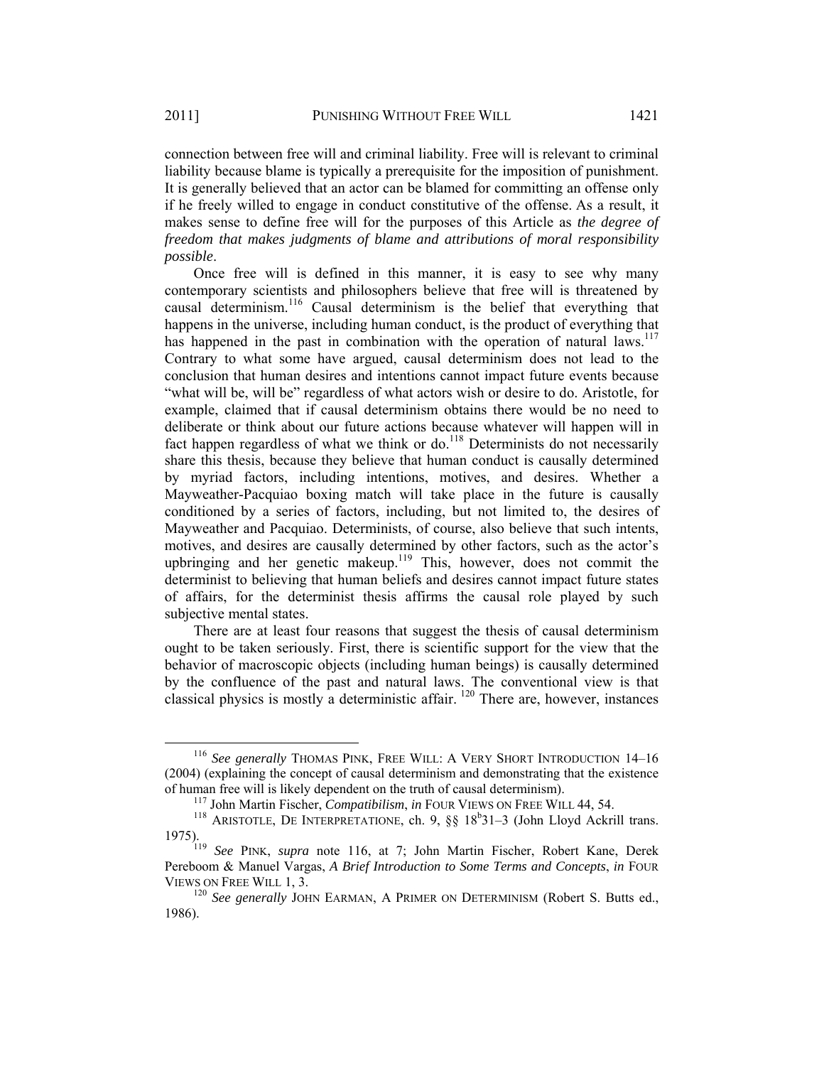connection between free will and criminal liability. Free will is relevant to criminal liability because blame is typically a prerequisite for the imposition of punishment. It is generally believed that an actor can be blamed for committing an offense only if he freely willed to engage in conduct constitutive of the offense. As a result, it makes sense to define free will for the purposes of this Article as *the degree of freedom that makes judgments of blame and attributions of moral responsibility possible*.

Once free will is defined in this manner, it is easy to see why many contemporary scientists and philosophers believe that free will is threatened by causal determinism.[116] Causal determinism is the belief that everything that happens in the universe, including human conduct, is the product of everything that has happened in the past in combination with the operation of natural laws.[117] Contrary to what some have argued, causal determinism does not lead to the conclusion that human desires and intentions cannot impact future events because "what will be, will be" regardless of what actors wish or desire to do. Aristotle, for example, claimed that if causal determinism obtains there would be no need to deliberate or think about our future actions because whatever will happen will in fact happen regardless of what we think or do.[118] Determinists do not necessarily share this thesis, because they believe that human conduct is causally determined by myriad factors, including intentions, motives, and desires. Whether a Mayweather-Pacquiao boxing match will take place in the future is causally conditioned by a series of factors, including, but not limited to, the desires of Mayweather and Pacquiao. Determinists, of course, also believe that such intents, motives, and desires are causally determined by other factors, such as the actor's upbringing and her genetic makeup.[119] This, however, does not commit the determinist to believing that human beliefs and desires cannot impact future states of affairs, for the determinist thesis affirms the causal role played by such subjective mental states.

There are at least four reasons that suggest the thesis of causal determinism ought to be taken seriously. First, there is scientific support for the view that the behavior of macroscopic objects (including human beings) is causally determined by the confluence of the past and natural laws. The conventional view is that classical physics is mostly a deterministic affair.[120] There are, however, instances

---

[116] *See generally* THOMAS PINK, FREE WILL: A VERY SHORT INTRODUCTION 14–16 (2004) (explaining the concept of causal determinism and demonstrating that the existence of human free will is likely dependent on the truth of causal determinism).

[117] John Martin Fischer, *Compatibilism*, *in* FOUR VIEWS ON FREE WILL 44, 54.

[118] ARISTOTLE, DE INTERPRETATIONE, ch. 9, §§ 18b31–3 (John Lloyd Ackrill trans. 1975).

[119] *See* PINK, *supra* note 116, at 7; John Martin Fischer, Robert Kane, Derek Pereboom & Manuel Vargas, *A Brief Introduction to Some Terms and Concepts*, *in* FOUR VIEWS ON FREE WILL 1, 3.

[120] *See generally* JOHN EARMAN, A PRIMER ON DETERMINISM (Robert S. Butts ed., 1986).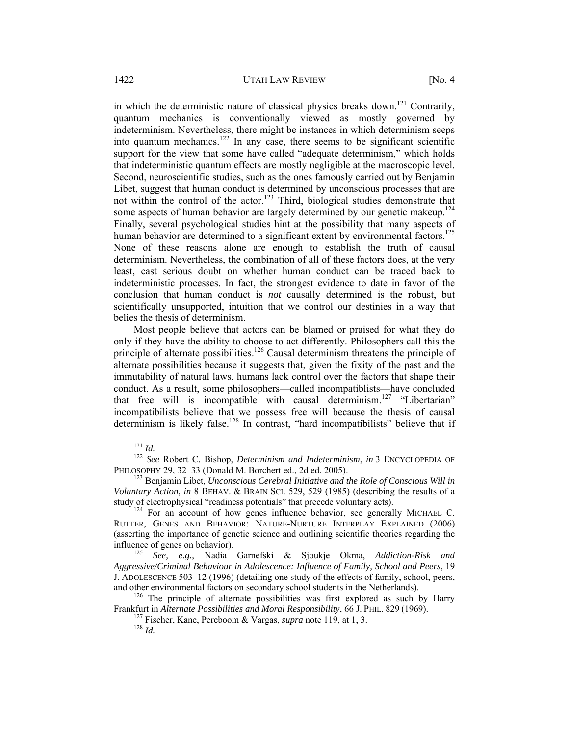in which the deterministic nature of classical physics breaks down.[121] Contrarily, quantum mechanics is conventionally viewed as mostly governed by indeterminism. Nevertheless, there might be instances in which determinism seeps into quantum mechanics.[122] In any case, there seems to be significant scientific support for the view that some have called "adequate determinism," which holds that indeterministic quantum effects are mostly negligible at the macroscopic level. Second, neuroscientific studies, such as the ones famously carried out by Benjamin Libet, suggest that human conduct is determined by unconscious processes that are not within the control of the actor.[123] Third, biological studies demonstrate that some aspects of human behavior are largely determined by our genetic makeup.[124] Finally, several psychological studies hint at the possibility that many aspects of human behavior are determined to a significant extent by environmental factors.[125] None of these reasons alone are enough to establish the truth of causal determinism. Nevertheless, the combination of all of these factors does, at the very least, cast serious doubt on whether human conduct can be traced back to indeterministic processes. In fact, the strongest evidence to date in favor of the conclusion that human conduct is *not* causally determined is the robust, but scientifically unsupported, intuition that we control our destinies in a way that belies the thesis of determinism.

Most people believe that actors can be blamed or praised for what they do only if they have the ability to choose to act differently. Philosophers call this the principle of alternate possibilities.[126] Causal determinism threatens the principle of alternate possibilities because it suggests that, given the fixity of the past and the immutability of natural laws, humans lack control over the factors that shape their conduct. As a result, some philosophers—called incompatiblists—have concluded that free will is incompatible with causal determinism.[127] "Libertarian" incompatibilists believe that we possess free will because the thesis of causal determinism is likely false.[128] In contrast, "hard incompatibilists" believe that if

---

[121] *Id.*

[122] *See* Robert C. Bishop, *Determinism and Indeterminism*, *in* 3 ENCYCLOPEDIA OF PHILOSOPHY 29, 32–33 (Donald M. Borchert ed., 2d ed. 2005).

[123] Benjamin Libet, *Unconscious Cerebral Initiative and the Role of Conscious Will in Voluntary Action*, *in* 8 BEHAV. & BRAIN SCI. 529, 529 (1985) (describing the results of a study of electrophysical "readiness potentials" that precede voluntary acts).

[124] For an account of how genes influence behavior, see generally MICHAEL C. RUTTER, GENES AND BEHAVIOR: NATURE-NURTURE INTERPLAY EXPLAINED (2006) (asserting the importance of genetic science and outlining scientific theories regarding the influence of genes on behavior).

[125] *See, e.g.*, Nadia Garnefski & Sjoukje Okma, *Addiction-Risk and Aggressive/Criminal Behaviour in Adolescence: Influence of Family, School and Peers*, 19 J. ADOLESCENCE 503–12 (1996) (detailing one study of the effects of family, school, peers, and other environmental factors on secondary school students in the Netherlands).

[126] The principle of alternate possibilities was first explored as such by Harry Frankfurt in *Alternate Possibilities and Moral Responsibility*, 66 J. PHIL. 829 (1969).

[127] Fischer, Kane, Pereboom & Vargas, *supra* note 119, at 1, 3.

[128] *Id.*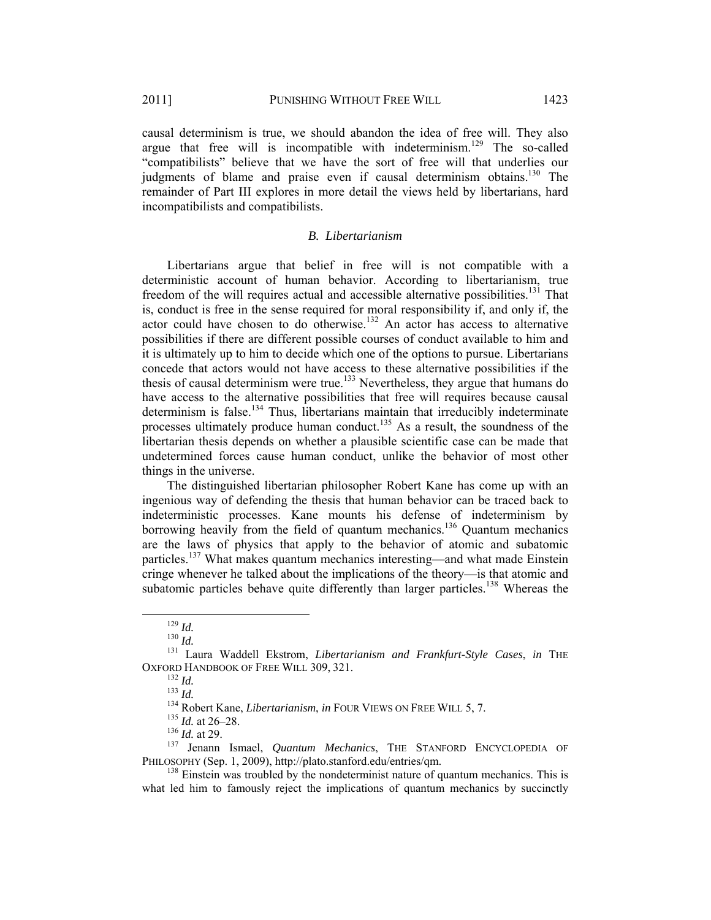causal determinism is true, we should abandon the idea of free will. They also argue that free will is incompatible with indeterminism.[129] The so-called "compatibilists" believe that we have the sort of free will that underlies our judgments of blame and praise even if causal determinism obtains.[130] The remainder of Part III explores in more detail the views held by libertarians, hard incompatibilists and compatibilists.

### *B. Libertarianism*

Libertarians argue that belief in free will is not compatible with a deterministic account of human behavior. According to libertarianism, true freedom of the will requires actual and accessible alternative possibilities.[131] That is, conduct is free in the sense required for moral responsibility if, and only if, the actor could have chosen to do otherwise.[132] An actor has access to alternative possibilities if there are different possible courses of conduct available to him and it is ultimately up to him to decide which one of the options to pursue. Libertarians concede that actors would not have access to these alternative possibilities if the thesis of causal determinism were true.[133] Nevertheless, they argue that humans do have access to the alternative possibilities that free will requires because causal determinism is false.[134] Thus, libertarians maintain that irreducibly indeterminate processes ultimately produce human conduct.[135] As a result, the soundness of the libertarian thesis depends on whether a plausible scientific case can be made that undetermined forces cause human conduct, unlike the behavior of most other things in the universe.

The distinguished libertarian philosopher Robert Kane has come up with an ingenious way of defending the thesis that human behavior can be traced back to indeterministic processes. Kane mounts his defense of indeterminism by borrowing heavily from the field of quantum mechanics.[136] Quantum mechanics are the laws of physics that apply to the behavior of atomic and subatomic particles.[137] What makes quantum mechanics interesting—and what made Einstein cringe whenever he talked about the implications of the theory—is that atomic and subatomic particles behave quite differently than larger particles.[138] Whereas the

---

[129] *Id.*

[130] *Id.*

[131] Laura Waddell Ekstrom, *Libertarianism and Frankfurt-Style Cases*, *in* THE OXFORD HANDBOOK OF FREE WILL 309, 321.

[132] *Id.*

[133] *Id.*

[134] Robert Kane, *Libertarianism*, *in* FOUR VIEWS ON FREE WILL 5, 7.

[135] *Id.* at 26–28.

[136] *Id.* at 29.

[137] Jenann Ismael, *Quantum Mechanics*, THE STANFORD ENCYCLOPEDIA OF PHILOSOPHY (Sep. 1, 2009), http://plato.stanford.edu/entries/qm.

[138] Einstein was troubled by the nondeterminist nature of quantum mechanics. This is what led him to famously reject the implications of quantum mechanics by succinctly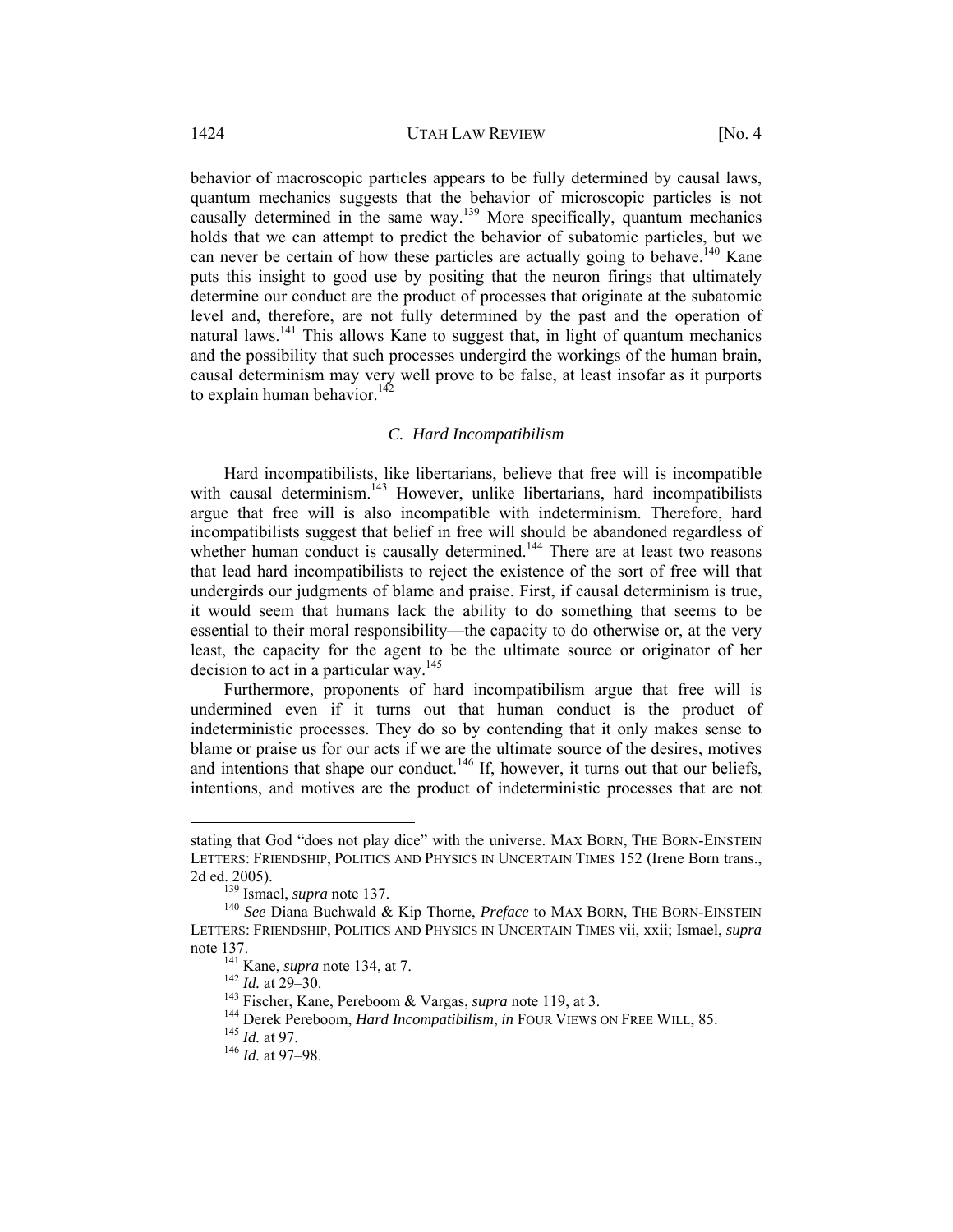behavior of macroscopic particles appears to be fully determined by causal laws, quantum mechanics suggests that the behavior of microscopic particles is not causally determined in the same way.[139] More specifically, quantum mechanics holds that we can attempt to predict the behavior of subatomic particles, but we can never be certain of how these particles are actually going to behave.[140] Kane puts this insight to good use by positing that the neuron firings that ultimately determine our conduct are the product of processes that originate at the subatomic level and, therefore, are not fully determined by the past and the operation of natural laws.[141] This allows Kane to suggest that, in light of quantum mechanics and the possibility that such processes undergird the workings of the human brain, causal determinism may very well prove to be false, at least insofar as it purports to explain human behavior.[142]

### *C. Hard Incompatibilism*

Hard incompatibilists, like libertarians, believe that free will is incompatible with causal determinism.[143] However, unlike libertarians, hard incompatibilists argue that free will is also incompatible with indeterminism. Therefore, hard incompatibilists suggest that belief in free will should be abandoned regardless of whether human conduct is causally determined.[144] There are at least two reasons that lead hard incompatibilists to reject the existence of the sort of free will that undergirds our judgments of blame and praise. First, if causal determinism is true, it would seem that humans lack the ability to do something that seems to be essential to their moral responsibility—the capacity to do otherwise or, at the very least, the capacity for the agent to be the ultimate source or originator of her decision to act in a particular way.[145]

Furthermore, proponents of hard incompatibilism argue that free will is undermined even if it turns out that human conduct is the product of indeterministic processes. They do so by contending that it only makes sense to blame or praise us for our acts if we are the ultimate source of the desires, motives and intentions that shape our conduct.[146] If, however, it turns out that our beliefs, intentions, and motives are the product of indeterministic processes that are not

---

stating that God "does not play dice" with the universe. MAX BORN, THE BORN-EINSTEIN LETTERS: FRIENDSHIP, POLITICS AND PHYSICS IN UNCERTAIN TIMES 152 (Irene Born trans., 2d ed. 2005).

[139] Ismael, *supra* note 137.

[140] *See* Diana Buchwald & Kip Thorne, *Preface* to MAX BORN, THE BORN-EINSTEIN LETTERS: FRIENDSHIP, POLITICS AND PHYSICS IN UNCERTAIN TIMES vii, xxii; Ismael, *supra* note 137.

[141] Kane, *supra* note 134, at 7.

[142] *Id.* at 29–30.

[143] Fischer, Kane, Pereboom & Vargas, *supra* note 119, at 3.

[144] Derek Pereboom, *Hard Incompatibilism*, *in* FOUR VIEWS ON FREE WILL, 85.

[145] *Id.* at 97.

[146] *Id.* at 97–98.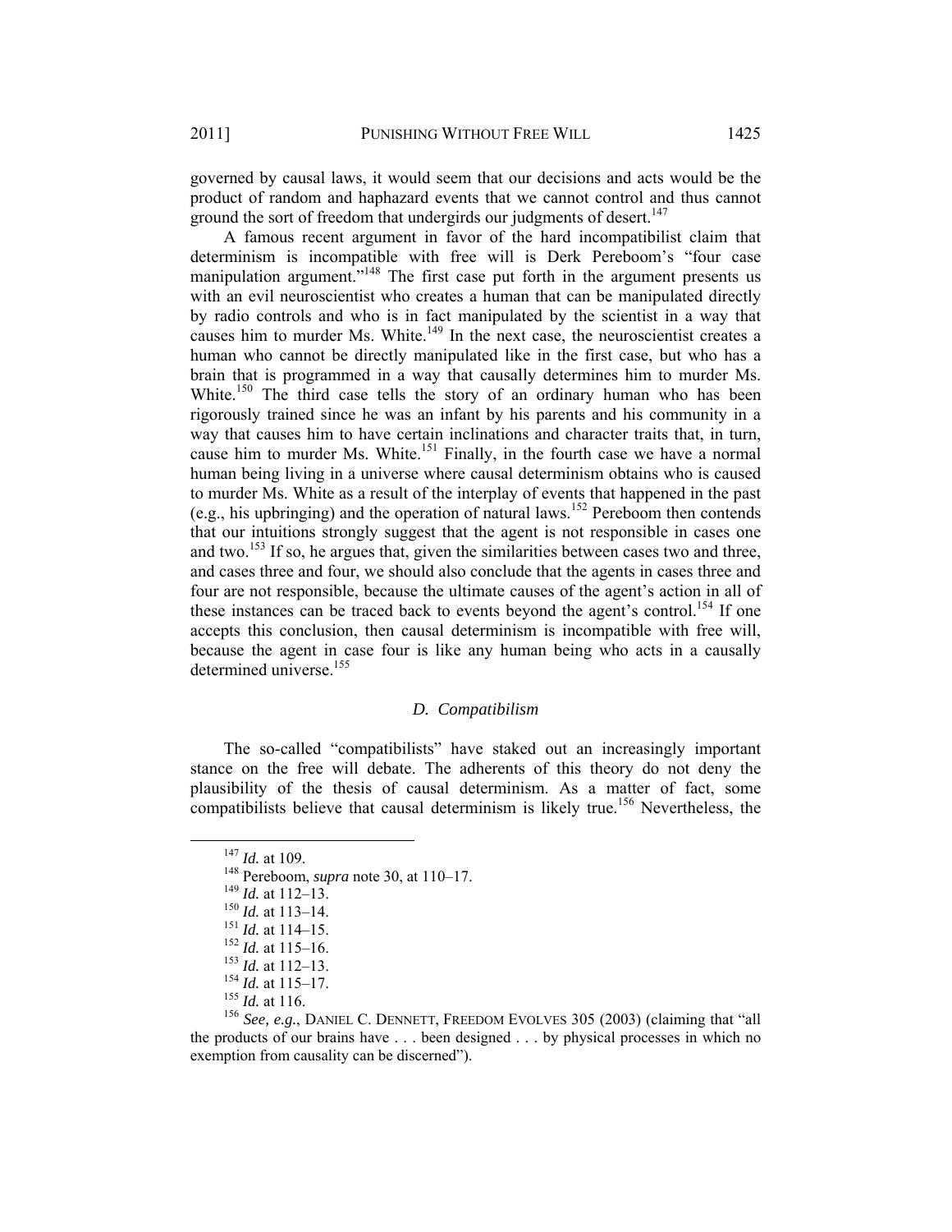governed by causal laws, it would seem that our decisions and acts would be the product of random and haphazard events that we cannot control and thus cannot ground the sort of freedom that undergirds our judgments of desert.[147]

A famous recent argument in favor of the hard incompatibilist claim that determinism is incompatible with free will is Derk Pereboom's "four case manipulation argument."[148] The first case put forth in the argument presents us with an evil neuroscientist who creates a human that can be manipulated directly by radio controls and who is in fact manipulated by the scientist in a way that causes him to murder Ms. White.[149] In the next case, the neuroscientist creates a human who cannot be directly manipulated like in the first case, but who has a brain that is programmed in a way that causally determines him to murder Ms. White.[150] The third case tells the story of an ordinary human who has been rigorously trained since he was an infant by his parents and his community in a way that causes him to have certain inclinations and character traits that, in turn, cause him to murder Ms. White.[151] Finally, in the fourth case we have a normal human being living in a universe where causal determinism obtains who is caused to murder Ms. White as a result of the interplay of events that happened in the past (e.g., his upbringing) and the operation of natural laws.[152] Pereboom then contends that our intuitions strongly suggest that the agent is not responsible in cases one and two.[153] If so, he argues that, given the similarities between cases two and three, and cases three and four, we should also conclude that the agents in cases three and four are not responsible, because the ultimate causes of the agent's action in all of these instances can be traced back to events beyond the agent's control.[154] If one accepts this conclusion, then causal determinism is incompatible with free will, because the agent in case four is like any human being who acts in a causally determined universe.[155]

### *D. Compatibilism*

The so-called "compatibilists" have staked out an increasingly important stance on the free will debate. The adherents of this theory do not deny the plausibility of the thesis of causal determinism. As a matter of fact, some compatibilists believe that causal determinism is likely true.[156] Nevertheless, the

---

[147] *Id.* at 109.

[148] Pereboom, *supra* note 30, at 110–17.

[149] *Id.* at 112–13.

[150] *Id.* at 113–14.

[151] *Id.* at 114–15.

[152] *Id.* at 115–16.

[153] *Id.* at 112–13.

[154] *Id.* at 115–17.

[155] *Id.* at 116.

[156] *See, e.g.*, DANIEL C. DENNETT, FREEDOM EVOLVES 305 (2003) (claiming that "all the products of our brains have . . . been designed . . . by physical processes in which no exemption from causality can be discerned").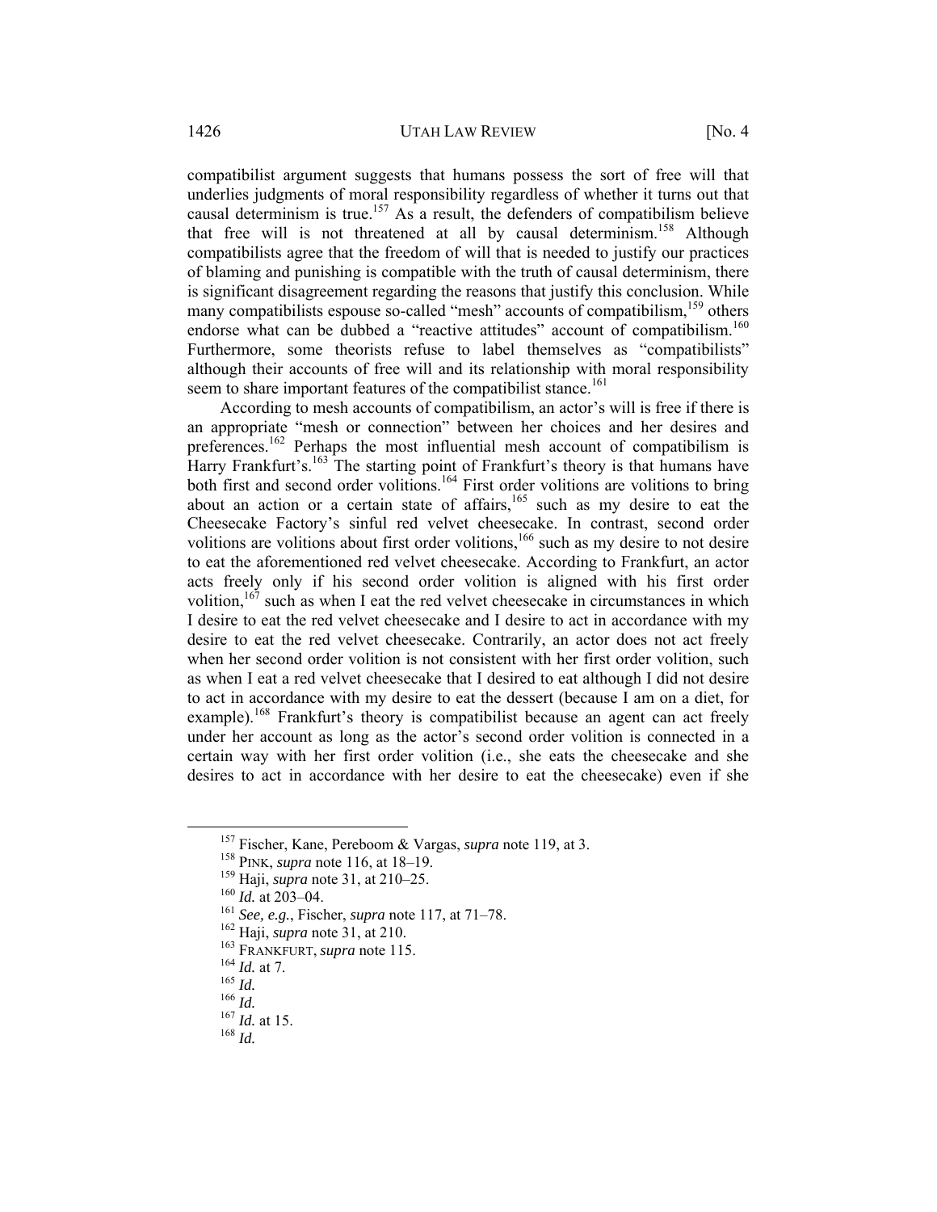compatibilist argument suggests that humans possess the sort of free will that underlies judgments of moral responsibility regardless of whether it turns out that causal determinism is true.[157] As a result, the defenders of compatibilism believe that free will is not threatened at all by causal determinism.[158] Although compatibilists agree that the freedom of will that is needed to justify our practices of blaming and punishing is compatible with the truth of causal determinism, there is significant disagreement regarding the reasons that justify this conclusion. While many compatibilists espouse so-called "mesh" accounts of compatibilism,[159] others endorse what can be dubbed a "reactive attitudes" account of compatibilism.[160] Furthermore, some theorists refuse to label themselves as "compatibilists" although their accounts of free will and its relationship with moral responsibility seem to share important features of the compatibilist stance.[161]

According to mesh accounts of compatibilism, an actor's will is free if there is an appropriate "mesh or connection" between her choices and her desires and preferences.[162] Perhaps the most influential mesh account of compatibilism is Harry Frankfurt's.[163] The starting point of Frankfurt's theory is that humans have both first and second order volitions.[164] First order volitions are volitions to bring about an action or a certain state of affairs,[165] such as my desire to eat the Cheesecake Factory's sinful red velvet cheesecake. In contrast, second order volitions are volitions about first order volitions,[166] such as my desire to not desire to eat the aforementioned red velvet cheesecake. According to Frankfurt, an actor acts freely only if his second order volition is aligned with his first order volition,[167] such as when I eat the red velvet cheesecake in circumstances in which I desire to eat the red velvet cheesecake and I desire to act in accordance with my desire to eat the red velvet cheesecake. Contrarily, an actor does not act freely when her second order volition is not consistent with her first order volition, such as when I eat a red velvet cheesecake that I desired to eat although I did not desire to act in accordance with my desire to eat the dessert (because I am on a diet, for example).[168] Frankfurt's theory is compatibilist because an agent can act freely under her account as long as the actor's second order volition is connected in a certain way with her first order volition (i.e., she eats the cheesecake and she desires to act in accordance with her desire to eat the cheesecake) even if she

---

[157] Fischer, Kane, Pereboom & Vargas, *supra* note 119, at 3.

[158] PINK, *supra* note 116, at 18–19.

[159] Haji, *supra* note 31, at 210–25.

[160] *Id.* at 203–04.

[161] *See, e.g.*, Fischer, *supra* note 117, at 71–78.

[162] Haji, *supra* note 31, at 210.

[163] FRANKFURT, *supra* note 115.

[164] *Id.* at 7.

[165] *Id.*

[166] *Id.*

[167] *Id.* at 15.

[168] *Id.*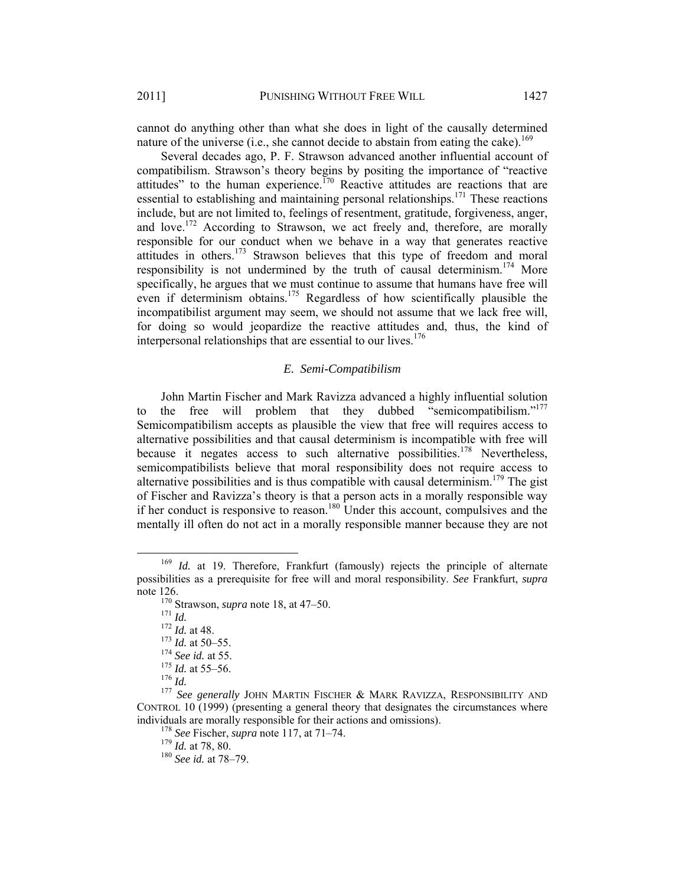cannot do anything other than what she does in light of the causally determined nature of the universe (i.e., she cannot decide to abstain from eating the cake).[169]

Several decades ago, P. F. Strawson advanced another influential account of compatibilism. Strawson's theory begins by positing the importance of "reactive attitudes" to the human experience.[170] Reactive attitudes are reactions that are essential to establishing and maintaining personal relationships.[171] These reactions include, but are not limited to, feelings of resentment, gratitude, forgiveness, anger, and love.[172] According to Strawson, we act freely and, therefore, are morally responsible for our conduct when we behave in a way that generates reactive attitudes in others.[173] Strawson believes that this type of freedom and moral responsibility is not undermined by the truth of causal determinism.[174] More specifically, he argues that we must continue to assume that humans have free will even if determinism obtains.[175] Regardless of how scientifically plausible the incompatibilist argument may seem, we should not assume that we lack free will, for doing so would jeopardize the reactive attitudes and, thus, the kind of interpersonal relationships that are essential to our lives.[176]

### *E. Semi-Compatibilism*

John Martin Fischer and Mark Ravizza advanced a highly influential solution to the free will problem that they dubbed "semicompatibilism."[177] Semicompatibilism accepts as plausible the view that free will requires access to alternative possibilities and that causal determinism is incompatible with free will because it negates access to such alternative possibilities.[178] Nevertheless, semicompatibilists believe that moral responsibility does not require access to alternative possibilities and is thus compatible with causal determinism.[179] The gist of Fischer and Ravizza's theory is that a person acts in a morally responsible way if her conduct is responsive to reason.[180] Under this account, compulsives and the mentally ill often do not act in a morally responsible manner because they are not

---

[169] *Id.* at 19. Therefore, Frankfurt (famously) rejects the principle of alternate possibilities as a prerequisite for free will and moral responsibility. *See* Frankfurt, *supra* note 126.

[170] Strawson, *supra* note 18, at 47–50.

[171] *Id.*

[172] *Id.* at 48.

[173] *Id.* at 50–55.

[174] *See id.* at 55.

[175] *Id.* at 55–56.

[176] *Id.*

[177] *See generally* JOHN MARTIN FISCHER & MARK RAVIZZA, RESPONSIBILITY AND CONTROL 10 (1999) (presenting a general theory that designates the circumstances where individuals are morally responsible for their actions and omissions).

[178] *See* Fischer, *supra* note 117, at 71–74.

[179] *Id.* at 78, 80.

[180] *See id.* at 78–79.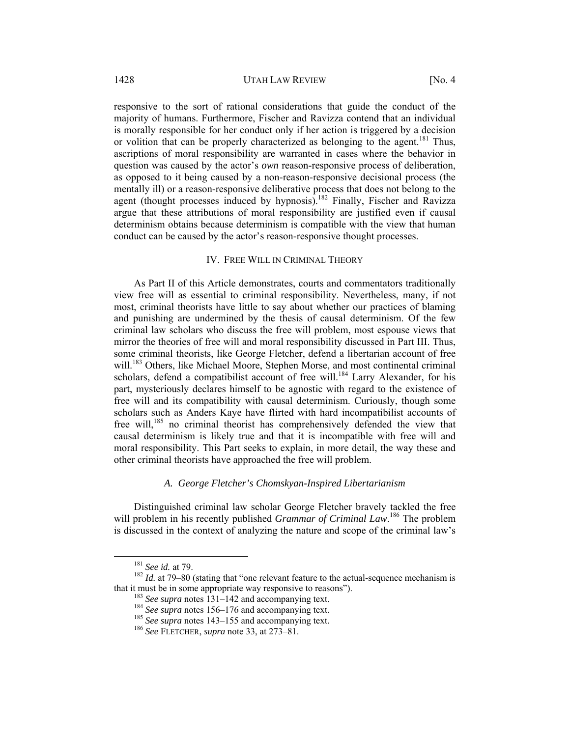responsive to the sort of rational considerations that guide the conduct of the majority of humans. Furthermore, Fischer and Ravizza contend that an individual is morally responsible for her conduct only if her action is triggered by a decision or volition that can be properly characterized as belonging to the agent.[181] Thus, ascriptions of moral responsibility are warranted in cases where the behavior in question was caused by the actor's *own* reason-responsive process of deliberation, as opposed to it being caused by a non-reason-responsive decisional process (the mentally ill) or a reason-responsive deliberative process that does not belong to the agent (thought processes induced by hypnosis).[182] Finally, Fischer and Ravizza argue that these attributions of moral responsibility are justified even if causal determinism obtains because determinism is compatible with the view that human conduct can be caused by the actor's reason-responsive thought processes.

## IV. FREE WILL IN CRIMINAL THEORY

As Part II of this Article demonstrates, courts and commentators traditionally view free will as essential to criminal responsibility. Nevertheless, many, if not most, criminal theorists have little to say about whether our practices of blaming and punishing are undermined by the thesis of causal determinism. Of the few criminal law scholars who discuss the free will problem, most espouse views that mirror the theories of free will and moral responsibility discussed in Part III. Thus, some criminal theorists, like George Fletcher, defend a libertarian account of free will.[183] Others, like Michael Moore, Stephen Morse, and most continental criminal scholars, defend a compatibilist account of free will.[184] Larry Alexander, for his part, mysteriously declares himself to be agnostic with regard to the existence of free will and its compatibility with causal determinism. Curiously, though some scholars such as Anders Kaye have flirted with hard incompatibilist accounts of free will,[185] no criminal theorist has comprehensively defended the view that causal determinism is likely true and that it is incompatible with free will and moral responsibility. This Part seeks to explain, in more detail, the way these and other criminal theorists have approached the free will problem.

### *A. George Fletcher's Chomskyan-Inspired Libertarianism*

Distinguished criminal law scholar George Fletcher bravely tackled the free will problem in his recently published *Grammar of Criminal Law*.[186] The problem is discussed in the context of analyzing the nature and scope of the criminal law's

---

[181] *See id.* at 79.

[182] *Id.* at 79–80 (stating that "one relevant feature to the actual-sequence mechanism is that it must be in some appropriate way responsive to reasons").

[183] *See supra* notes 131–142 and accompanying text.

[184] *See supra* notes 156–176 and accompanying text.

[185] *See supra* notes 143–155 and accompanying text.

[186] *See* FLETCHER, *supra* note 33, at 273–81.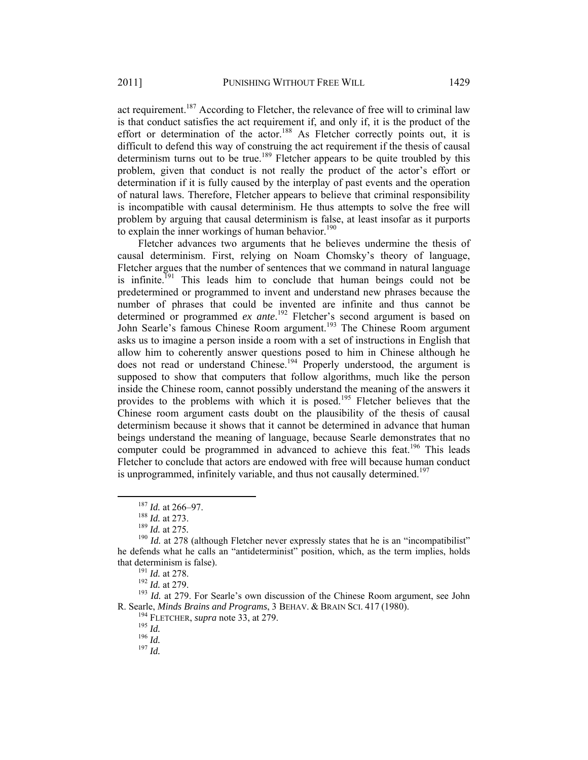act requirement.[187] According to Fletcher, the relevance of free will to criminal law is that conduct satisfies the act requirement if, and only if, it is the product of the effort or determination of the actor.[188] As Fletcher correctly points out, it is difficult to defend this way of construing the act requirement if the thesis of causal determinism turns out to be true.[189] Fletcher appears to be quite troubled by this problem, given that conduct is not really the product of the actor's effort or determination if it is fully caused by the interplay of past events and the operation of natural laws. Therefore, Fletcher appears to believe that criminal responsibility is incompatible with causal determinism. He thus attempts to solve the free will problem by arguing that causal determinism is false, at least insofar as it purports to explain the inner workings of human behavior.[190]

Fletcher advances two arguments that he believes undermine the thesis of causal determinism. First, relying on Noam Chomsky's theory of language, Fletcher argues that the number of sentences that we command in natural language is infinite.[191] This leads him to conclude that human beings could not be predetermined or programmed to invent and understand new phrases because the number of phrases that could be invented are infinite and thus cannot be determined or programmed *ex ante*.[192] Fletcher's second argument is based on John Searle's famous Chinese Room argument.[193] The Chinese Room argument asks us to imagine a person inside a room with a set of instructions in English that allow him to coherently answer questions posed to him in Chinese although he does not read or understand Chinese.[194] Properly understood, the argument is supposed to show that computers that follow algorithms, much like the person inside the Chinese room, cannot possibly understand the meaning of the answers it provides to the problems with which it is posed.[195] Fletcher believes that the Chinese room argument casts doubt on the plausibility of the thesis of causal determinism because it shows that it cannot be determined in advance that human beings understand the meaning of language, because Searle demonstrates that no computer could be programmed in advanced to achieve this feat.[196] This leads Fletcher to conclude that actors are endowed with free will because human conduct is unprogrammed, infinitely variable, and thus not causally determined.[197]

---

[187] *Id.* at 266–97.

[188] *Id.* at 273.

[189] *Id.* at 275.

[190] *Id.* at 278 (although Fletcher never expressly states that he is an "incompatibilist" he defends what he calls an "antideterminist" position, which, as the term implies, holds that determinism is false).

[191] *Id.* at 278.

[192] *Id.* at 279.

[193] *Id.* at 279. For Searle's own discussion of the Chinese Room argument, see John R. Searle, *Minds Brains and Programs*, 3 BEHAV. & BRAIN SCI. 417 (1980).

[194] FLETCHER, *supra* note 33, at 279.

[195] *Id.*

[196] *Id.*

[197] *Id.*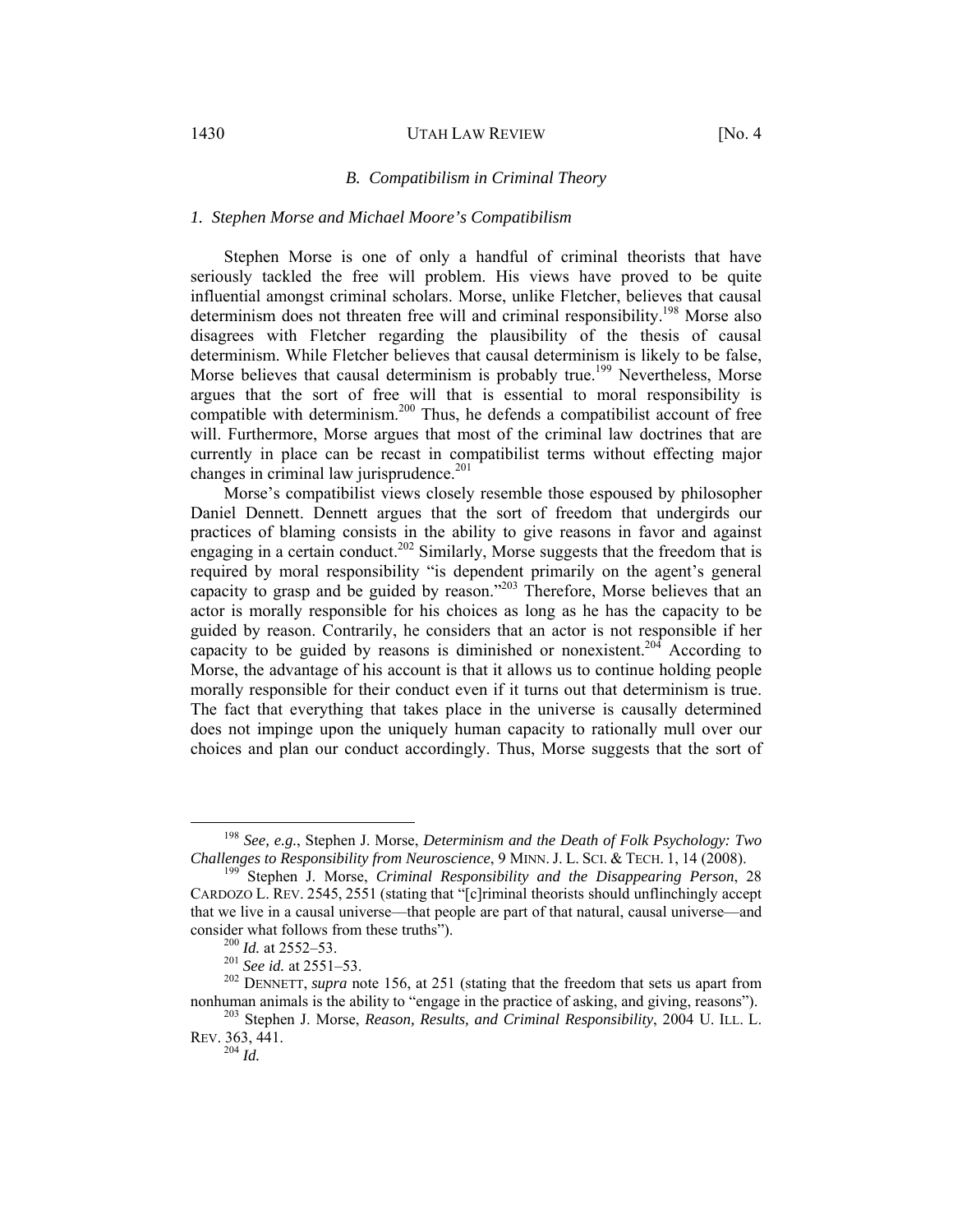### B. Compatibilism in Criminal Theory

#### 1. Stephen Morse and Michael Moore's Compatibilism

Stephen Morse is one of only a handful of criminal theorists that have seriously tackled the free will problem. His views have proved to be quite influential amongst criminal scholars. Morse, unlike Fletcher, believes that causal determinism does not threaten free will and criminal responsibility.[198] Morse also disagrees with Fletcher regarding the plausibility of the thesis of causal determinism. While Fletcher believes that causal determinism is likely to be false, Morse believes that causal determinism is probably true.[199] Nevertheless, Morse argues that the sort of free will that is essential to moral responsibility is compatible with determinism.[200] Thus, he defends a compatibilist account of free will. Furthermore, Morse argues that most of the criminal law doctrines that are currently in place can be recast in compatibilist terms without effecting major changes in criminal law jurisprudence.[201]

Morse's compatibilist views closely resemble those espoused by philosopher Daniel Dennett. Dennett argues that the sort of freedom that undergirds our practices of blaming consists in the ability to give reasons in favor and against engaging in a certain conduct.[202] Similarly, Morse suggests that the freedom that is required by moral responsibility "is dependent primarily on the agent's general capacity to grasp and be guided by reason."[203] Therefore, Morse believes that an actor is morally responsible for his choices as long as he has the capacity to be guided by reason. Contrarily, he considers that an actor is not responsible if her capacity to be guided by reasons is diminished or nonexistent.[204] According to Morse, the advantage of his account is that it allows us to continue holding people morally responsible for their conduct even if it turns out that determinism is true. The fact that everything that takes place in the universe is causally determined does not impinge upon the uniquely human capacity to rationally mull over our choices and plan our conduct accordingly. Thus, Morse suggests that the sort of

---

[198] *See, e.g.*, Stephen J. Morse, *Determinism and the Death of Folk Psychology: Two Challenges to Responsibility from Neuroscience*, 9 MINN. J. L. SCI. & TECH. 1, 14 (2008).

[199] Stephen J. Morse, *Criminal Responsibility and the Disappearing Person*, 28 CARDOZO L. REV. 2545, 2551 (stating that "[c]riminal theorists should unflinchingly accept that we live in a causal universe—that people are part of that natural, causal universe—and consider what follows from these truths").

[200] *Id.* at 2552–53.

[201] *See id.* at 2551–53.

[202] DENNETT, *supra* note 156, at 251 (stating that the freedom that sets us apart from nonhuman animals is the ability to "engage in the practice of asking, and giving, reasons").

[203] Stephen J. Morse, *Reason, Results, and Criminal Responsibility*, 2004 U. ILL. L. REV. 363, 441.

[204] *Id.*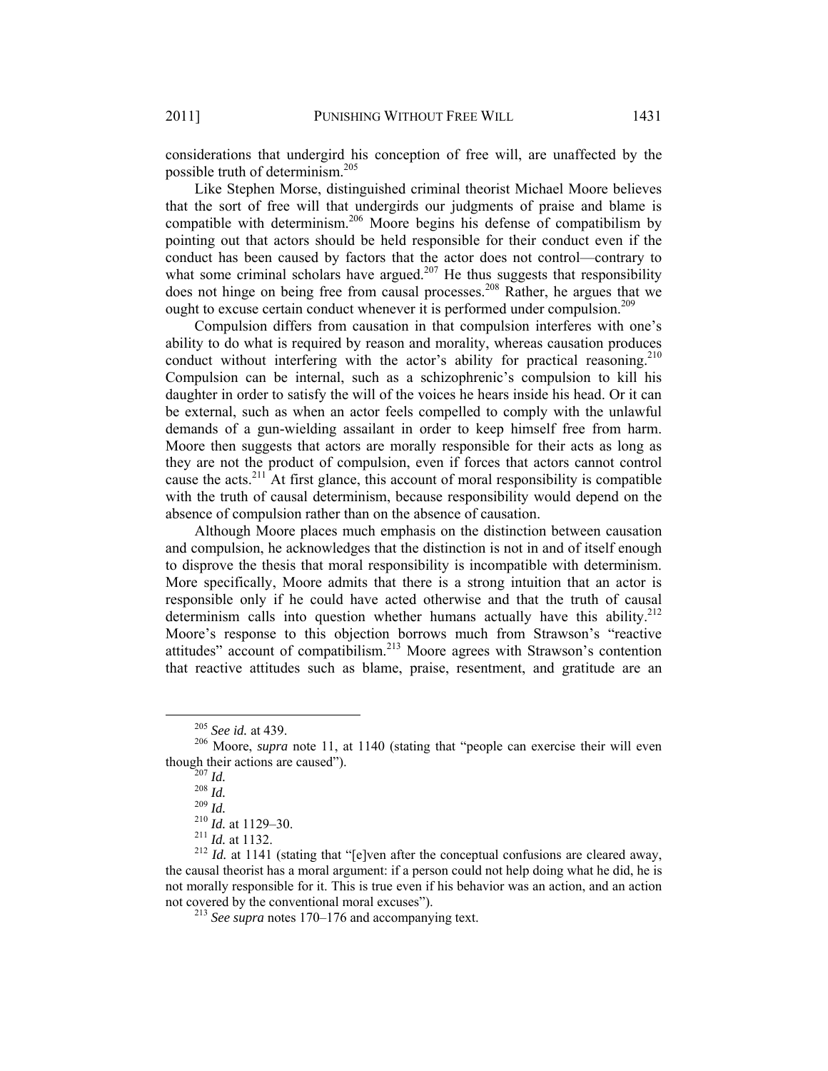considerations that undergird his conception of free will, are unaffected by the possible truth of determinism.[205]

Like Stephen Morse, distinguished criminal theorist Michael Moore believes that the sort of free will that undergirds our judgments of praise and blame is compatible with determinism.[206] Moore begins his defense of compatibilism by pointing out that actors should be held responsible for their conduct even if the conduct has been caused by factors that the actor does not control—contrary to what some criminal scholars have argued.[207] He thus suggests that responsibility does not hinge on being free from causal processes.[208] Rather, he argues that we ought to excuse certain conduct whenever it is performed under compulsion.[209]

Compulsion differs from causation in that compulsion interferes with one's ability to do what is required by reason and morality, whereas causation produces conduct without interfering with the actor's ability for practical reasoning.[210] Compulsion can be internal, such as a schizophrenic's compulsion to kill his daughter in order to satisfy the will of the voices he hears inside his head. Or it can be external, such as when an actor feels compelled to comply with the unlawful demands of a gun-wielding assailant in order to keep himself free from harm. Moore then suggests that actors are morally responsible for their acts as long as they are not the product of compulsion, even if forces that actors cannot control cause the acts.[211] At first glance, this account of moral responsibility is compatible with the truth of causal determinism, because responsibility would depend on the absence of compulsion rather than on the absence of causation.

Although Moore places much emphasis on the distinction between causation and compulsion, he acknowledges that the distinction is not in and of itself enough to disprove the thesis that moral responsibility is incompatible with determinism. More specifically, Moore admits that there is a strong intuition that an actor is responsible only if he could have acted otherwise and that the truth of causal determinism calls into question whether humans actually have this ability.[212] Moore's response to this objection borrows much from Strawson's "reactive attitudes" account of compatibilism.[213] Moore agrees with Strawson's contention that reactive attitudes such as blame, praise, resentment, and gratitude are an

---

[205] *See id.* at 439.

[206] Moore, *supra* note 11, at 1140 (stating that "people can exercise their will even though their actions are caused").

[207] *Id.*

[208] *Id.*

[209] *Id.*

[210] *Id.* at 1129–30.

[211] *Id.* at 1132.

[212] *Id.* at 1141 (stating that "[e]ven after the conceptual confusions are cleared away, the causal theorist has a moral argument: if a person could not help doing what he did, he is not morally responsible for it. This is true even if his behavior was an action, and an action not covered by the conventional moral excuses").

[213] *See supra* notes 170–176 and accompanying text.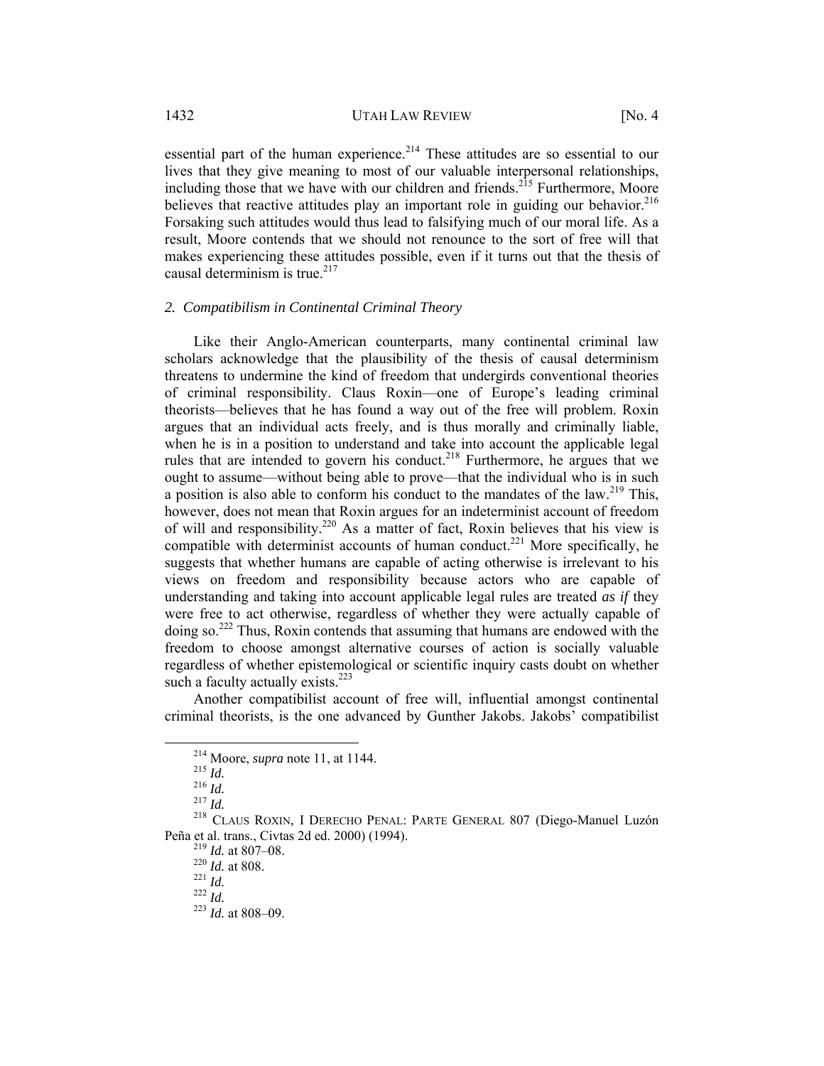essential part of the human experience.[214] These attitudes are so essential to our lives that they give meaning to most of our valuable interpersonal relationships, including those that we have with our children and friends.[215] Furthermore, Moore believes that reactive attitudes play an important role in guiding our behavior.[216] Forsaking such attitudes would thus lead to falsifying much of our moral life. As a result, Moore contends that we should not renounce to the sort of free will that makes experiencing these attitudes possible, even if it turns out that the thesis of causal determinism is true.[217]

### *2. Compatibilism in Continental Criminal Theory*

Like their Anglo-American counterparts, many continental criminal law scholars acknowledge that the plausibility of the thesis of causal determinism threatens to undermine the kind of freedom that undergirds conventional theories of criminal responsibility. Claus Roxin—one of Europe's leading criminal theorists—believes that he has found a way out of the free will problem. Roxin argues that an individual acts freely, and is thus morally and criminally liable, when he is in a position to understand and take into account the applicable legal rules that are intended to govern his conduct.[218] Furthermore, he argues that we ought to assume—without being able to prove—that the individual who is in such a position is also able to conform his conduct to the mandates of the law.[219] This, however, does not mean that Roxin argues for an indeterminist account of freedom of will and responsibility.[220] As a matter of fact, Roxin believes that his view is compatible with determinist accounts of human conduct.[221] More specifically, he suggests that whether humans are capable of acting otherwise is irrelevant to his views on freedom and responsibility because actors who are capable of understanding and taking into account applicable legal rules are treated *as if* they were free to act otherwise, regardless of whether they were actually capable of doing so.[222] Thus, Roxin contends that assuming that humans are endowed with the freedom to choose amongst alternative courses of action is socially valuable regardless of whether epistemological or scientific inquiry casts doubt on whether such a faculty actually exists.[223]

Another compatibilist account of free will, influential amongst continental criminal theorists, is the one advanced by Gunther Jakobs. Jakobs' compatibilist

---

[214] Moore, *supra* note 11, at 1144.

[215] *Id.*

[216] *Id.*

[217] *Id.*

[218] CLAUS ROXIN, I DERECHO PENAL: PARTE GENERAL 807 (Diego-Manuel Luzón Peña et al. trans., Civtas 2d ed. 2000) (1994).

[219] *Id.* at 807–08.

[220] *Id.* at 808.

[221] *Id.*

[222] *Id.*

[223] *Id.* at 808–09.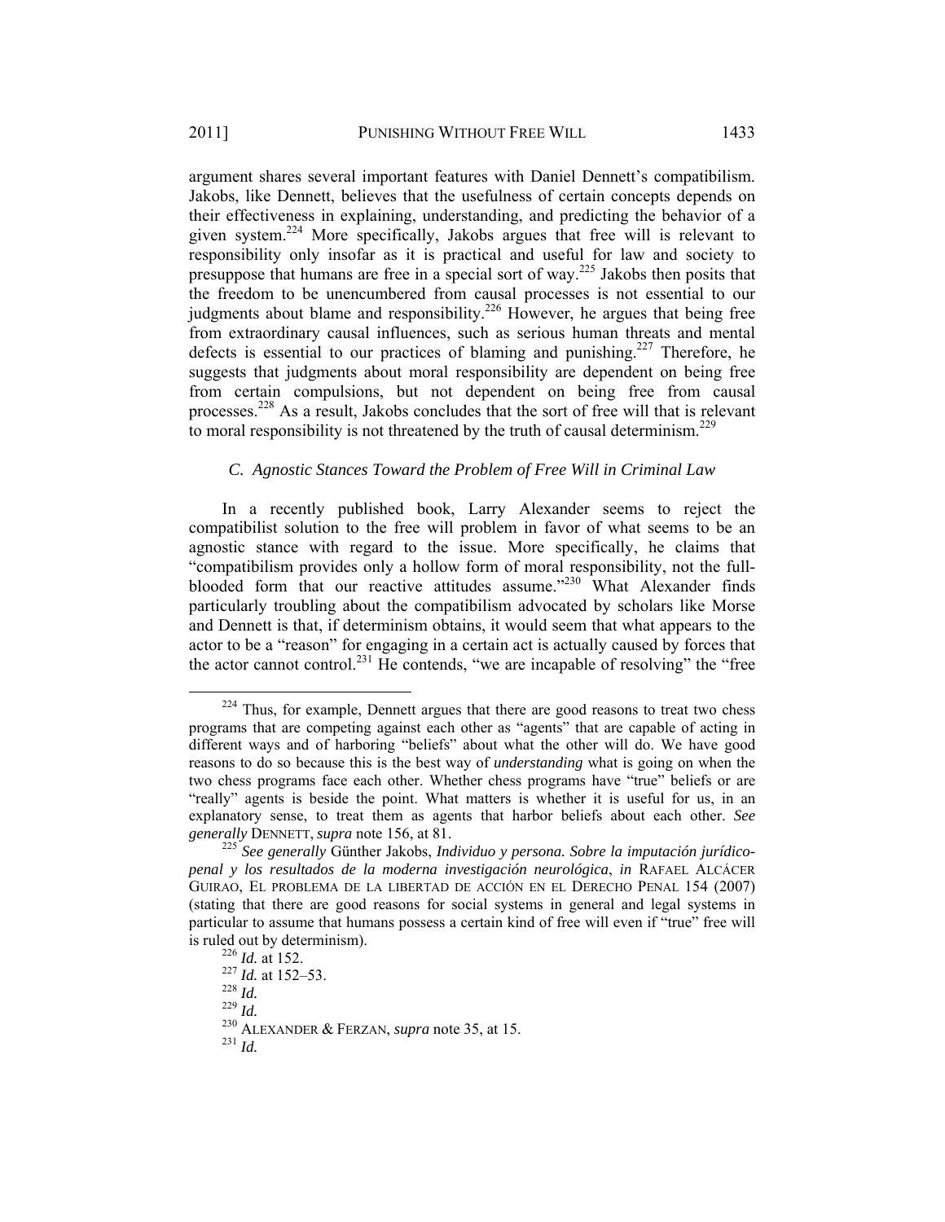argument shares several important features with Daniel Dennett's compatibilism. Jakobs, like Dennett, believes that the usefulness of certain concepts depends on their effectiveness in explaining, understanding, and predicting the behavior of a given system.[224] More specifically, Jakobs argues that free will is relevant to responsibility only insofar as it is practical and useful for law and society to presuppose that humans are free in a special sort of way.[225] Jakobs then posits that the freedom to be unencumbered from causal processes is not essential to our judgments about blame and responsibility.[226] However, he argues that being free from extraordinary causal influences, such as serious human threats and mental defects is essential to our practices of blaming and punishing.[227] Therefore, he suggests that judgments about moral responsibility are dependent on being free from certain compulsions, but not dependent on being free from causal processes.[228] As a result, Jakobs concludes that the sort of free will that is relevant to moral responsibility is not threatened by the truth of causal determinism.[229]

### *C. Agnostic Stances Toward the Problem of Free Will in Criminal Law*

In a recently published book, Larry Alexander seems to reject the compatibilist solution to the free will problem in favor of what seems to be an agnostic stance with regard to the issue. More specifically, he claims that "compatibilism provides only a hollow form of moral responsibility, not the full-blooded form that our reactive attitudes assume."[230] What Alexander finds particularly troubling about the compatibilism advocated by scholars like Morse and Dennett is that, if determinism obtains, it would seem that what appears to the actor to be a "reason" for engaging in a certain act is actually caused by forces that the actor cannot control.[231] He contends, "we are incapable of resolving" the "free

---

[224] Thus, for example, Dennett argues that there are good reasons to treat two chess programs that are competing against each other as "agents" that are capable of acting in different ways and of harboring "beliefs" about what the other will do. We have good reasons to do so because this is the best way of *understanding* what is going on when the two chess programs face each other. Whether chess programs have "true" beliefs or are "really" agents is beside the point. What matters is whether it is useful for us, in an explanatory sense, to treat them as agents that harbor beliefs about each other. *See generally* DENNETT, *supra* note 156, at 81.

[225] *See generally* Günther Jakobs, *Individuo y persona. Sobre la imputación jurídico-penal y los resultados de la moderna investigación neurológica*, *in* RAFAEL ALCÁCER GUIRAO, EL PROBLEMA DE LA LIBERTAD DE ACCIÓN EN EL DERECHO PENAL 154 (2007) (stating that there are good reasons for social systems in general and legal systems in particular to assume that humans possess a certain kind of free will even if "true" free will is ruled out by determinism).

[226] *Id.* at 152.

[227] *Id.* at 152–53.

[228] *Id.*

[229] *Id.*

[230] ALEXANDER & FERZAN, *supra* note 35, at 15.

[231] *Id.*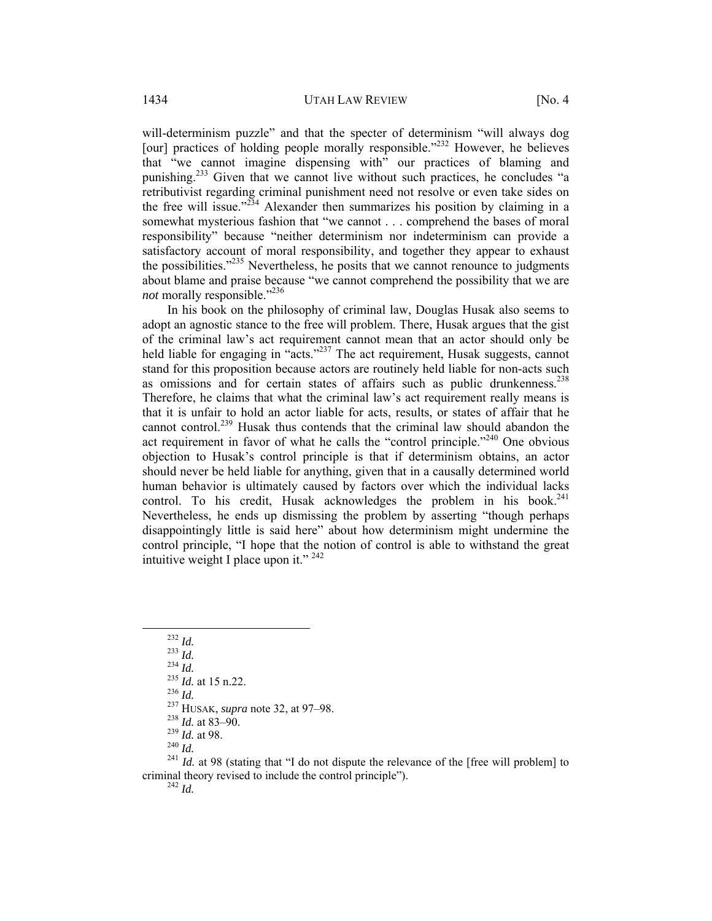will-determinism puzzle" and that the specter of determinism "will always dog [our] practices of holding people morally responsible."[232] However, he believes that "we cannot imagine dispensing with" our practices of blaming and punishing.[233] Given that we cannot live without such practices, he concludes "a retributivist regarding criminal punishment need not resolve or even take sides on the free will issue."[234] Alexander then summarizes his position by claiming in a somewhat mysterious fashion that "we cannot . . . comprehend the bases of moral responsibility" because "neither determinism nor indeterminism can provide a satisfactory account of moral responsibility, and together they appear to exhaust the possibilities."[235] Nevertheless, he posits that we cannot renounce to judgments about blame and praise because "we cannot comprehend the possibility that we are *not* morally responsible."[236]

In his book on the philosophy of criminal law, Douglas Husak also seems to adopt an agnostic stance to the free will problem. There, Husak argues that the gist of the criminal law's act requirement cannot mean that an actor should only be held liable for engaging in "acts."[237] The act requirement, Husak suggests, cannot stand for this proposition because actors are routinely held liable for non-acts such as omissions and for certain states of affairs such as public drunkenness.[238] Therefore, he claims that what the criminal law's act requirement really means is that it is unfair to hold an actor liable for acts, results, or states of affair that he cannot control.[239] Husak thus contends that the criminal law should abandon the act requirement in favor of what he calls the "control principle."[240] One obvious objection to Husak's control principle is that if determinism obtains, an actor should never be held liable for anything, given that in a causally determined world human behavior is ultimately caused by factors over which the individual lacks control. To his credit, Husak acknowledges the problem in his book.[241] Nevertheless, he ends up dismissing the problem by asserting "though perhaps disappointingly little is said here" about how determinism might undermine the control principle, "I hope that the notion of control is able to withstand the great intuitive weight I place upon it."[242]

---

[232] *Id.*

[233] *Id.*

[234] *Id.*

[235] *Id.* at 15 n.22.

[236] *Id.*

[237] HUSAK, *supra* note 32, at 97–98.

[238] *Id.* at 83–90.

[239] *Id.* at 98.

[240] *Id.*

[241] *Id.* at 98 (stating that "I do not dispute the relevance of the [free will problem] to criminal theory revised to include the control principle").

[242] *Id.*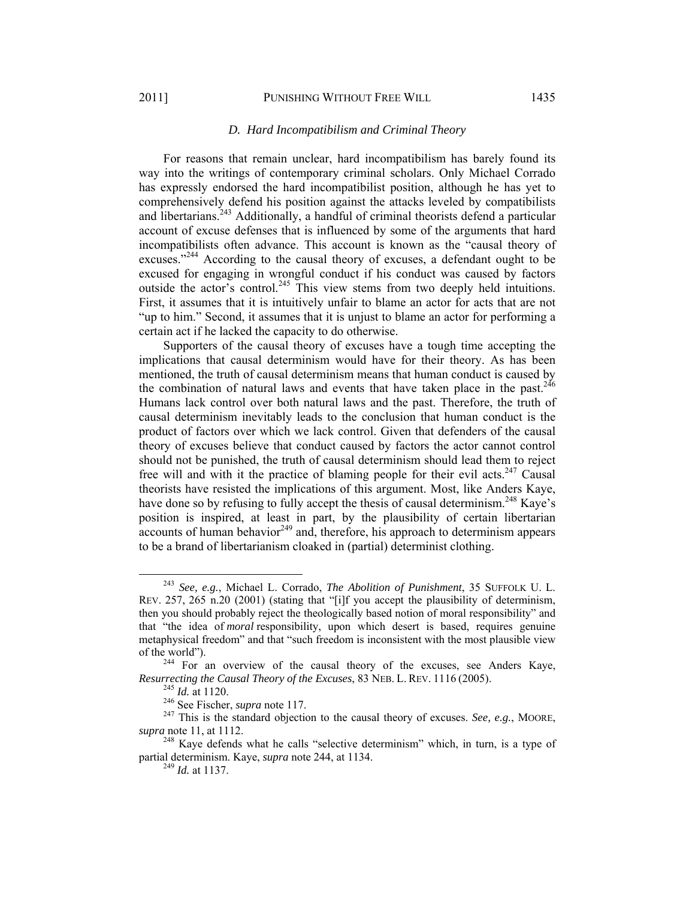### *D. Hard Incompatibilism and Criminal Theory*

For reasons that remain unclear, hard incompatibilism has barely found its way into the writings of contemporary criminal scholars. Only Michael Corrado has expressly endorsed the hard incompatibilist position, although he has yet to comprehensively defend his position against the attacks leveled by compatibilists and libertarians.[243] Additionally, a handful of criminal theorists defend a particular account of excuse defenses that is influenced by some of the arguments that hard incompatibilists often advance. This account is known as the "causal theory of excuses."[244] According to the causal theory of excuses, a defendant ought to be excused for engaging in wrongful conduct if his conduct was caused by factors outside the actor's control.[245] This view stems from two deeply held intuitions. First, it assumes that it is intuitively unfair to blame an actor for acts that are not "up to him." Second, it assumes that it is unjust to blame an actor for performing a certain act if he lacked the capacity to do otherwise.

Supporters of the causal theory of excuses have a tough time accepting the implications that causal determinism would have for their theory. As has been mentioned, the truth of causal determinism means that human conduct is caused by the combination of natural laws and events that have taken place in the past.[246] Humans lack control over both natural laws and the past. Therefore, the truth of causal determinism inevitably leads to the conclusion that human conduct is the product of factors over which we lack control. Given that defenders of the causal theory of excuses believe that conduct caused by factors the actor cannot control should not be punished, the truth of causal determinism should lead them to reject free will and with it the practice of blaming people for their evil acts.[247] Causal theorists have resisted the implications of this argument. Most, like Anders Kaye, have done so by refusing to fully accept the thesis of causal determinism.[248] Kaye's position is inspired, at least in part, by the plausibility of certain libertarian accounts of human behavior[249] and, therefore, his approach to determinism appears to be a brand of libertarianism cloaked in (partial) determinist clothing.

---

[243] *See, e.g.*, Michael L. Corrado, *The Abolition of Punishment*, 35 SUFFOLK U. L. REV. 257, 265 n.20 (2001) (stating that "[i]f you accept the plausibility of determinism, then you should probably reject the theologically based notion of moral responsibility" and that "the idea of *moral* responsibility, upon which desert is based, requires genuine metaphysical freedom" and that "such freedom is inconsistent with the most plausible view of the world").

[244] For an overview of the causal theory of the excuses, see Anders Kaye, *Resurrecting the Causal Theory of the Excuses*, 83 NEB. L. REV. 1116 (2005).

[245] *Id.* at 1120.

[246] See Fischer, *supra* note 117.

[247] This is the standard objection to the causal theory of excuses. *See, e.g.*, MOORE, *supra* note 11, at 1112.

[248] Kaye defends what he calls "selective determinism" which, in turn, is a type of partial determinism. Kaye, *supra* note 244, at 1134.

[249] *Id.* at 1137.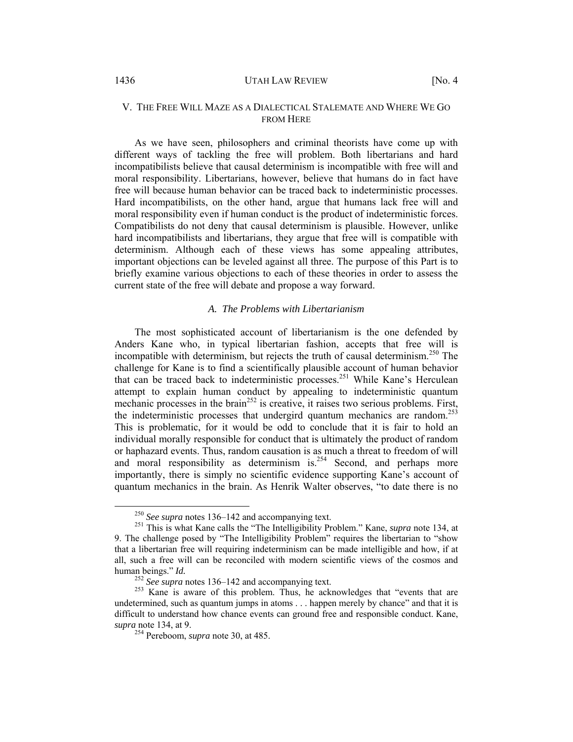## V. The Free Will Maze as a Dialectical Stalemate and Where We Go from Here

As we have seen, philosophers and criminal theorists have come up with different ways of tackling the free will problem. Both libertarians and hard incompatibilists believe that causal determinism is incompatible with free will and moral responsibility. Libertarians, however, believe that humans do in fact have free will because human behavior can be traced back to indeterministic processes. Hard incompatibilists, on the other hand, argue that humans lack free will and moral responsibility even if human conduct is the product of indeterministic forces. Compatibilists do not deny that causal determinism is plausible. However, unlike hard incompatibilists and libertarians, they argue that free will is compatible with determinism. Although each of these views has some appealing attributes, important objections can be leveled against all three. The purpose of this Part is to briefly examine various objections to each of these theories in order to assess the current state of the free will debate and propose a way forward.

### *A. The Problems with Libertarianism*

The most sophisticated account of libertarianism is the one defended by Anders Kane who, in typical libertarian fashion, accepts that free will is incompatible with determinism, but rejects the truth of causal determinism.[250] The challenge for Kane is to find a scientifically plausible account of human behavior that can be traced back to indeterministic processes.[251] While Kane's Herculean attempt to explain human conduct by appealing to indeterministic quantum mechanic processes in the brain[252] is creative, it raises two serious problems. First, the indeterministic processes that undergird quantum mechanics are random.[253] This is problematic, for it would be odd to conclude that it is fair to hold an individual morally responsible for conduct that is ultimately the product of random or haphazard events. Thus, random causation is as much a threat to freedom of will and moral responsibility as determinism is.[254] Second, and perhaps more importantly, there is simply no scientific evidence supporting Kane's account of quantum mechanics in the brain. As Henrik Walter observes, "to date there is no

---

[250] *See supra* notes 136–142 and accompanying text.

[251] This is what Kane calls the "The Intelligibility Problem." Kane, *supra* note 134, at 9. The challenge posed by "The Intelligibility Problem" requires the libertarian to "show that a libertarian free will requiring indeterminism can be made intelligible and how, if at all, such a free will can be reconciled with modern scientific views of the cosmos and human beings." *Id.*

[252] *See supra* notes 136–142 and accompanying text.

[253] Kane is aware of this problem. Thus, he acknowledges that "events that are undetermined, such as quantum jumps in atoms . . . happen merely by chance" and that it is difficult to understand how chance events can ground free and responsible conduct. Kane, *supra* note 134, at 9.

[254] Pereboom, *supra* note 30, at 485.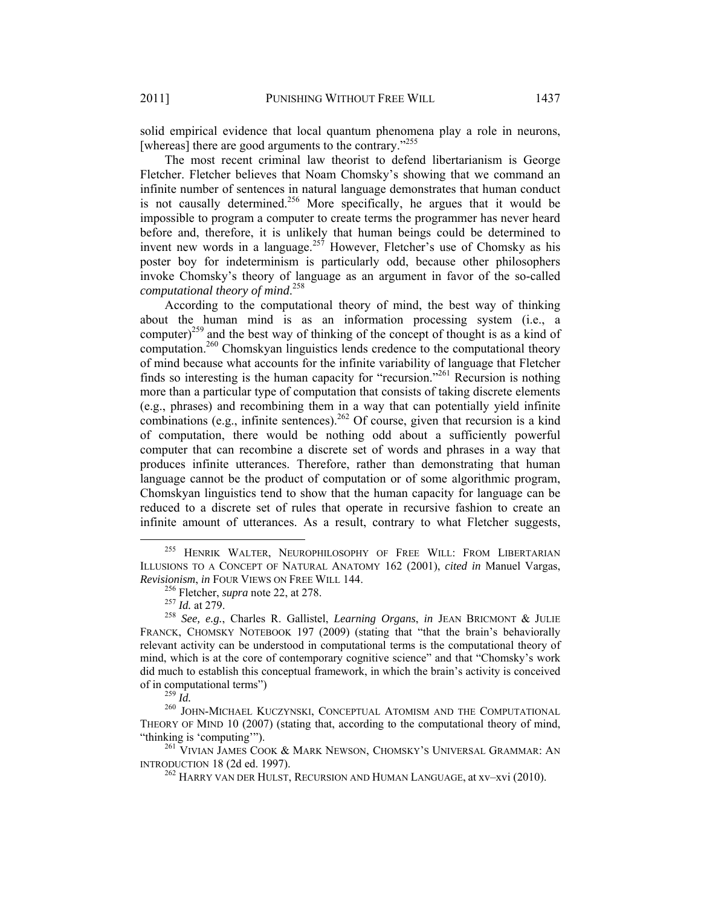solid empirical evidence that local quantum phenomena play a role in neurons, [whereas] there are good arguments to the contrary."[255]

The most recent criminal law theorist to defend libertarianism is George Fletcher. Fletcher believes that Noam Chomsky's showing that we command an infinite number of sentences in natural language demonstrates that human conduct is not causally determined.[256] More specifically, he argues that it would be impossible to program a computer to create terms the programmer has never heard before and, therefore, it is unlikely that human beings could be determined to invent new words in a language.[257] However, Fletcher's use of Chomsky as his poster boy for indeterminism is particularly odd, because other philosophers invoke Chomsky's theory of language as an argument in favor of the so-called *computational theory of mind*.[258]

According to the computational theory of mind, the best way of thinking about the human mind is as an information processing system (i.e., a computer)[259] and the best way of thinking of the concept of thought is as a kind of computation.[260] Chomskyan linguistics lends credence to the computational theory of mind because what accounts for the infinite variability of language that Fletcher finds so interesting is the human capacity for "recursion."[261] Recursion is nothing more than a particular type of computation that consists of taking discrete elements (e.g., phrases) and recombining them in a way that can potentially yield infinite combinations (e.g., infinite sentences).[262] Of course, given that recursion is a kind of computation, there would be nothing odd about a sufficiently powerful computer that can recombine a discrete set of words and phrases in a way that produces infinite utterances. Therefore, rather than demonstrating that human language cannot be the product of computation or of some algorithmic program, Chomskyan linguistics tend to show that the human capacity for language can be reduced to a discrete set of rules that operate in recursive fashion to create an infinite amount of utterances. As a result, contrary to what Fletcher suggests,

---

[255] HENRIK WALTER, NEUROPHILOSOPHY OF FREE WILL: FROM LIBERTARIAN ILLUSIONS TO A CONCEPT OF NATURAL ANATOMY 162 (2001), *cited in* Manuel Vargas, *Revisionism*, *in* FOUR VIEWS ON FREE WILL 144.

[256] Fletcher, *supra* note 22, at 278.

[257] *Id.* at 279.

[258] *See, e.g.*, Charles R. Gallistel, *Learning Organs*, *in* JEAN BRICMONT & JULIE FRANCK, CHOMSKY NOTEBOOK 197 (2009) (stating that "that the brain's behaviorally relevant activity can be understood in computational terms is the computational theory of mind, which is at the core of contemporary cognitive science" and that "Chomsky's work did much to establish this conceptual framework, in which the brain's activity is conceived of in computational terms")

[259] *Id.*

[260] JOHN-MICHAEL KUCZYNSKI, CONCEPTUAL ATOMISM AND THE COMPUTATIONAL THEORY OF MIND 10 (2007) (stating that, according to the computational theory of mind, "thinking is 'computing'").

[261] VIVIAN JAMES COOK & MARK NEWSON, CHOMSKY'S UNIVERSAL GRAMMAR: AN INTRODUCTION 18 (2d ed. 1997).

[262] HARRY VAN DER HULST, RECURSION AND HUMAN LANGUAGE, at xv–xvi (2010).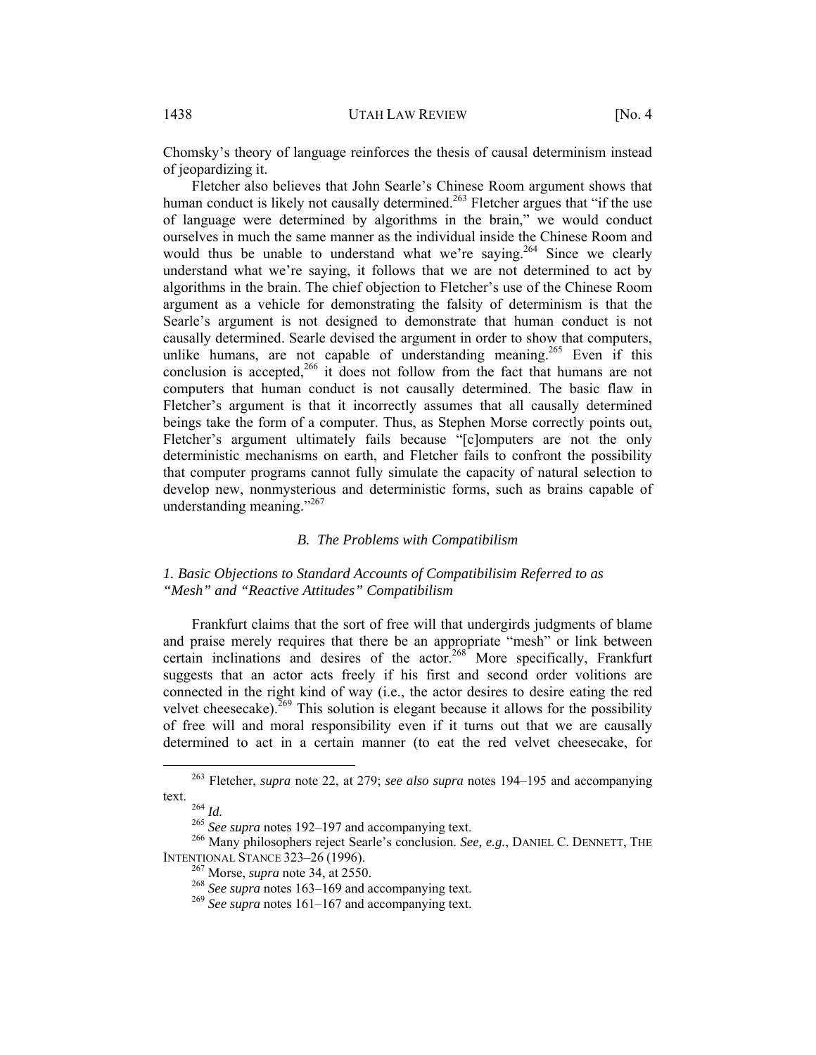Chomsky's theory of language reinforces the thesis of causal determinism instead of jeopardizing it.

Fletcher also believes that John Searle's Chinese Room argument shows that human conduct is likely not causally determined.[263] Fletcher argues that "if the use of language were determined by algorithms in the brain," we would conduct ourselves in much the same manner as the individual inside the Chinese Room and would thus be unable to understand what we're saying.[264] Since we clearly understand what we're saying, it follows that we are not determined to act by algorithms in the brain. The chief objection to Fletcher's use of the Chinese Room argument as a vehicle for demonstrating the falsity of determinism is that the Searle's argument is not designed to demonstrate that human conduct is not causally determined. Searle devised the argument in order to show that computers, unlike humans, are not capable of understanding meaning.[265] Even if this conclusion is accepted,[266] it does not follow from the fact that humans are not computers that human conduct is not causally determined. The basic flaw in Fletcher's argument is that it incorrectly assumes that all causally determined beings take the form of a computer. Thus, as Stephen Morse correctly points out, Fletcher's argument ultimately fails because "[c]omputers are not the only deterministic mechanisms on earth, and Fletcher fails to confront the possibility that computer programs cannot fully simulate the capacity of natural selection to develop new, nonmysterious and deterministic forms, such as brains capable of understanding meaning."[267]

### *B. The Problems with Compatibilism*

#### *1. Basic Objections to Standard Accounts of Compatibilisim Referred to as "Mesh" and "Reactive Attitudes" Compatibilism*

Frankfurt claims that the sort of free will that undergirds judgments of blame and praise merely requires that there be an appropriate "mesh" or link between certain inclinations and desires of the actor.[268] More specifically, Frankfurt suggests that an actor acts freely if his first and second order volitions are connected in the right kind of way (i.e., the actor desires to desire eating the red velvet cheesecake).[269] This solution is elegant because it allows for the possibility of free will and moral responsibility even if it turns out that we are causally determined to act in a certain manner (to eat the red velvet cheesecake, for

---

[263] Fletcher, *supra* note 22, at 279; *see also supra* notes 194–195 and accompanying text.

[264] *Id.*

[265] *See supra* notes 192–197 and accompanying text.

[266] Many philosophers reject Searle's conclusion. *See, e.g.*, DANIEL C. DENNETT, THE INTENTIONAL STANCE 323–26 (1996).

[267] Morse, *supra* note 34, at 2550.

[268] *See supra* notes 163–169 and accompanying text.

[269] *See supra* notes 161–167 and accompanying text.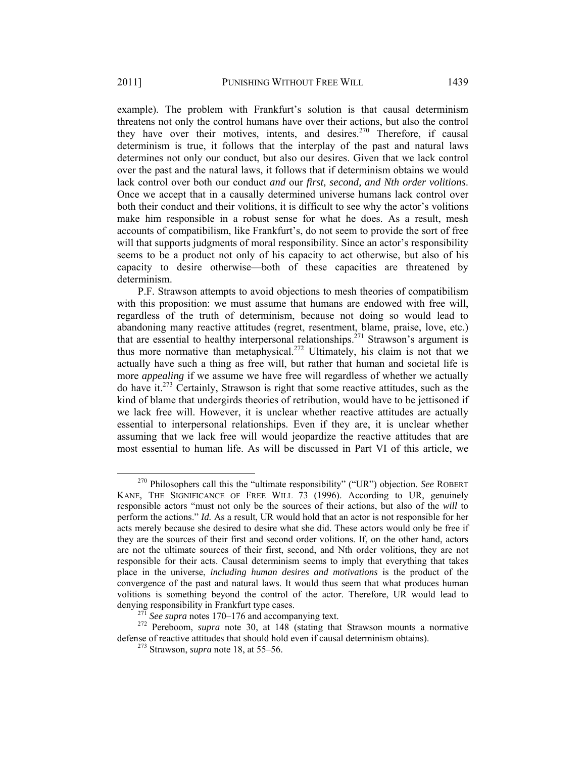example). The problem with Frankfurt's solution is that causal determinism threatens not only the control humans have over their actions, but also the control they have over their motives, intents, and desires.[270] Therefore, if causal determinism is true, it follows that the interplay of the past and natural laws determines not only our conduct, but also our desires. Given that we lack control over the past and the natural laws, it follows that if determinism obtains we would lack control over both our conduct *and* our *first, second, and Nth order volitions*. Once we accept that in a causally determined universe humans lack control over both their conduct and their volitions, it is difficult to see why the actor's volitions make him responsible in a robust sense for what he does. As a result, mesh accounts of compatibilism, like Frankfurt's, do not seem to provide the sort of free will that supports judgments of moral responsibility. Since an actor's responsibility seems to be a product not only of his capacity to act otherwise, but also of his capacity to desire otherwise—both of these capacities are threatened by determinism.

P.F. Strawson attempts to avoid objections to mesh theories of compatibilism with this proposition: we must assume that humans are endowed with free will, regardless of the truth of determinism, because not doing so would lead to abandoning many reactive attitudes (regret, resentment, blame, praise, love, etc.) that are essential to healthy interpersonal relationships.[271] Strawson's argument is thus more normative than metaphysical.[272] Ultimately, his claim is not that we actually have such a thing as free will, but rather that human and societal life is more *appealing* if we assume we have free will regardless of whether we actually do have it.[273] Certainly, Strawson is right that some reactive attitudes, such as the kind of blame that undergirds theories of retribution, would have to be jettisoned if we lack free will. However, it is unclear whether reactive attitudes are actually essential to interpersonal relationships. Even if they are, it is unclear whether assuming that we lack free will would jeopardize the reactive attitudes that are most essential to human life. As will be discussed in Part VI of this article, we

---

[270] Philosophers call this the "ultimate responsibility" ("UR") objection. *See* ROBERT KANE, THE SIGNIFICANCE OF FREE WILL 73 (1996). According to UR, genuinely responsible actors "must not only be the sources of their actions, but also of the *will* to perform the actions." *Id.* As a result, UR would hold that an actor is not responsible for her acts merely because she desired to desire what she did. These actors would only be free if they are the sources of their first and second order volitions. If, on the other hand, actors are not the ultimate sources of their first, second, and Nth order volitions, they are not responsible for their acts. Causal determinism seems to imply that everything that takes place in the universe, *including human desires and motivations* is the product of the convergence of the past and natural laws. It would thus seem that what produces human volitions is something beyond the control of the actor. Therefore, UR would lead to denying responsibility in Frankfurt type cases.

[271] *See supra* notes 170–176 and accompanying text.

[272] Pereboom, *supra* note 30, at 148 (stating that Strawson mounts a normative defense of reactive attitudes that should hold even if causal determinism obtains).

[273] Strawson, *supra* note 18, at 55–56.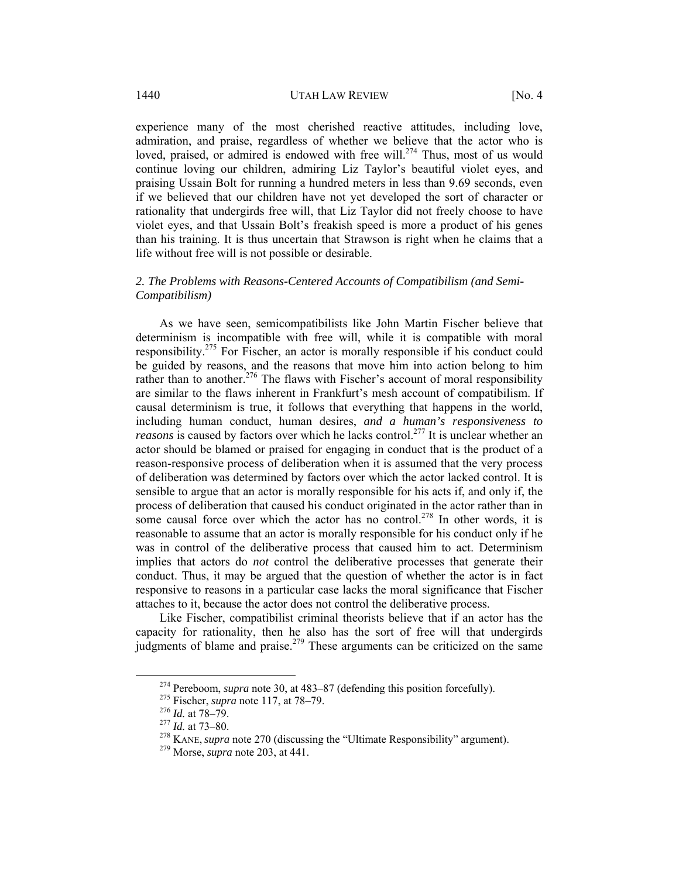experience many of the most cherished reactive attitudes, including love, admiration, and praise, regardless of whether we believe that the actor who is loved, praised, or admired is endowed with free will.[274] Thus, most of us would continue loving our children, admiring Liz Taylor's beautiful violet eyes, and praising Ussain Bolt for running a hundred meters in less than 9.69 seconds, even if we believed that our children have not yet developed the sort of character or rationality that undergirds free will, that Liz Taylor did not freely choose to have violet eyes, and that Ussain Bolt's freakish speed is more a product of his genes than his training. It is thus uncertain that Strawson is right when he claims that a life without free will is not possible or desirable.

### *2. The Problems with Reasons-Centered Accounts of Compatibilism (and Semi-Compatibilism)*

As we have seen, semicompatibilists like John Martin Fischer believe that determinism is incompatible with free will, while it is compatible with moral responsibility.[275] For Fischer, an actor is morally responsible if his conduct could be guided by reasons, and the reasons that move him into action belong to him rather than to another.[276] The flaws with Fischer's account of moral responsibility are similar to the flaws inherent in Frankfurt's mesh account of compatibilism. If causal determinism is true, it follows that everything that happens in the world, including human conduct, human desires, *and a human's responsiveness to reasons* is caused by factors over which he lacks control.[277] It is unclear whether an actor should be blamed or praised for engaging in conduct that is the product of a reason-responsive process of deliberation when it is assumed that the very process of deliberation was determined by factors over which the actor lacked control. It is sensible to argue that an actor is morally responsible for his acts if, and only if, the process of deliberation that caused his conduct originated in the actor rather than in some causal force over which the actor has no control.[278] In other words, it is reasonable to assume that an actor is morally responsible for his conduct only if he was in control of the deliberative process that caused him to act. Determinism implies that actors do *not* control the deliberative processes that generate their conduct. Thus, it may be argued that the question of whether the actor is in fact responsive to reasons in a particular case lacks the moral significance that Fischer attaches to it, because the actor does not control the deliberative process.

Like Fischer, compatibilist criminal theorists believe that if an actor has the capacity for rationality, then he also has the sort of free will that undergirds judgments of blame and praise.[279] These arguments can be criticized on the same

---

[274] Pereboom, *supra* note 30, at 483–87 (defending this position forcefully).

[275] Fischer, *supra* note 117, at 78–79.

[276] *Id.* at 78–79.

[277] *Id.* at 73–80.

[278] KANE, *supra* note 270 (discussing the "Ultimate Responsibility" argument).

[279] Morse, *supra* note 203, at 441.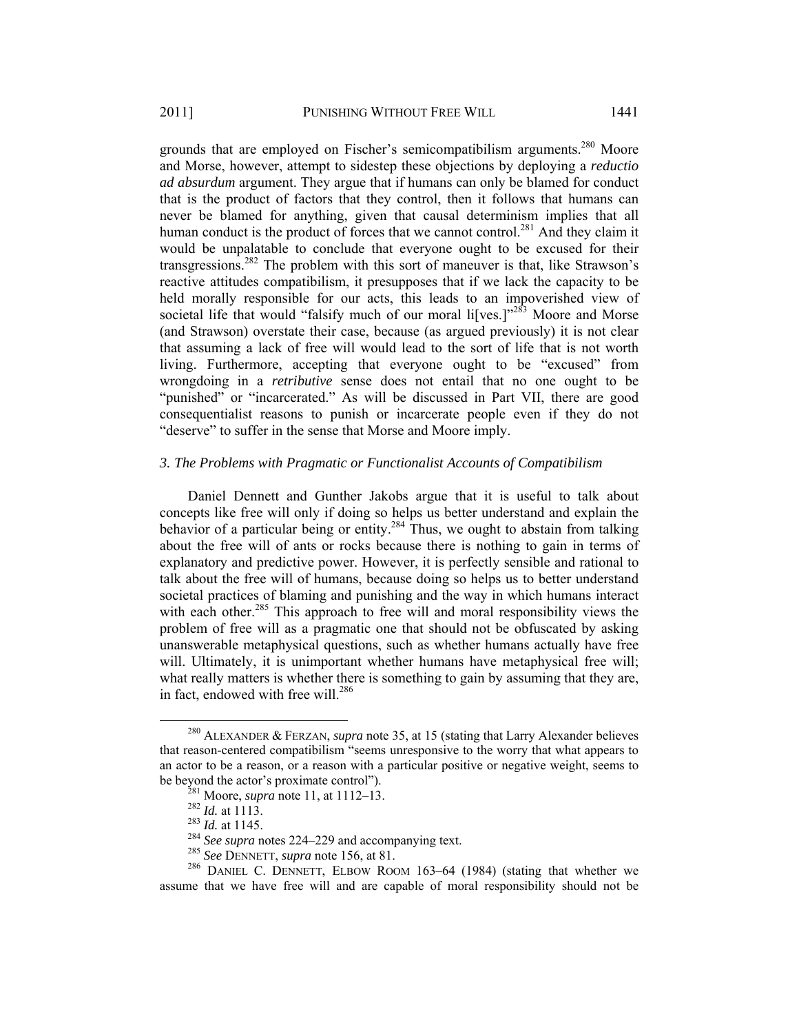grounds that are employed on Fischer's semicompatibilism arguments.[280] Moore and Morse, however, attempt to sidestep these objections by deploying a *reductio ad absurdum* argument. They argue that if humans can only be blamed for conduct that is the product of factors that they control, then it follows that humans can never be blamed for anything, given that causal determinism implies that all human conduct is the product of forces that we cannot control.[281] And they claim it would be unpalatable to conclude that everyone ought to be excused for their transgressions.[282] The problem with this sort of maneuver is that, like Strawson's reactive attitudes compatibilism, it presupposes that if we lack the capacity to be held morally responsible for our acts, this leads to an impoverished view of societal life that would "falsify much of our moral li[ves.]"[283] Moore and Morse (and Strawson) overstate their case, because (as argued previously) it is not clear that assuming a lack of free will would lead to the sort of life that is not worth living. Furthermore, accepting that everyone ought to be "excused" from wrongdoing in a *retributive* sense does not entail that no one ought to be "punished" or "incarcerated." As will be discussed in Part VII, there are good consequentialist reasons to punish or incarcerate people even if they do not "deserve" to suffer in the sense that Morse and Moore imply.

### *3. The Problems with Pragmatic or Functionalist Accounts of Compatibilism*

Daniel Dennett and Gunther Jakobs argue that it is useful to talk about concepts like free will only if doing so helps us better understand and explain the behavior of a particular being or entity.[284] Thus, we ought to abstain from talking about the free will of ants or rocks because there is nothing to gain in terms of explanatory and predictive power. However, it is perfectly sensible and rational to talk about the free will of humans, because doing so helps us to better understand societal practices of blaming and punishing and the way in which humans interact with each other.[285] This approach to free will and moral responsibility views the problem of free will as a pragmatic one that should not be obfuscated by asking unanswerable metaphysical questions, such as whether humans actually have free will. Ultimately, it is unimportant whether humans have metaphysical free will; what really matters is whether there is something to gain by assuming that they are, in fact, endowed with free will.[286]

---

[280] ALEXANDER & FERZAN, *supra* note 35, at 15 (stating that Larry Alexander believes that reason-centered compatibilism "seems unresponsive to the worry that what appears to an actor to be a reason, or a reason with a particular positive or negative weight, seems to be beyond the actor's proximate control").

[281] Moore, *supra* note 11, at 1112–13.

[282] *Id.* at 1113.

[283] *Id.* at 1145.

[284] *See supra* notes 224–229 and accompanying text.

[285] *See* DENNETT, *supra* note 156, at 81.

[286] DANIEL C. DENNETT, ELBOW ROOM 163–64 (1984) (stating that whether we assume that we have free will and are capable of moral responsibility should not be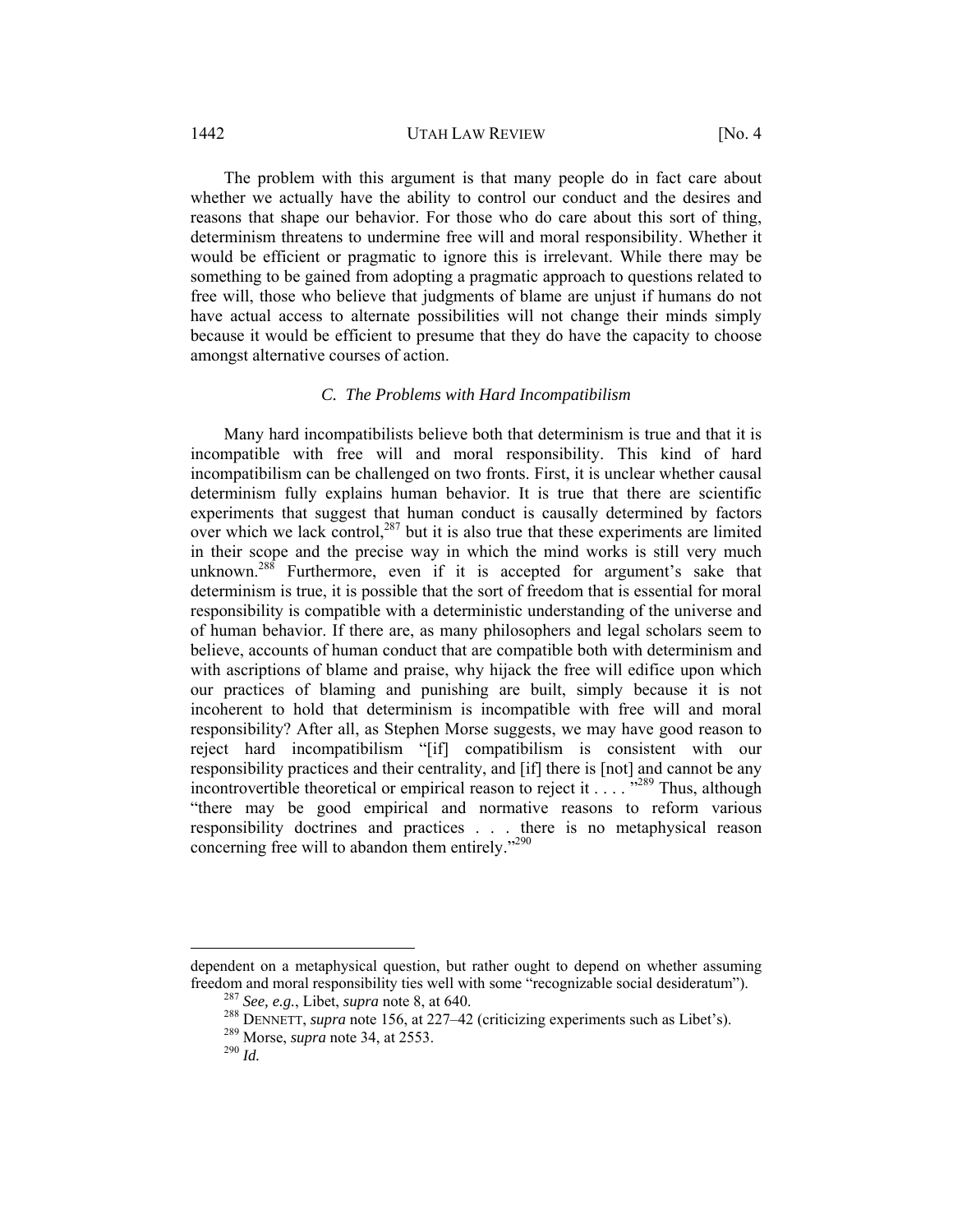The problem with this argument is that many people do in fact care about whether we actually have the ability to control our conduct and the desires and reasons that shape our behavior. For those who do care about this sort of thing, determinism threatens to undermine free will and moral responsibility. Whether it would be efficient or pragmatic to ignore this is irrelevant. While there may be something to be gained from adopting a pragmatic approach to questions related to free will, those who believe that judgments of blame are unjust if humans do not have actual access to alternate possibilities will not change their minds simply because it would be efficient to presume that they do have the capacity to choose amongst alternative courses of action.

### *C. The Problems with Hard Incompatibilism*

Many hard incompatibilists believe both that determinism is true and that it is incompatible with free will and moral responsibility. This kind of hard incompatibilism can be challenged on two fronts. First, it is unclear whether causal determinism fully explains human behavior. It is true that there are scientific experiments that suggest that human conduct is causally determined by factors over which we lack control,[287] but it is also true that these experiments are limited in their scope and the precise way in which the mind works is still very much unknown.[288] Furthermore, even if it is accepted for argument's sake that determinism is true, it is possible that the sort of freedom that is essential for moral responsibility is compatible with a deterministic understanding of the universe and of human behavior. If there are, as many philosophers and legal scholars seem to believe, accounts of human conduct that are compatible both with determinism and with ascriptions of blame and praise, why hijack the free will edifice upon which our practices of blaming and punishing are built, simply because it is not incoherent to hold that determinism is incompatible with free will and moral responsibility? After all, as Stephen Morse suggests, we may have good reason to reject hard incompatibilism "[if] compatibilism is consistent with our responsibility practices and their centrality, and [if] there is [not] and cannot be any incontrovertible theoretical or empirical reason to reject it . . . ."[289] Thus, although "there may be good empirical and normative reasons to reform various responsibility doctrines and practices . . . there is no metaphysical reason concerning free will to abandon them entirely."[290]

---

dependent on a metaphysical question, but rather ought to depend on whether assuming freedom and moral responsibility ties well with some "recognizable social desideratum").

[287] *See, e.g.*, Libet, *supra* note 8, at 640.

[288] DENNETT, *supra* note 156, at 227–42 (criticizing experiments such as Libet's).

[289] Morse, *supra* note 34, at 2553.

[290] *Id.*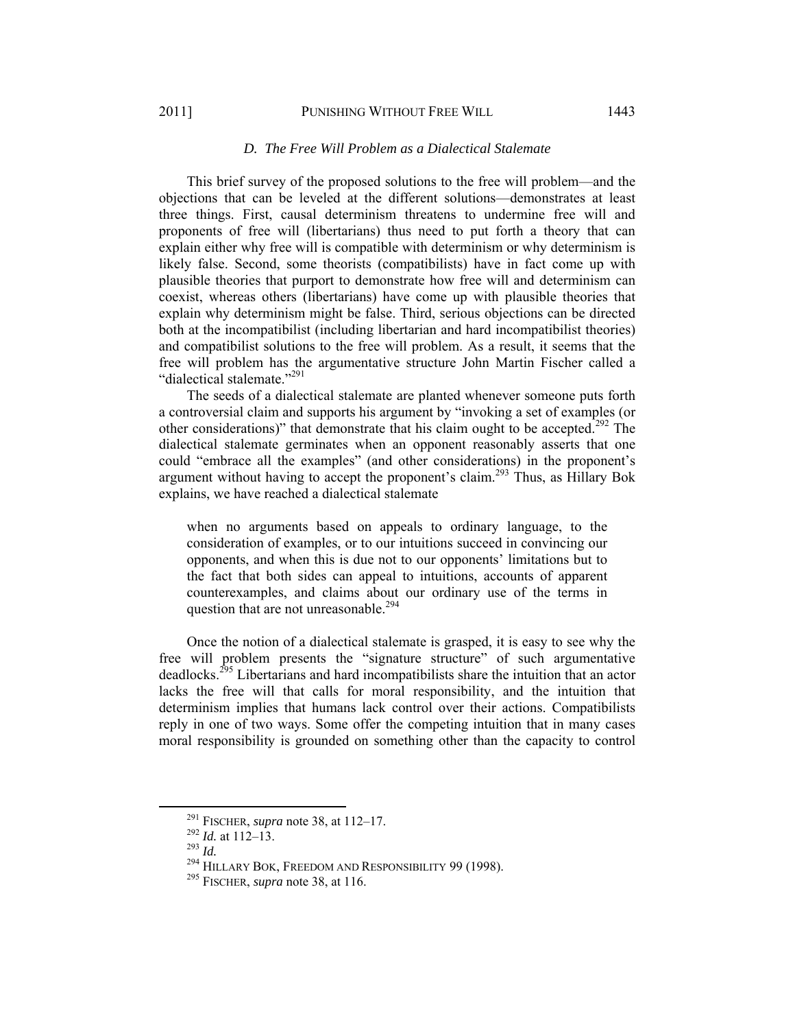### *D. The Free Will Problem as a Dialectical Stalemate*

This brief survey of the proposed solutions to the free will problem—and the objections that can be leveled at the different solutions—demonstrates at least three things. First, causal determinism threatens to undermine free will and proponents of free will (libertarians) thus need to put forth a theory that can explain either why free will is compatible with determinism or why determinism is likely false. Second, some theorists (compatibilists) have in fact come up with plausible theories that purport to demonstrate how free will and determinism can coexist, whereas others (libertarians) have come up with plausible theories that explain why determinism might be false. Third, serious objections can be directed both at the incompatibilist (including libertarian and hard incompatibilist theories) and compatibilist solutions to the free will problem. As a result, it seems that the free will problem has the argumentative structure John Martin Fischer called a "dialectical stalemate."[291]

The seeds of a dialectical stalemate are planted whenever someone puts forth a controversial claim and supports his argument by "invoking a set of examples (or other considerations)" that demonstrate that his claim ought to be accepted.[292] The dialectical stalemate germinates when an opponent reasonably asserts that one could "embrace all the examples" (and other considerations) in the proponent's argument without having to accept the proponent's claim.[293] Thus, as Hillary Bok explains, we have reached a dialectical stalemate

> when no arguments based on appeals to ordinary language, to the consideration of examples, or to our intuitions succeed in convincing our opponents, and when this is due not to our opponents' limitations but to the fact that both sides can appeal to intuitions, accounts of apparent counterexamples, and claims about our ordinary use of the terms in question that are not unreasonable.[294]

Once the notion of a dialectical stalemate is grasped, it is easy to see why the free will problem presents the "signature structure" of such argumentative deadlocks.[295] Libertarians and hard incompatibilists share the intuition that an actor lacks the free will that calls for moral responsibility, and the intuition that determinism implies that humans lack control over their actions. Compatibilists reply in one of two ways. Some offer the competing intuition that in many cases moral responsibility is grounded on something other than the capacity to control

---

[291] FISCHER, *supra* note 38, at 112–17.

[292] *Id.* at 112–13.

[293] *Id.*

[294] HILLARY BOK, FREEDOM AND RESPONSIBILITY 99 (1998).

[295] FISCHER, *supra* note 38, at 116.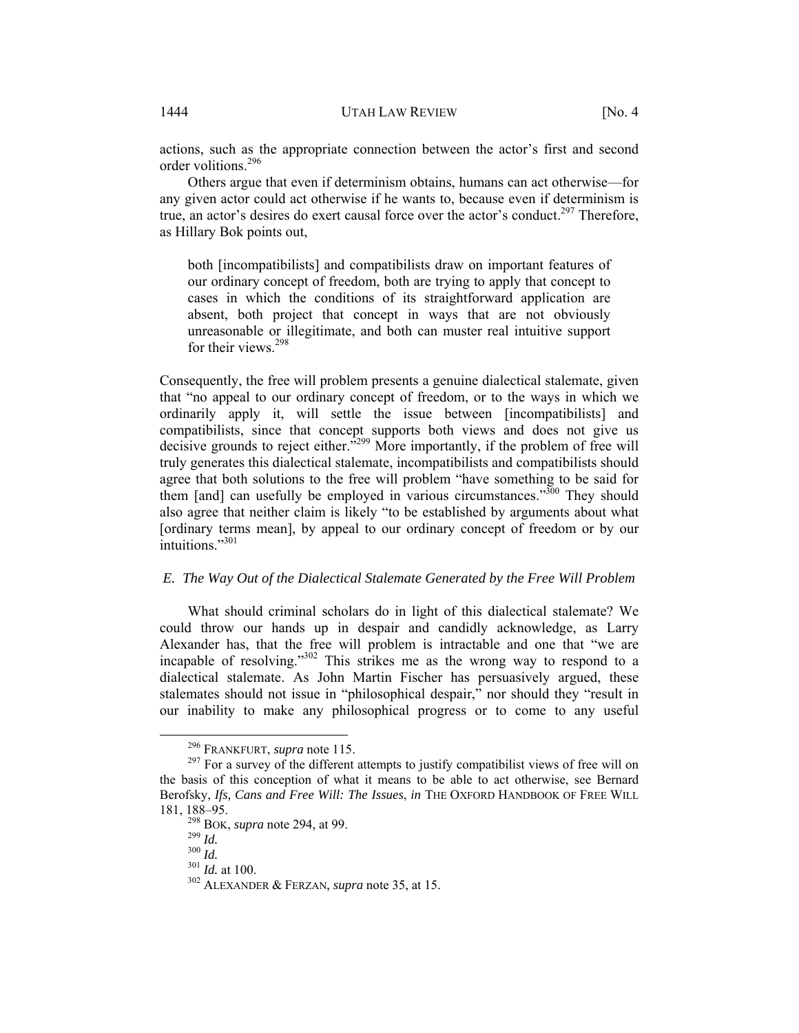actions, such as the appropriate connection between the actor's first and second order volitions.[296]

Others argue that even if determinism obtains, humans can act otherwise—for any given actor could act otherwise if he wants to, because even if determinism is true, an actor's desires do exert causal force over the actor's conduct.[297] Therefore, as Hillary Bok points out,

> both [incompatibilists] and compatibilists draw on important features of our ordinary concept of freedom, both are trying to apply that concept to cases in which the conditions of its straightforward application are absent, both project that concept in ways that are not obviously unreasonable or illegitimate, and both can muster real intuitive support for their views.[298]

Consequently, the free will problem presents a genuine dialectical stalemate, given that "no appeal to our ordinary concept of freedom, or to the ways in which we ordinarily apply it, will settle the issue between [incompatibilists] and compatibilists, since that concept supports both views and does not give us decisive grounds to reject either."[299] More importantly, if the problem of free will truly generates this dialectical stalemate, incompatibilists and compatibilists should agree that both solutions to the free will problem "have something to be said for them [and] can usefully be employed in various circumstances."[300] They should also agree that neither claim is likely "to be established by arguments about what [ordinary terms mean], by appeal to our ordinary concept of freedom or by our intuitions."[301]

### *E. The Way Out of the Dialectical Stalemate Generated by the Free Will Problem*

What should criminal scholars do in light of this dialectical stalemate? We could throw our hands up in despair and candidly acknowledge, as Larry Alexander has, that the free will problem is intractable and one that "we are incapable of resolving."[302] This strikes me as the wrong way to respond to a dialectical stalemate. As John Martin Fischer has persuasively argued, these stalemates should not issue in "philosophical despair," nor should they "result in our inability to make any philosophical progress or to come to any useful

---

[296] FRANKFURT, *supra* note 115.

[297] For a survey of the different attempts to justify compatibilist views of free will on the basis of this conception of what it means to be able to act otherwise, see Bernard Berofsky, *Ifs, Cans and Free Will: The Issues*, *in* THE OXFORD HANDBOOK OF FREE WILL 181, 188–95.

[298] BOK, *supra* note 294, at 99.

[299] *Id.*

[300] *Id.*

[301] *Id.* at 100.

[302] ALEXANDER & FERZAN, *supra* note 35, at 15.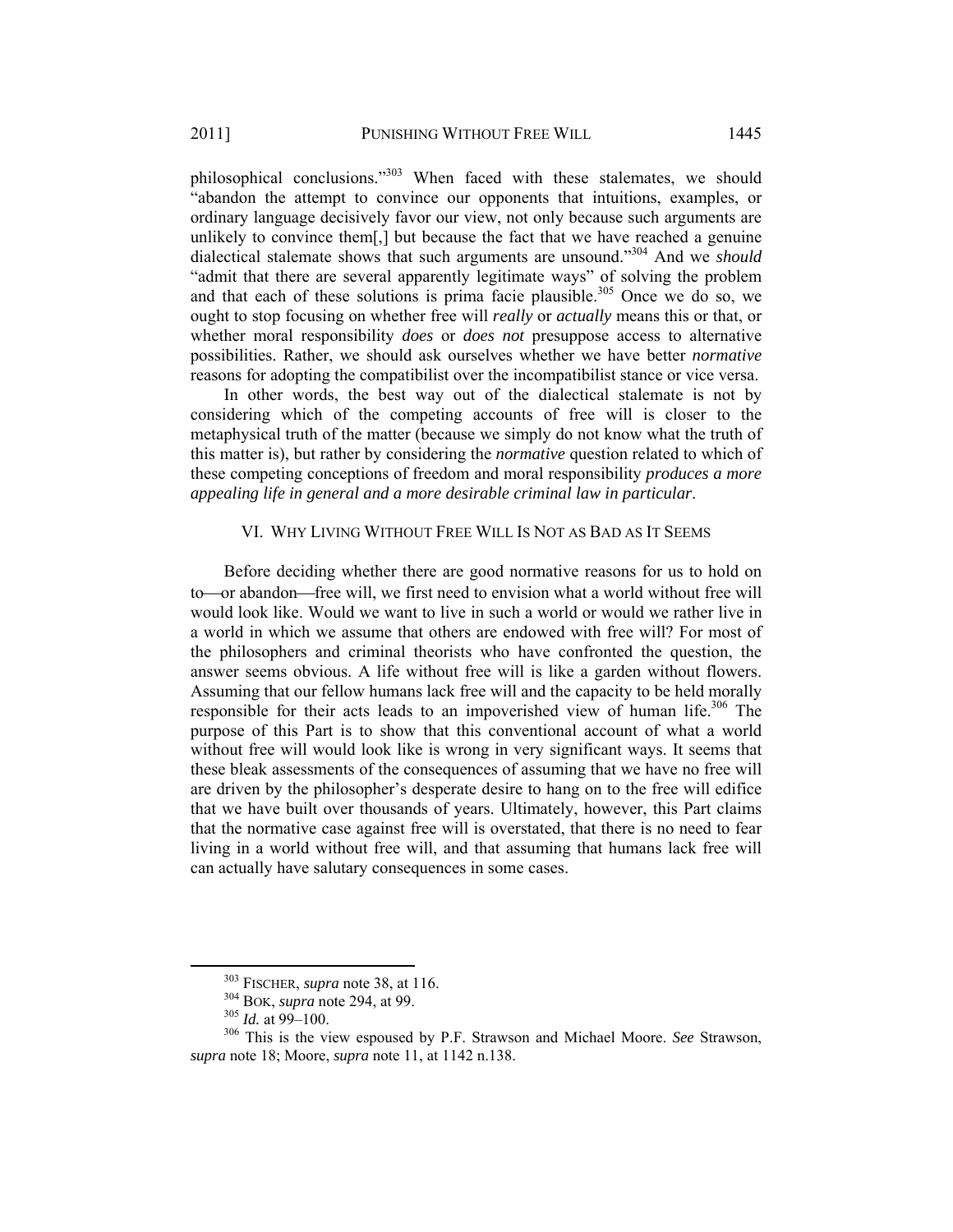philosophical conclusions."[303] When faced with these stalemates, we should "abandon the attempt to convince our opponents that intuitions, examples, or ordinary language decisively favor our view, not only because such arguments are unlikely to convince them[,] but because the fact that we have reached a genuine dialectical stalemate shows that such arguments are unsound."[304] And we *should* "admit that there are several apparently legitimate ways" of solving the problem and that each of these solutions is prima facie plausible.[305] Once we do so, we ought to stop focusing on whether free will *really* or *actually* means this or that, or whether moral responsibility *does* or *does not* presuppose access to alternative possibilities. Rather, we should ask ourselves whether we have better *normative* reasons for adopting the compatibilist over the incompatibilist stance or vice versa.

In other words, the best way out of the dialectical stalemate is not by considering which of the competing accounts of free will is closer to the metaphysical truth of the matter (because we simply do not know what the truth of this matter is), but rather by considering the *normative* question related to which of these competing conceptions of freedom and moral responsibility *produces a more appealing life in general and a more desirable criminal law in particular*.

## VI. Why Living Without Free Will Is Not as Bad as It Seems

Before deciding whether there are good normative reasons for us to hold on to—or abandon—free will, we first need to envision what a world without free will would look like. Would we want to live in such a world or would we rather live in a world in which we assume that others are endowed with free will? For most of the philosophers and criminal theorists who have confronted the question, the answer seems obvious. A life without free will is like a garden without flowers. Assuming that our fellow humans lack free will and the capacity to be held morally responsible for their acts leads to an impoverished view of human life.[306] The purpose of this Part is to show that this conventional account of what a world without free will would look like is wrong in very significant ways. It seems that these bleak assessments of the consequences of assuming that we have no free will are driven by the philosopher's desperate desire to hang on to the free will edifice that we have built over thousands of years. Ultimately, however, this Part claims that the normative case against free will is overstated, that there is no need to fear living in a world without free will, and that assuming that humans lack free will can actually have salutary consequences in some cases.

---

[303] Fischer, *supra* note 38, at 116.

[304] Bok, *supra* note 294, at 99.

[305] *Id.* at 99–100.

[306] This is the view espoused by P.F. Strawson and Michael Moore. *See* Strawson, *supra* note 18; Moore, *supra* note 11, at 1142 n.138.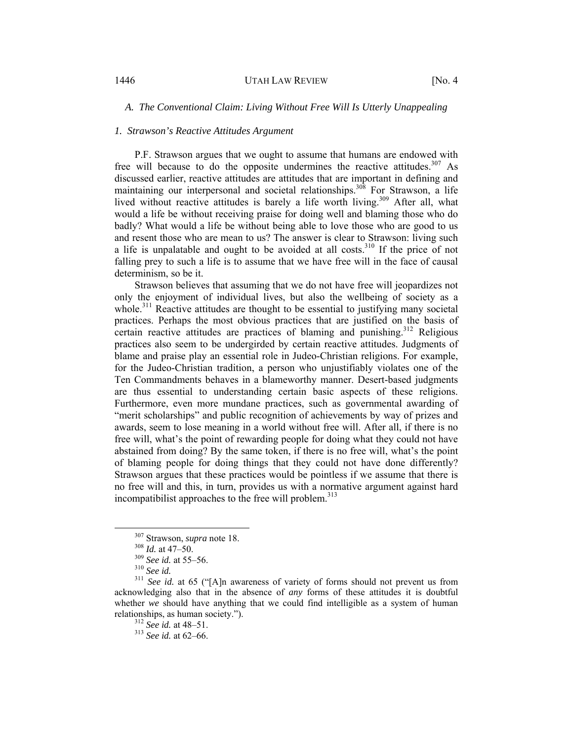### A. *The Conventional Claim: Living Without Free Will Is Utterly Unappealing*

#### 1. *Strawson's Reactive Attitudes Argument*

P.F. Strawson argues that we ought to assume that humans are endowed with free will because to do the opposite undermines the reactive attitudes.[307] As discussed earlier, reactive attitudes are attitudes that are important in defining and maintaining our interpersonal and societal relationships.[308] For Strawson, a life lived without reactive attitudes is barely a life worth living.[309] After all, what would a life be without receiving praise for doing well and blaming those who do badly? What would a life be without being able to love those who are good to us and resent those who are mean to us? The answer is clear to Strawson: living such a life is unpalatable and ought to be avoided at all costs.[310] If the price of not falling prey to such a life is to assume that we have free will in the face of causal determinism, so be it.

Strawson believes that assuming that we do not have free will jeopardizes not only the enjoyment of individual lives, but also the wellbeing of society as a whole.[311] Reactive attitudes are thought to be essential to justifying many societal practices. Perhaps the most obvious practices that are justified on the basis of certain reactive attitudes are practices of blaming and punishing.[312] Religious practices also seem to be undergirded by certain reactive attitudes. Judgments of blame and praise play an essential role in Judeo-Christian religions. For example, for the Judeo-Christian tradition, a person who unjustifiably violates one of the Ten Commandments behaves in a blameworthy manner. Desert-based judgments are thus essential to understanding certain basic aspects of these religions. Furthermore, even more mundane practices, such as governmental awarding of "merit scholarships" and public recognition of achievements by way of prizes and awards, seem to lose meaning in a world without free will. After all, if there is no free will, what's the point of rewarding people for doing what they could not have abstained from doing? By the same token, if there is no free will, what's the point of blaming people for doing things that they could not have done differently? Strawson argues that these practices would be pointless if we assume that there is no free will and this, in turn, provides us with a normative argument against hard incompatibilist approaches to the free will problem.[313]

---

[307] Strawson, *supra* note 18.

[308] *Id.* at 47–50.

[309] *See id.* at 55–56.

[310] *See id.*

[311] *See id.* at 65 ("[A]n awareness of variety of forms should not prevent us from acknowledging also that in the absence of *any* forms of these attitudes it is doubtful whether *we* should have anything that we could find intelligible as a system of human relationships, as human society.").

[312] *See id.* at 48–51.

[313] *See id.* at 62–66.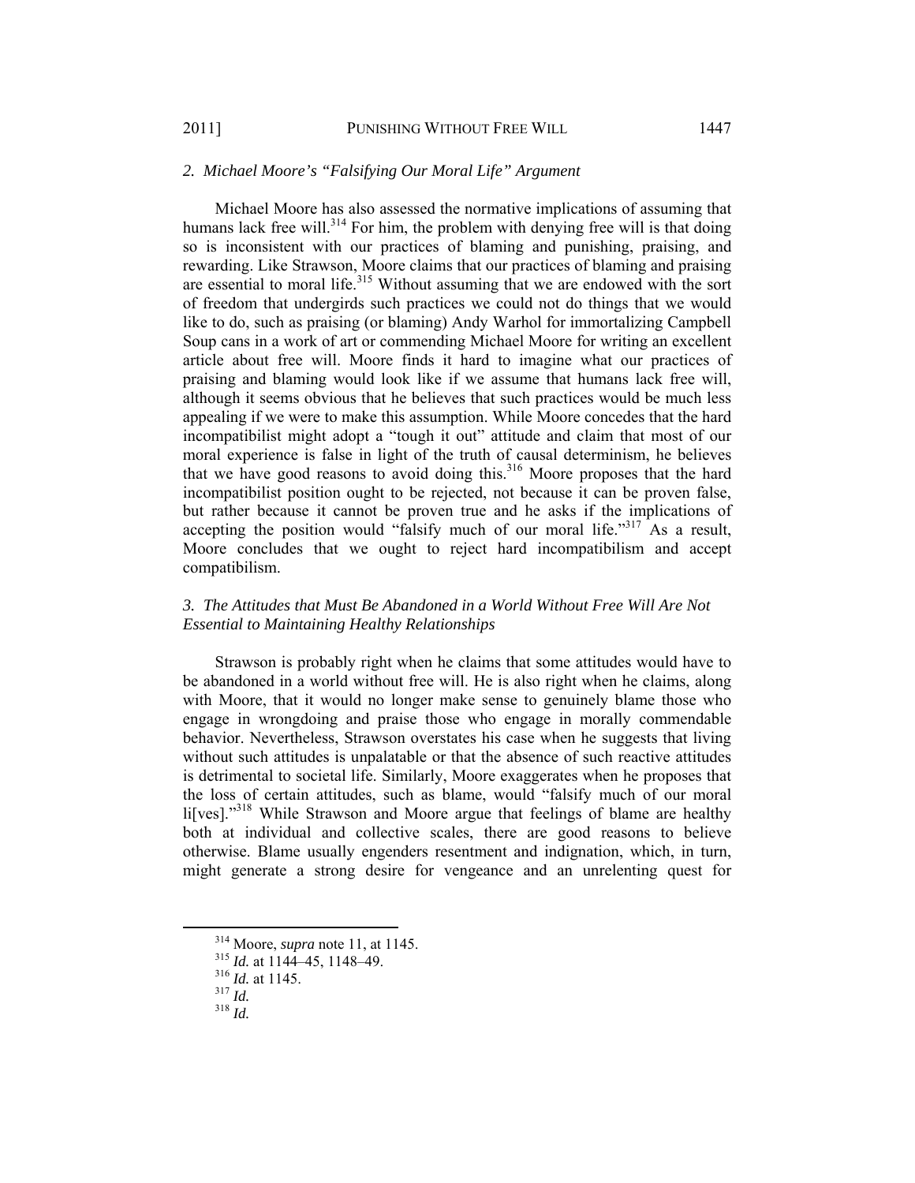### *2. Michael Moore's "Falsifying Our Moral Life" Argument*

Michael Moore has also assessed the normative implications of assuming that humans lack free will.[314] For him, the problem with denying free will is that doing so is inconsistent with our practices of blaming and punishing, praising, and rewarding. Like Strawson, Moore claims that our practices of blaming and praising are essential to moral life.[315] Without assuming that we are endowed with the sort of freedom that undergirds such practices we could not do things that we would like to do, such as praising (or blaming) Andy Warhol for immortalizing Campbell Soup cans in a work of art or commending Michael Moore for writing an excellent article about free will. Moore finds it hard to imagine what our practices of praising and blaming would look like if we assume that humans lack free will, although it seems obvious that he believes that such practices would be much less appealing if we were to make this assumption. While Moore concedes that the hard incompatibilist might adopt a "tough it out" attitude and claim that most of our moral experience is false in light of the truth of causal determinism, he believes that we have good reasons to avoid doing this.[316] Moore proposes that the hard incompatibilist position ought to be rejected, not because it can be proven false, but rather because it cannot be proven true and he asks if the implications of accepting the position would "falsify much of our moral life."[317] As a result, Moore concludes that we ought to reject hard incompatibilism and accept compatibilism.

### *3. The Attitudes that Must Be Abandoned in a World Without Free Will Are Not Essential to Maintaining Healthy Relationships*

Strawson is probably right when he claims that some attitudes would have to be abandoned in a world without free will. He is also right when he claims, along with Moore, that it would no longer make sense to genuinely blame those who engage in wrongdoing and praise those who engage in morally commendable behavior. Nevertheless, Strawson overstates his case when he suggests that living without such attitudes is unpalatable or that the absence of such reactive attitudes is detrimental to societal life. Similarly, Moore exaggerates when he proposes that the loss of certain attitudes, such as blame, would "falsify much of our moral li[ves]."[318] While Strawson and Moore argue that feelings of blame are healthy both at individual and collective scales, there are good reasons to believe otherwise. Blame usually engenders resentment and indignation, which, in turn, might generate a strong desire for vengeance and an unrelenting quest for

---

[314] Moore, *supra* note 11, at 1145.

[315] *Id.* at 1144–45, 1148–49.

[316] *Id.* at 1145.

[317] *Id.*

[318] *Id.*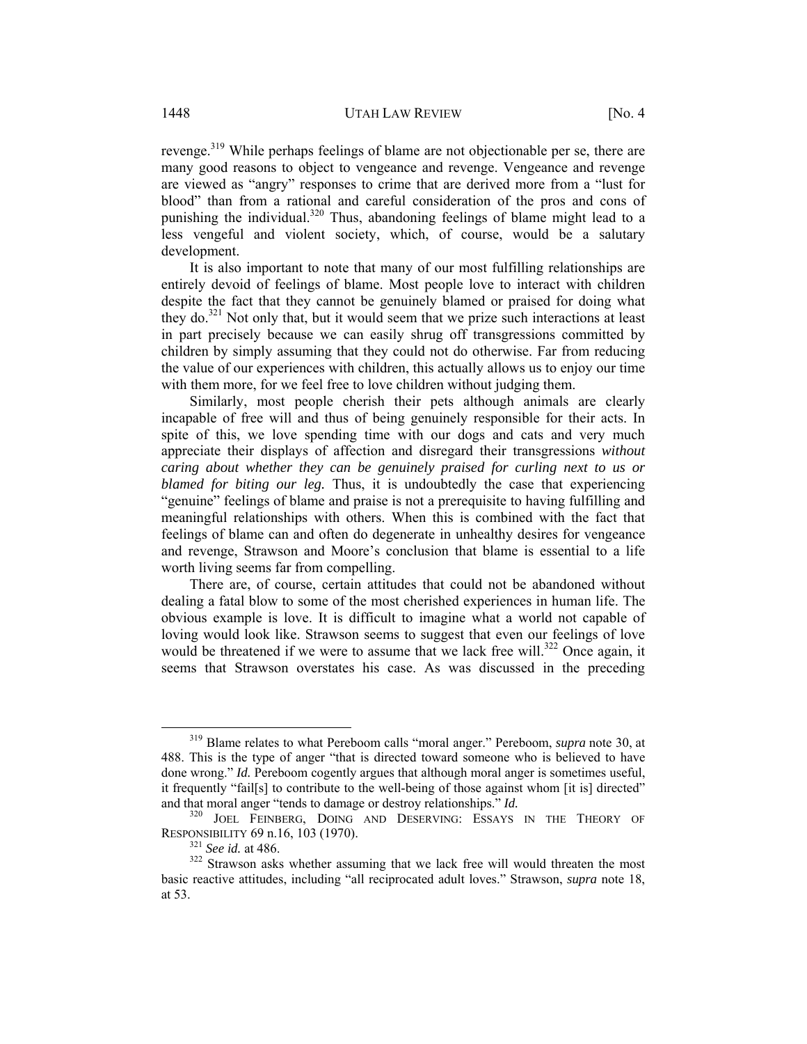revenge.[319] While perhaps feelings of blame are not objectionable per se, there are many good reasons to object to vengeance and revenge. Vengeance and revenge are viewed as "angry" responses to crime that are derived more from a "lust for blood" than from a rational and careful consideration of the pros and cons of punishing the individual.[320] Thus, abandoning feelings of blame might lead to a less vengeful and violent society, which, of course, would be a salutary development.

It is also important to note that many of our most fulfilling relationships are entirely devoid of feelings of blame. Most people love to interact with children despite the fact that they cannot be genuinely blamed or praised for doing what they do.[321] Not only that, but it would seem that we prize such interactions at least in part precisely because we can easily shrug off transgressions committed by children by simply assuming that they could not do otherwise. Far from reducing the value of our experiences with children, this actually allows us to enjoy our time with them more, for we feel free to love children without judging them.

Similarly, most people cherish their pets although animals are clearly incapable of free will and thus of being genuinely responsible for their acts. In spite of this, we love spending time with our dogs and cats and very much appreciate their displays of affection and disregard their transgressions *without caring about whether they can be genuinely praised for curling next to us or blamed for biting our leg.* Thus, it is undoubtedly the case that experiencing "genuine" feelings of blame and praise is not a prerequisite to having fulfilling and meaningful relationships with others. When this is combined with the fact that feelings of blame can and often do degenerate in unhealthy desires for vengeance and revenge, Strawson and Moore's conclusion that blame is essential to a life worth living seems far from compelling.

There are, of course, certain attitudes that could not be abandoned without dealing a fatal blow to some of the most cherished experiences in human life. The obvious example is love. It is difficult to imagine what a world not capable of loving would look like. Strawson seems to suggest that even our feelings of love would be threatened if we were to assume that we lack free will.[322] Once again, it seems that Strawson overstates his case. As was discussed in the preceding

---

[319] Blame relates to what Pereboom calls "moral anger." Pereboom, *supra* note 30, at 488. This is the type of anger "that is directed toward someone who is believed to have done wrong." *Id.* Pereboom cogently argues that although moral anger is sometimes useful, it frequently "fail[s] to contribute to the well-being of those against whom [it is] directed" and that moral anger "tends to damage or destroy relationships." *Id.*

[320] JOEL FEINBERG, DOING AND DESERVING: ESSAYS IN THE THEORY OF RESPONSIBILITY 69 n.16, 103 (1970).

[321] *See id.* at 486.

[322] Strawson asks whether assuming that we lack free will would threaten the most basic reactive attitudes, including "all reciprocated adult loves." Strawson, *supra* note 18, at 53.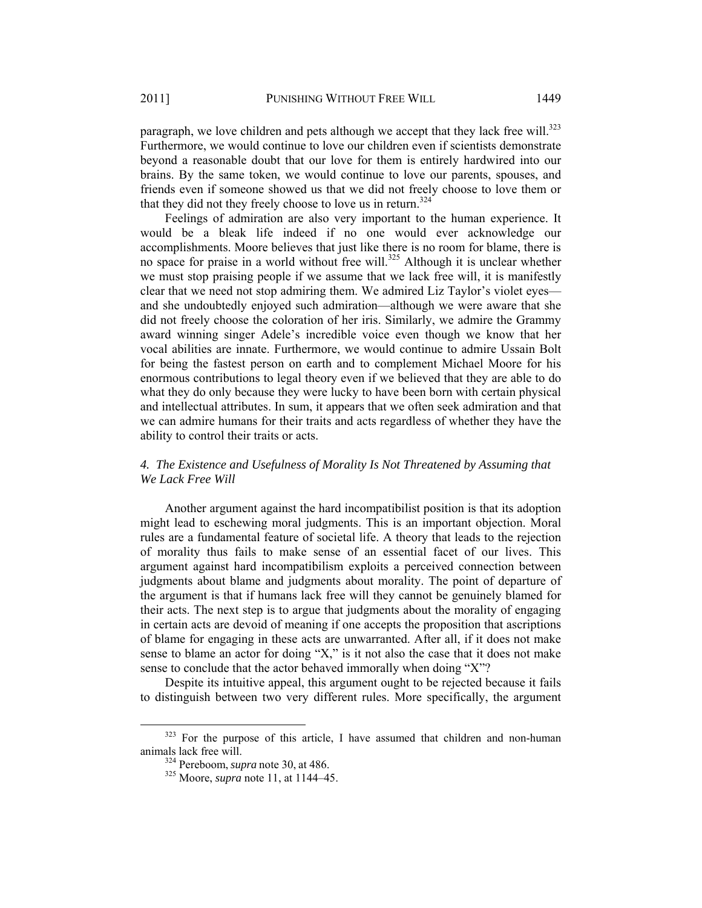paragraph, we love children and pets although we accept that they lack free will.[323] Furthermore, we would continue to love our children even if scientists demonstrate beyond a reasonable doubt that our love for them is entirely hardwired into our brains. By the same token, we would continue to love our parents, spouses, and friends even if someone showed us that we did not freely choose to love them or that they did not they freely choose to love us in return.[324]

Feelings of admiration are also very important to the human experience. It would be a bleak life indeed if no one would ever acknowledge our accomplishments. Moore believes that just like there is no room for blame, there is no space for praise in a world without free will.[325] Although it is unclear whether we must stop praising people if we assume that we lack free will, it is manifestly clear that we need not stop admiring them. We admired Liz Taylor's violet eyes—and she undoubtedly enjoyed such admiration—although we were aware that she did not freely choose the coloration of her iris. Similarly, we admire the Grammy award winning singer Adele's incredible voice even though we know that her vocal abilities are innate. Furthermore, we would continue to admire Ussain Bolt for being the fastest person on earth and to complement Michael Moore for his enormous contributions to legal theory even if we believed that they are able to do what they do only because they were lucky to have been born with certain physical and intellectual attributes. In sum, it appears that we often seek admiration and that we can admire humans for their traits and acts regardless of whether they have the ability to control their traits or acts.

#### *4. The Existence and Usefulness of Morality Is Not Threatened by Assuming that We Lack Free Will*

Another argument against the hard incompatibilist position is that its adoption might lead to eschewing moral judgments. This is an important objection. Moral rules are a fundamental feature of societal life. A theory that leads to the rejection of morality thus fails to make sense of an essential facet of our lives. This argument against hard incompatibilism exploits a perceived connection between judgments about blame and judgments about morality. The point of departure of the argument is that if humans lack free will they cannot be genuinely blamed for their acts. The next step is to argue that judgments about the morality of engaging in certain acts are devoid of meaning if one accepts the proposition that ascriptions of blame for engaging in these acts are unwarranted. After all, if it does not make sense to blame an actor for doing "X," is it not also the case that it does not make sense to conclude that the actor behaved immorally when doing "X"?

Despite its intuitive appeal, this argument ought to be rejected because it fails to distinguish between two very different rules. More specifically, the argument

---

[323] For the purpose of this article, I have assumed that children and non-human animals lack free will.

[324] Pereboom, *supra* note 30, at 486.

[325] Moore, *supra* note 11, at 1144–45.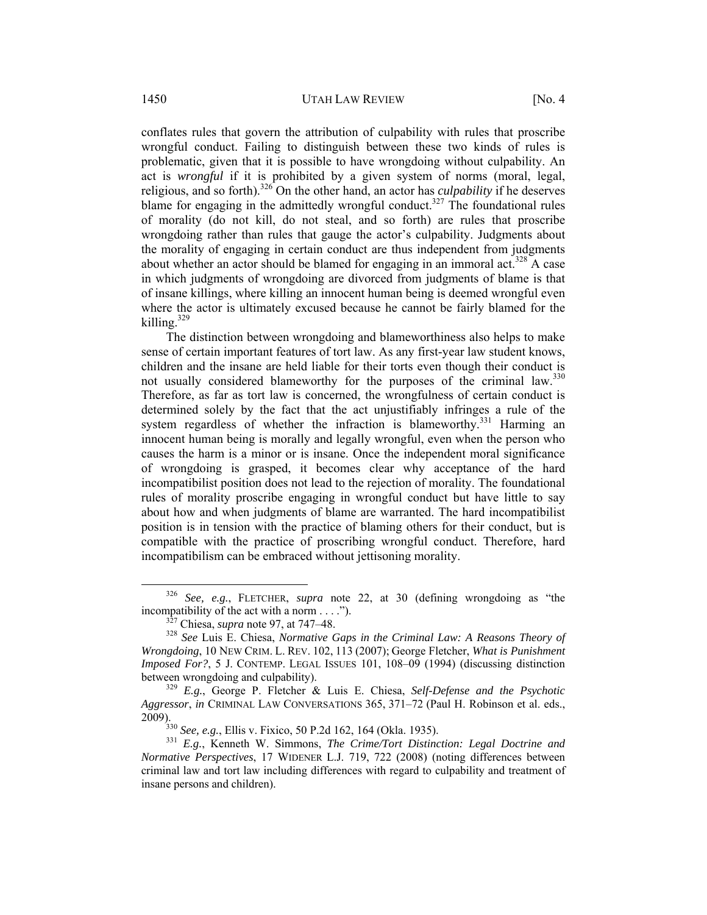conflates rules that govern the attribution of culpability with rules that proscribe wrongful conduct. Failing to distinguish between these two kinds of rules is problematic, given that it is possible to have wrongdoing without culpability. An act is *wrongful* if it is prohibited by a given system of norms (moral, legal, religious, and so forth).[326] On the other hand, an actor has *culpability* if he deserves blame for engaging in the admittedly wrongful conduct.[327] The foundational rules of morality (do not kill, do not steal, and so forth) are rules that proscribe wrongdoing rather than rules that gauge the actor's culpability. Judgments about the morality of engaging in certain conduct are thus independent from judgments about whether an actor should be blamed for engaging in an immoral act.[328] A case in which judgments of wrongdoing are divorced from judgments of blame is that of insane killings, where killing an innocent human being is deemed wrongful even where the actor is ultimately excused because he cannot be fairly blamed for the killing.[329]

The distinction between wrongdoing and blameworthiness also helps to make sense of certain important features of tort law. As any first-year law student knows, children and the insane are held liable for their torts even though their conduct is not usually considered blameworthy for the purposes of the criminal law.[330] Therefore, as far as tort law is concerned, the wrongfulness of certain conduct is determined solely by the fact that the act unjustifiably infringes a rule of the system regardless of whether the infraction is blameworthy.[331] Harming an innocent human being is morally and legally wrongful, even when the person who causes the harm is a minor or is insane. Once the independent moral significance of wrongdoing is grasped, it becomes clear why acceptance of the hard incompatibilist position does not lead to the rejection of morality. The foundational rules of morality proscribe engaging in wrongful conduct but have little to say about how and when judgments of blame are warranted. The hard incompatibilist position is in tension with the practice of blaming others for their conduct, but is compatible with the practice of proscribing wrongful conduct. Therefore, hard incompatibilism can be embraced without jettisoning morality.

---

[326] *See, e.g.*, FLETCHER, *supra* note 22, at 30 (defining wrongdoing as "the incompatibility of the act with a norm . . . .").

[327] Chiesa, *supra* note 97, at 747–48.

[328] *See* Luis E. Chiesa, *Normative Gaps in the Criminal Law: A Reasons Theory of Wrongdoing*, 10 NEW CRIM. L. REV. 102, 113 (2007); George Fletcher, *What is Punishment Imposed For?*, 5 J. CONTEMP. LEGAL ISSUES 101, 108–09 (1994) (discussing distinction between wrongdoing and culpability).

[329] *E.g.*, George P. Fletcher & Luis E. Chiesa, *Self-Defense and the Psychotic Aggressor*, *in* CRIMINAL LAW CONVERSATIONS 365, 371–72 (Paul H. Robinson et al. eds., 2009).

[330] *See, e.g.*, Ellis v. Fixico, 50 P.2d 162, 164 (Okla. 1935).

[331] *E.g.*, Kenneth W. Simmons, *The Crime/Tort Distinction: Legal Doctrine and Normative Perspectives*, 17 WIDENER L.J. 719, 722 (2008) (noting differences between criminal law and tort law including differences with regard to culpability and treatment of insane persons and children).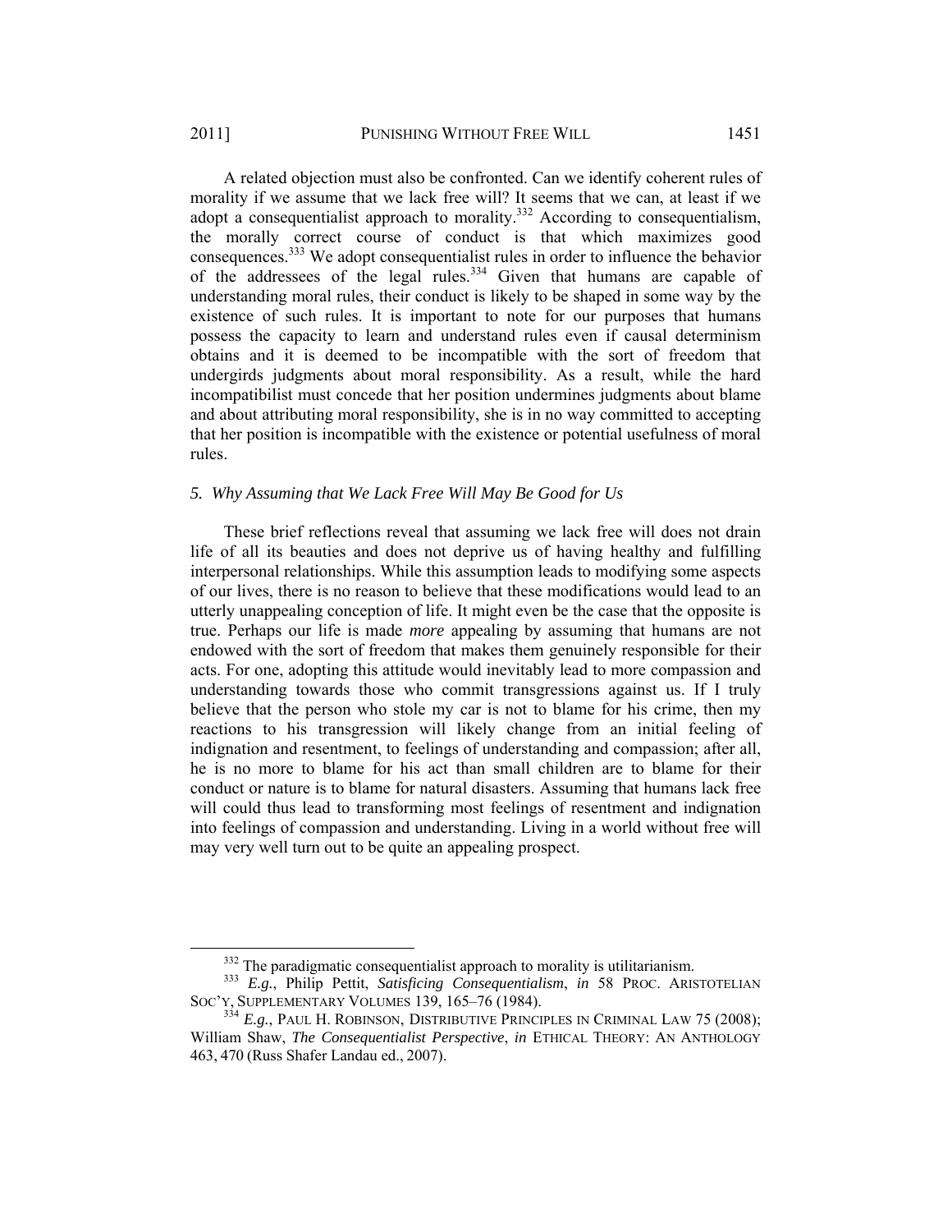A related objection must also be confronted. Can we identify coherent rules of morality if we assume that we lack free will? It seems that we can, at least if we adopt a consequentialist approach to morality.[332] According to consequentialism, the morally correct course of conduct is that which maximizes good consequences.[333] We adopt consequentialist rules in order to influence the behavior of the addressees of the legal rules.[334] Given that humans are capable of understanding moral rules, their conduct is likely to be shaped in some way by the existence of such rules. It is important to note for our purposes that humans possess the capacity to learn and understand rules even if causal determinism obtains and it is deemed to be incompatible with the sort of freedom that undergirds judgments about moral responsibility. As a result, while the hard incompatibilist must concede that her position undermines judgments about blame and about attributing moral responsibility, she is in no way committed to accepting that her position is incompatible with the existence or potential usefulness of moral rules.

### *5. Why Assuming that We Lack Free Will May Be Good for Us*

These brief reflections reveal that assuming we lack free will does not drain life of all its beauties and does not deprive us of having healthy and fulfilling interpersonal relationships. While this assumption leads to modifying some aspects of our lives, there is no reason to believe that these modifications would lead to an utterly unappealing conception of life. It might even be the case that the opposite is true. Perhaps our life is made *more* appealing by assuming that humans are not endowed with the sort of freedom that makes them genuinely responsible for their acts. For one, adopting this attitude would inevitably lead to more compassion and understanding towards those who commit transgressions against us. If I truly believe that the person who stole my car is not to blame for his crime, then my reactions to his transgression will likely change from an initial feeling of indignation and resentment, to feelings of understanding and compassion; after all, he is no more to blame for his act than small children are to blame for their conduct or nature is to blame for natural disasters. Assuming that humans lack free will could thus lead to transforming most feelings of resentment and indignation into feelings of compassion and understanding. Living in a world without free will may very well turn out to be quite an appealing prospect.

---

[332] The paradigmatic consequentialist approach to morality is utilitarianism.

[333] *E.g.*, Philip Pettit, *Satisficing Consequentialism*, *in* 58 PROC. ARISTOTELIAN SOC'Y, SUPPLEMENTARY VOLUMES 139, 165–76 (1984).

[334] *E.g.*, PAUL H. ROBINSON, DISTRIBUTIVE PRINCIPLES IN CRIMINAL LAW 75 (2008); William Shaw, *The Consequentialist Perspective*, *in* ETHICAL THEORY: AN ANTHOLOGY 463, 470 (Russ Shafer Landau ed., 2007).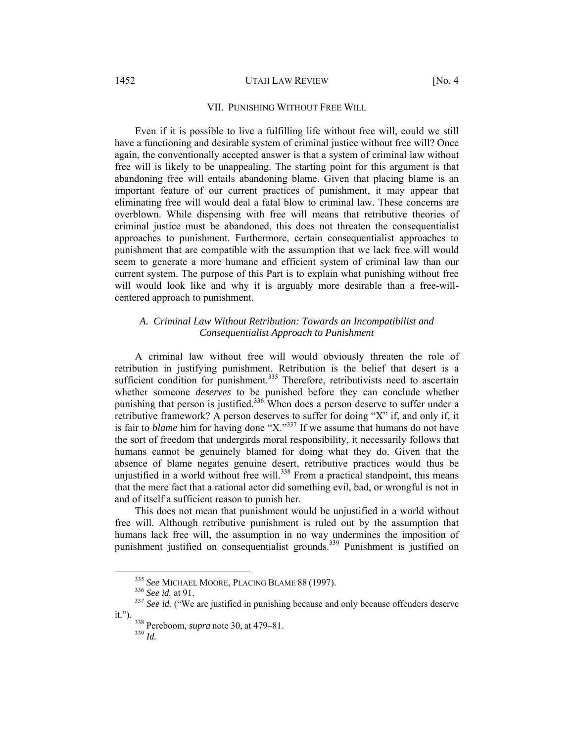## VII. Punishing Without Free Will

Even if it is possible to live a fulfilling life without free will, could we still have a functioning and desirable system of criminal justice without free will? Once again, the conventionally accepted answer is that a system of criminal law without free will is likely to be unappealing. The starting point for this argument is that abandoning free will entails abandoning blame. Given that placing blame is an important feature of our current practices of punishment, it may appear that eliminating free will would deal a fatal blow to criminal law. These concerns are overblown. While dispensing with free will means that retributive theories of criminal justice must be abandoned, this does not threaten the consequentialist approaches to punishment. Furthermore, certain consequentialist approaches to punishment that are compatible with the assumption that we lack free will would seem to generate a more humane and efficient system of criminal law than our current system. The purpose of this Part is to explain what punishing without free will would look like and why it is arguably more desirable than a free-will-centered approach to punishment.

### *A. Criminal Law Without Retribution: Towards an Incompatibilist and Consequentialist Approach to Punishment*

A criminal law without free will would obviously threaten the role of retribution in justifying punishment. Retribution is the belief that desert is a sufficient condition for punishment.[335] Therefore, retributivists need to ascertain whether someone *deserves* to be punished before they can conclude whether punishing that person is justified.[336] When does a person deserve to suffer under a retributive framework? A person deserves to suffer for doing "X" if, and only if, it is fair to *blame* him for having done "X."[337] If we assume that humans do not have the sort of freedom that undergirds moral responsibility, it necessarily follows that humans cannot be genuinely blamed for doing what they do. Given that the absence of blame negates genuine desert, retributive practices would thus be unjustified in a world without free will.[338] From a practical standpoint, this means that the mere fact that a rational actor did something evil, bad, or wrongful is not in and of itself a sufficient reason to punish her.

This does not mean that punishment would be unjustified in a world without free will. Although retributive punishment is ruled out by the assumption that humans lack free will, the assumption in no way undermines the imposition of punishment justified on consequentialist grounds.[339] Punishment is justified on

---

[335] *See* Michael Moore, Placing Blame 88 (1997).

[336] *See id.* at 91.

[337] *See id.* ("We are justified in punishing because and only because offenders deserve it.").

[338] Pereboom, *supra* note 30, at 479–81.

[339] *Id.*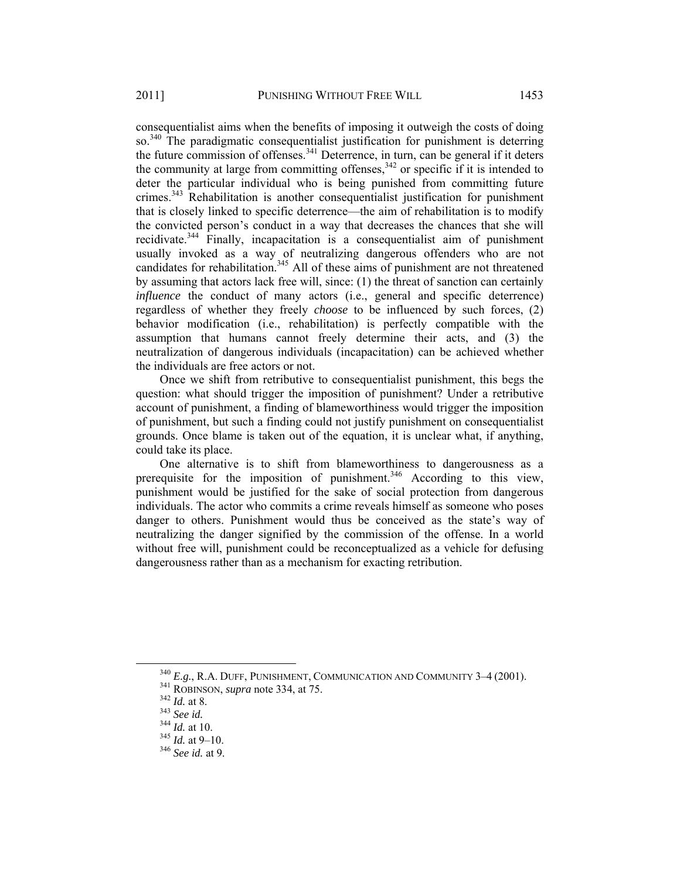consequentialist aims when the benefits of imposing it outweigh the costs of doing so.[340] The paradigmatic consequentialist justification for punishment is deterring the future commission of offenses.[341] Deterrence, in turn, can be general if it deters the community at large from committing offenses,[342] or specific if it is intended to deter the particular individual who is being punished from committing future crimes.[343] Rehabilitation is another consequentialist justification for punishment that is closely linked to specific deterrence—the aim of rehabilitation is to modify the convicted person's conduct in a way that decreases the chances that she will recidivate.[344] Finally, incapacitation is a consequentialist aim of punishment usually invoked as a way of neutralizing dangerous offenders who are not candidates for rehabilitation.[345] All of these aims of punishment are not threatened by assuming that actors lack free will, since: (1) the threat of sanction can certainly *influence* the conduct of many actors (i.e., general and specific deterrence) regardless of whether they freely *choose* to be influenced by such forces, (2) behavior modification (i.e., rehabilitation) is perfectly compatible with the assumption that humans cannot freely determine their acts, and (3) the neutralization of dangerous individuals (incapacitation) can be achieved whether the individuals are free actors or not.

Once we shift from retributive to consequentialist punishment, this begs the question: what should trigger the imposition of punishment? Under a retributive account of punishment, a finding of blameworthiness would trigger the imposition of punishment, but such a finding could not justify punishment on consequentialist grounds. Once blame is taken out of the equation, it is unclear what, if anything, could take its place.

One alternative is to shift from blameworthiness to dangerousness as a prerequisite for the imposition of punishment.[346] According to this view, punishment would be justified for the sake of social protection from dangerous individuals. The actor who commits a crime reveals himself as someone who poses danger to others. Punishment would thus be conceived as the state's way of neutralizing the danger signified by the commission of the offense. In a world without free will, punishment could be reconceptualized as a vehicle for defusing dangerousness rather than as a mechanism for exacting retribution.

---

[340] *E.g.*, R.A. DUFF, PUNISHMENT, COMMUNICATION AND COMMUNITY 3–4 (2001).

[341] ROBINSON, *supra* note 334, at 75.

[342] *Id.* at 8.

[343] *See id.*

[344] *Id.* at 10.

[345] *Id.* at 9–10.

[346] *See id.* at 9.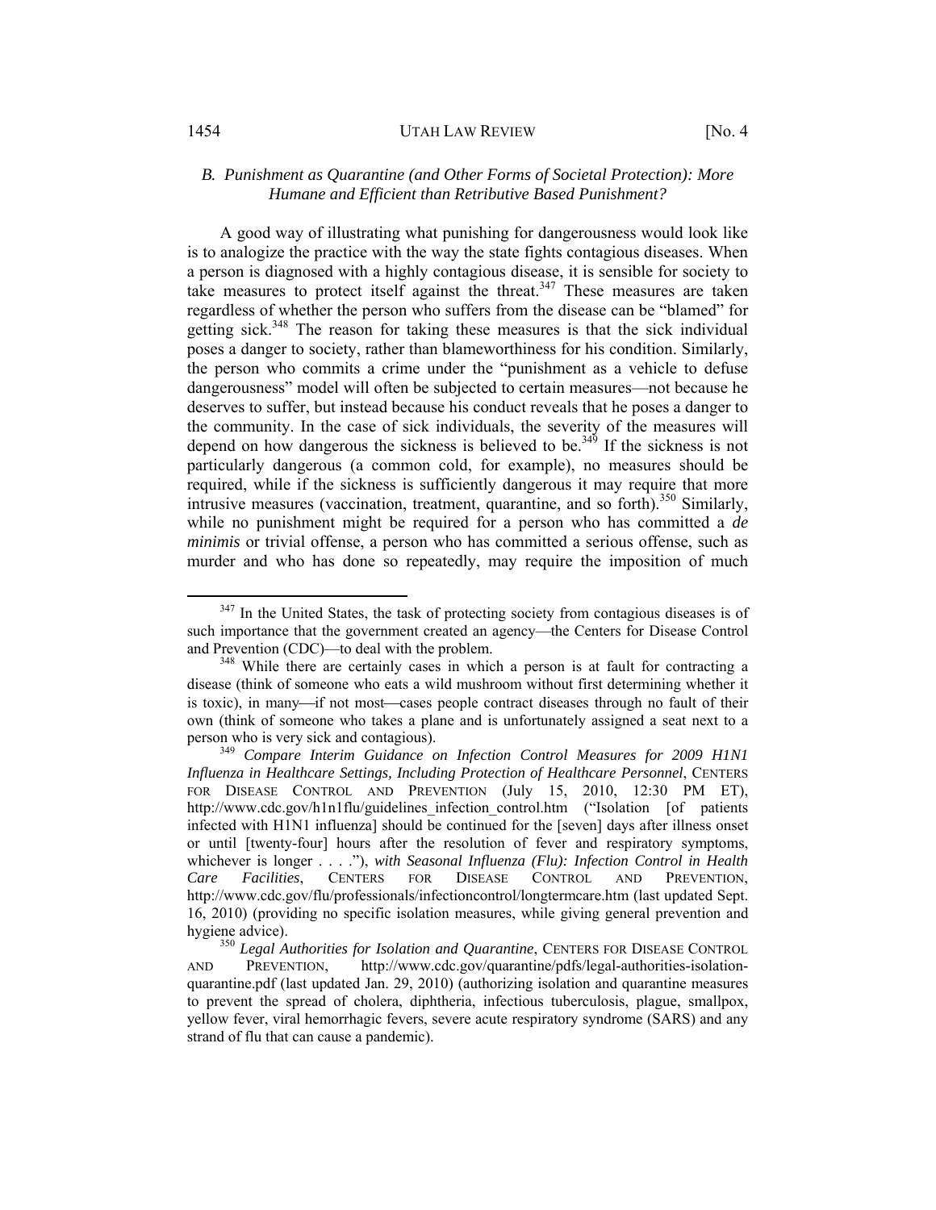### *B. Punishment as Quarantine (and Other Forms of Societal Protection): More Humane and Efficient than Retributive Based Punishment?*

A good way of illustrating what punishing for dangerousness would look like is to analogize the practice with the way the state fights contagious diseases. When a person is diagnosed with a highly contagious disease, it is sensible for society to take measures to protect itself against the threat.[347] These measures are taken regardless of whether the person who suffers from the disease can be "blamed" for getting sick.[348] The reason for taking these measures is that the sick individual poses a danger to society, rather than blameworthiness for his condition. Similarly, the person who commits a crime under the "punishment as a vehicle to defuse dangerousness" model will often be subjected to certain measures—not because he deserves to suffer, but instead because his conduct reveals that he poses a danger to the community. In the case of sick individuals, the severity of the measures will depend on how dangerous the sickness is believed to be.[349] If the sickness is not particularly dangerous (a common cold, for example), no measures should be required, while if the sickness is sufficiently dangerous it may require that more intrusive measures (vaccination, treatment, quarantine, and so forth).[350] Similarly, while no punishment might be required for a person who has committed a *de minimis* or trivial offense, a person who has committed a serious offense, such as murder and who has done so repeatedly, may require the imposition of much

---

[347] In the United States, the task of protecting society from contagious diseases is of such importance that the government created an agency—the Centers for Disease Control and Prevention (CDC)—to deal with the problem.

[348] While there are certainly cases in which a person is at fault for contracting a disease (think of someone who eats a wild mushroom without first determining whether it is toxic), in many—if not most—cases people contract diseases through no fault of their own (think of someone who takes a plane and is unfortunately assigned a seat next to a person who is very sick and contagious).

[349] *Compare Interim Guidance on Infection Control Measures for 2009 H1N1 Influenza in Healthcare Settings, Including Protection of Healthcare Personnel*, CENTERS FOR DISEASE CONTROL AND PREVENTION (July 15, 2010, 12:30 PM ET), http://www.cdc.gov/h1n1flu/guidelines_infection_control.htm ("Isolation [of patients infected with H1N1 influenza] should be continued for the [seven] days after illness onset or until [twenty-four] hours after the resolution of fever and respiratory symptoms, whichever is longer . . . ."), *with Seasonal Influenza (Flu): Infection Control in Health Care Facilities*, CENTERS FOR DISEASE CONTROL AND PREVENTION, http://www.cdc.gov/flu/professionals/infectioncontrol/longtermcare.htm (last updated Sept. 16, 2010) (providing no specific isolation measures, while giving general prevention and hygiene advice).

[350] *Legal Authorities for Isolation and Quarantine*, CENTERS FOR DISEASE CONTROL AND PREVENTION, http://www.cdc.gov/quarantine/pdfs/legal-authorities-isolation-quarantine.pdf (last updated Jan. 29, 2010) (authorizing isolation and quarantine measures to prevent the spread of cholera, diphtheria, infectious tuberculosis, plague, smallpox, yellow fever, viral hemorrhagic fevers, severe acute respiratory syndrome (SARS) and any strand of flu that can cause a pandemic).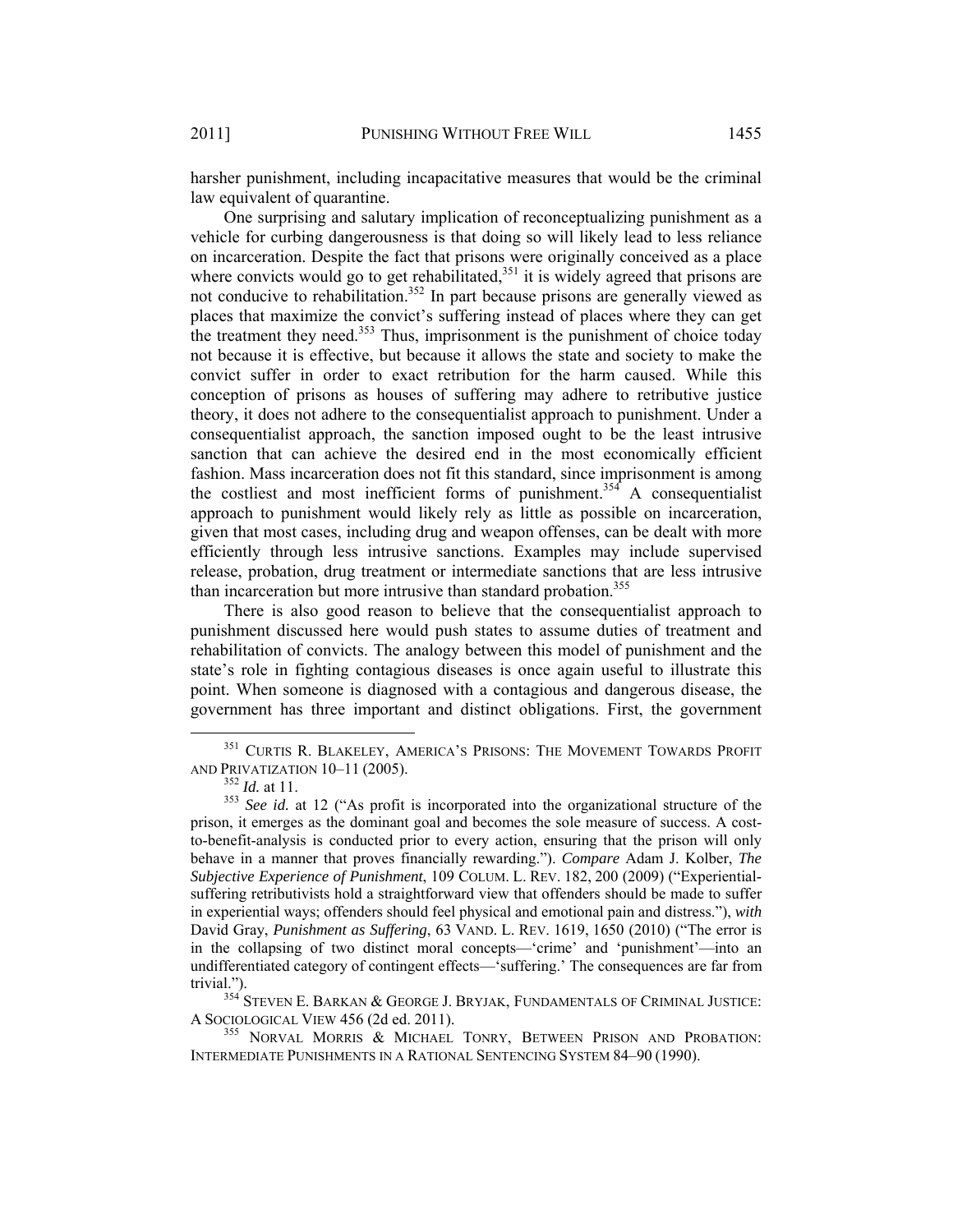harsher punishment, including incapacitative measures that would be the criminal law equivalent of quarantine.

One surprising and salutary implication of reconceptualizing punishment as a vehicle for curbing dangerousness is that doing so will likely lead to less reliance on incarceration. Despite the fact that prisons were originally conceived as a place where convicts would go to get rehabilitated,[351] it is widely agreed that prisons are not conducive to rehabilitation.[352] In part because prisons are generally viewed as places that maximize the convict's suffering instead of places where they can get the treatment they need.[353] Thus, imprisonment is the punishment of choice today not because it is effective, but because it allows the state and society to make the convict suffer in order to exact retribution for the harm caused. While this conception of prisons as houses of suffering may adhere to retributive justice theory, it does not adhere to the consequentialist approach to punishment. Under a consequentialist approach, the sanction imposed ought to be the least intrusive sanction that can achieve the desired end in the most economically efficient fashion. Mass incarceration does not fit this standard, since imprisonment is among the costliest and most inefficient forms of punishment.[354] A consequentialist approach to punishment would likely rely as little as possible on incarceration, given that most cases, including drug and weapon offenses, can be dealt with more efficiently through less intrusive sanctions. Examples may include supervised release, probation, drug treatment or intermediate sanctions that are less intrusive than incarceration but more intrusive than standard probation.[355]

There is also good reason to believe that the consequentialist approach to punishment discussed here would push states to assume duties of treatment and rehabilitation of convicts. The analogy between this model of punishment and the state's role in fighting contagious diseases is once again useful to illustrate this point. When someone is diagnosed with a contagious and dangerous disease, the government has three important and distinct obligations. First, the government

---

[351] CURTIS R. BLAKELEY, AMERICA'S PRISONS: THE MOVEMENT TOWARDS PROFIT AND PRIVATIZATION 10–11 (2005).

[352] *Id.* at 11.

[353] *See id.* at 12 ("As profit is incorporated into the organizational structure of the prison, it emerges as the dominant goal and becomes the sole measure of success. A cost-to-benefit-analysis is conducted prior to every action, ensuring that the prison will only behave in a manner that proves financially rewarding."). *Compare* Adam J. Kolber, *The Subjective Experience of Punishment*, 109 COLUM. L. REV. 182, 200 (2009) ("Experiential-suffering retributivists hold a straightforward view that offenders should be made to suffer in experiential ways; offenders should feel physical and emotional pain and distress."), *with* David Gray, *Punishment as Suffering*, 63 VAND. L. REV. 1619, 1650 (2010) ("The error is in the collapsing of two distinct moral concepts—'crime' and 'punishment'—into an undifferentiated category of contingent effects—'suffering.' The consequences are far from trivial.").

[354] STEVEN E. BARKAN & GEORGE J. BRYJAK, FUNDAMENTALS OF CRIMINAL JUSTICE: A SOCIOLOGICAL VIEW 456 (2d ed. 2011).

[355] NORVAL MORRIS & MICHAEL TONRY, BETWEEN PRISON AND PROBATION: INTERMEDIATE PUNISHMENTS IN A RATIONAL SENTENCING SYSTEM 84–90 (1990).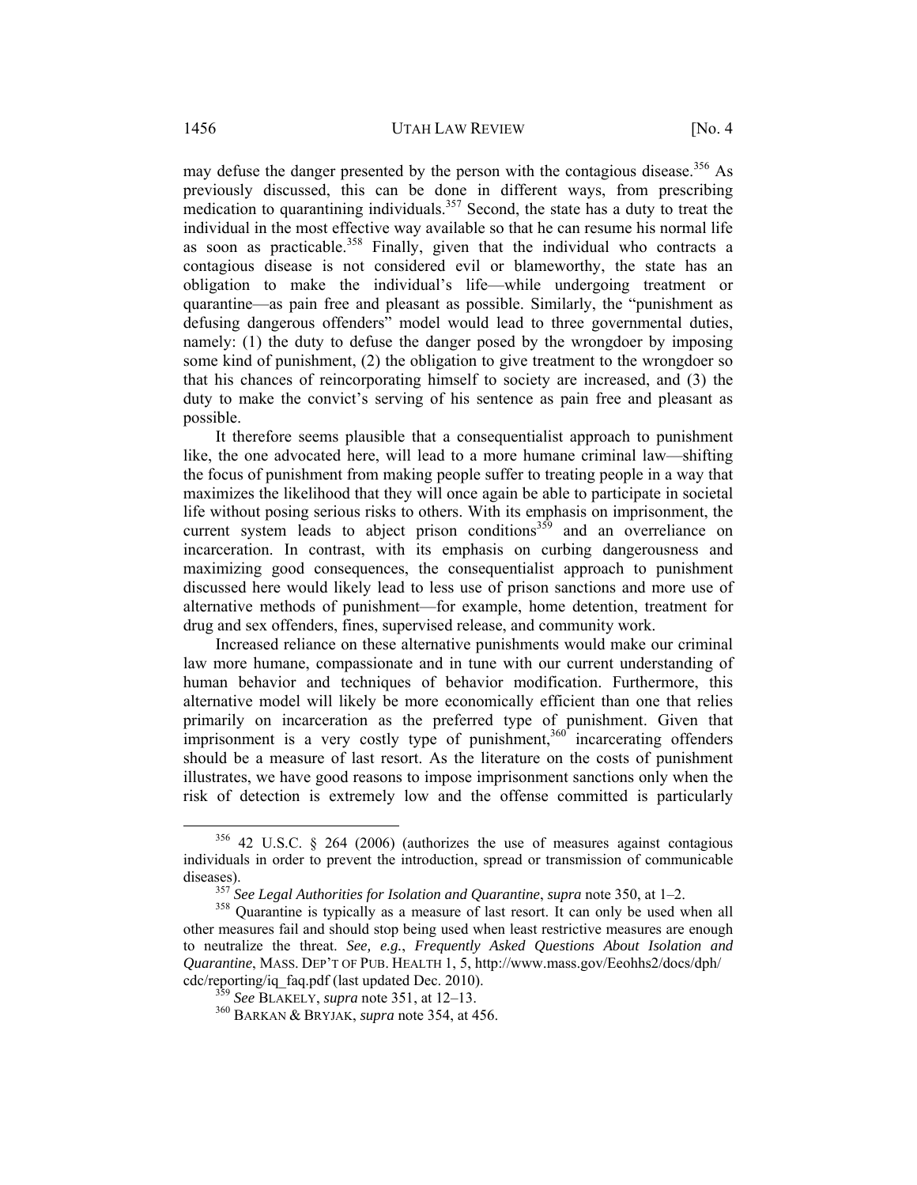may defuse the danger presented by the person with the contagious disease.[356] As previously discussed, this can be done in different ways, from prescribing medication to quarantining individuals.[357] Second, the state has a duty to treat the individual in the most effective way available so that he can resume his normal life as soon as practicable.[358] Finally, given that the individual who contracts a contagious disease is not considered evil or blameworthy, the state has an obligation to make the individual's life—while undergoing treatment or quarantine—as pain free and pleasant as possible. Similarly, the "punishment as defusing dangerous offenders" model would lead to three governmental duties, namely: (1) the duty to defuse the danger posed by the wrongdoer by imposing some kind of punishment, (2) the obligation to give treatment to the wrongdoer so that his chances of reincorporating himself to society are increased, and (3) the duty to make the convict's serving of his sentence as pain free and pleasant as possible.

It therefore seems plausible that a consequentialist approach to punishment like, the one advocated here, will lead to a more humane criminal law—shifting the focus of punishment from making people suffer to treating people in a way that maximizes the likelihood that they will once again be able to participate in societal life without posing serious risks to others. With its emphasis on imprisonment, the current system leads to abject prison conditions[359] and an overreliance on incarceration. In contrast, with its emphasis on curbing dangerousness and maximizing good consequences, the consequentialist approach to punishment discussed here would likely lead to less use of prison sanctions and more use of alternative methods of punishment—for example, home detention, treatment for drug and sex offenders, fines, supervised release, and community work.

Increased reliance on these alternative punishments would make our criminal law more humane, compassionate and in tune with our current understanding of human behavior and techniques of behavior modification. Furthermore, this alternative model will likely be more economically efficient than one that relies primarily on incarceration as the preferred type of punishment. Given that imprisonment is a very costly type of punishment,[360] incarcerating offenders should be a measure of last resort. As the literature on the costs of punishment illustrates, we have good reasons to impose imprisonment sanctions only when the risk of detection is extremely low and the offense committed is particularly

---

[356] 42 U.S.C. § 264 (2006) (authorizes the use of measures against contagious individuals in order to prevent the introduction, spread or transmission of communicable diseases).

[357] *See Legal Authorities for Isolation and Quarantine*, *supra* note 350, at 1–2.

[358] Quarantine is typically as a measure of last resort. It can only be used when all other measures fail and should stop being used when least restrictive measures are enough to neutralize the threat. *See, e.g.*, *Frequently Asked Questions About Isolation and Quarantine*, MASS. DEP'T OF PUB. HEALTH 1, 5, http://www.mass.gov/Eeohhs2/docs/dph/cdc/reporting/iq_faq.pdf (last updated Dec. 2010).

[359] *See* BLAKELY, *supra* note 351, at 12–13.

[360] BARKAN & BRYJAK, *supra* note 354, at 456.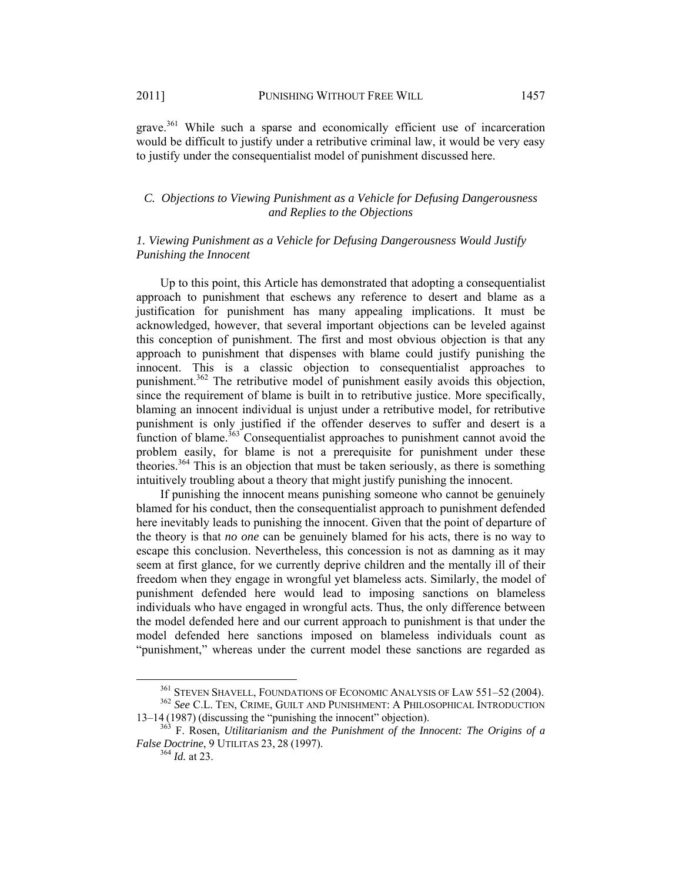grave.[361] While such a sparse and economically efficient use of incarceration would be difficult to justify under a retributive criminal law, it would be very easy to justify under the consequentialist model of punishment discussed here.

### *C. Objections to Viewing Punishment as a Vehicle for Defusing Dangerousness and Replies to the Objections*

#### *1. Viewing Punishment as a Vehicle for Defusing Dangerousness Would Justify Punishing the Innocent*

Up to this point, this Article has demonstrated that adopting a consequentialist approach to punishment that eschews any reference to desert and blame as a justification for punishment has many appealing implications. It must be acknowledged, however, that several important objections can be leveled against this conception of punishment. The first and most obvious objection is that any approach to punishment that dispenses with blame could justify punishing the innocent. This is a classic objection to consequentialist approaches to punishment.[362] The retributive model of punishment easily avoids this objection, since the requirement of blame is built in to retributive justice. More specifically, blaming an innocent individual is unjust under a retributive model, for retributive punishment is only justified if the offender deserves to suffer and desert is a function of blame.[363] Consequentialist approaches to punishment cannot avoid the problem easily, for blame is not a prerequisite for punishment under these theories.[364] This is an objection that must be taken seriously, as there is something intuitively troubling about a theory that might justify punishing the innocent.

If punishing the innocent means punishing someone who cannot be genuinely blamed for his conduct, then the consequentialist approach to punishment defended here inevitably leads to punishing the innocent. Given that the point of departure of the theory is that *no one* can be genuinely blamed for his acts, there is no way to escape this conclusion. Nevertheless, this concession is not as damning as it may seem at first glance, for we currently deprive children and the mentally ill of their freedom when they engage in wrongful yet blameless acts. Similarly, the model of punishment defended here would lead to imposing sanctions on blameless individuals who have engaged in wrongful acts. Thus, the only difference between the model defended here and our current approach to punishment is that under the model defended here sanctions imposed on blameless individuals count as "punishment," whereas under the current model these sanctions are regarded as

---

[361] STEVEN SHAVELL, FOUNDATIONS OF ECONOMIC ANALYSIS OF LAW 551–52 (2004).

[362] *See* C.L. TEN, CRIME, GUILT AND PUNISHMENT: A PHILOSOPHICAL INTRODUCTION 13–14 (1987) (discussing the "punishing the innocent" objection).

[363] F. Rosen, *Utilitarianism and the Punishment of the Innocent: The Origins of a False Doctrine*, 9 UTILITAS 23, 28 (1997).

[364] *Id.* at 23.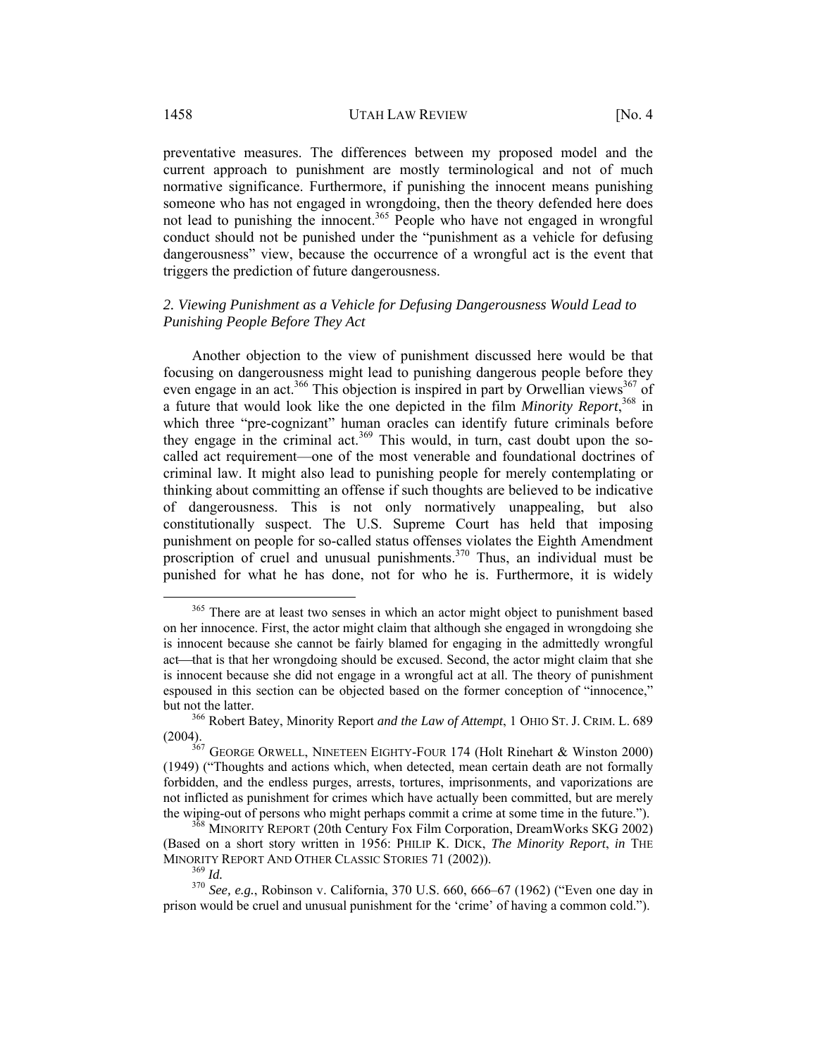preventative measures. The differences between my proposed model and the current approach to punishment are mostly terminological and not of much normative significance. Furthermore, if punishing the innocent means punishing someone who has not engaged in wrongdoing, then the theory defended here does not lead to punishing the innocent.[365] People who have not engaged in wrongful conduct should not be punished under the "punishment as a vehicle for defusing dangerousness" view, because the occurrence of a wrongful act is the event that triggers the prediction of future dangerousness.

### *2. Viewing Punishment as a Vehicle for Defusing Dangerousness Would Lead to Punishing People Before They Act*

Another objection to the view of punishment discussed here would be that focusing on dangerousness might lead to punishing dangerous people before they even engage in an act.[366] This objection is inspired in part by Orwellian views[367] of a future that would look like the one depicted in the film *Minority Report*,[368] in which three "pre-cognizant" human oracles can identify future criminals before they engage in the criminal act.[369] This would, in turn, cast doubt upon the so-called act requirement—one of the most venerable and foundational doctrines of criminal law. It might also lead to punishing people for merely contemplating or thinking about committing an offense if such thoughts are believed to be indicative of dangerousness. This is not only normatively unappealing, but also constitutionally suspect. The U.S. Supreme Court has held that imposing punishment on people for so-called status offenses violates the Eighth Amendment proscription of cruel and unusual punishments.[370] Thus, an individual must be punished for what he has done, not for who he is. Furthermore, it is widely

---

[365] There are at least two senses in which an actor might object to punishment based on her innocence. First, the actor might claim that although she engaged in wrongdoing she is innocent because she cannot be fairly blamed for engaging in the admittedly wrongful act—that is that her wrongdoing should be excused. Second, the actor might claim that she is innocent because she did not engage in a wrongful act at all. The theory of punishment espoused in this section can be objected based on the former conception of "innocence," but not the latter.

[366] Robert Batey, Minority Report *and the Law of Attempt*, 1 OHIO ST. J. CRIM. L. 689 (2004).

[367] GEORGE ORWELL, NINETEEN EIGHTY-FOUR 174 (Holt Rinehart & Winston 2000) (1949) ("Thoughts and actions which, when detected, mean certain death are not formally forbidden, and the endless purges, arrests, tortures, imprisonments, and vaporizations are not inflicted as punishment for crimes which have actually been committed, but are merely the wiping-out of persons who might perhaps commit a crime at some time in the future.").

[368] MINORITY REPORT (20th Century Fox Film Corporation, DreamWorks SKG 2002) (Based on a short story written in 1956: PHILIP K. DICK, *The Minority Report*, *in* THE MINORITY REPORT AND OTHER CLASSIC STORIES 71 (2002)).

[369] *Id.*

[370] *See, e.g.*, Robinson v. California, 370 U.S. 660, 666–67 (1962) ("Even one day in prison would be cruel and unusual punishment for the 'crime' of having a common cold.").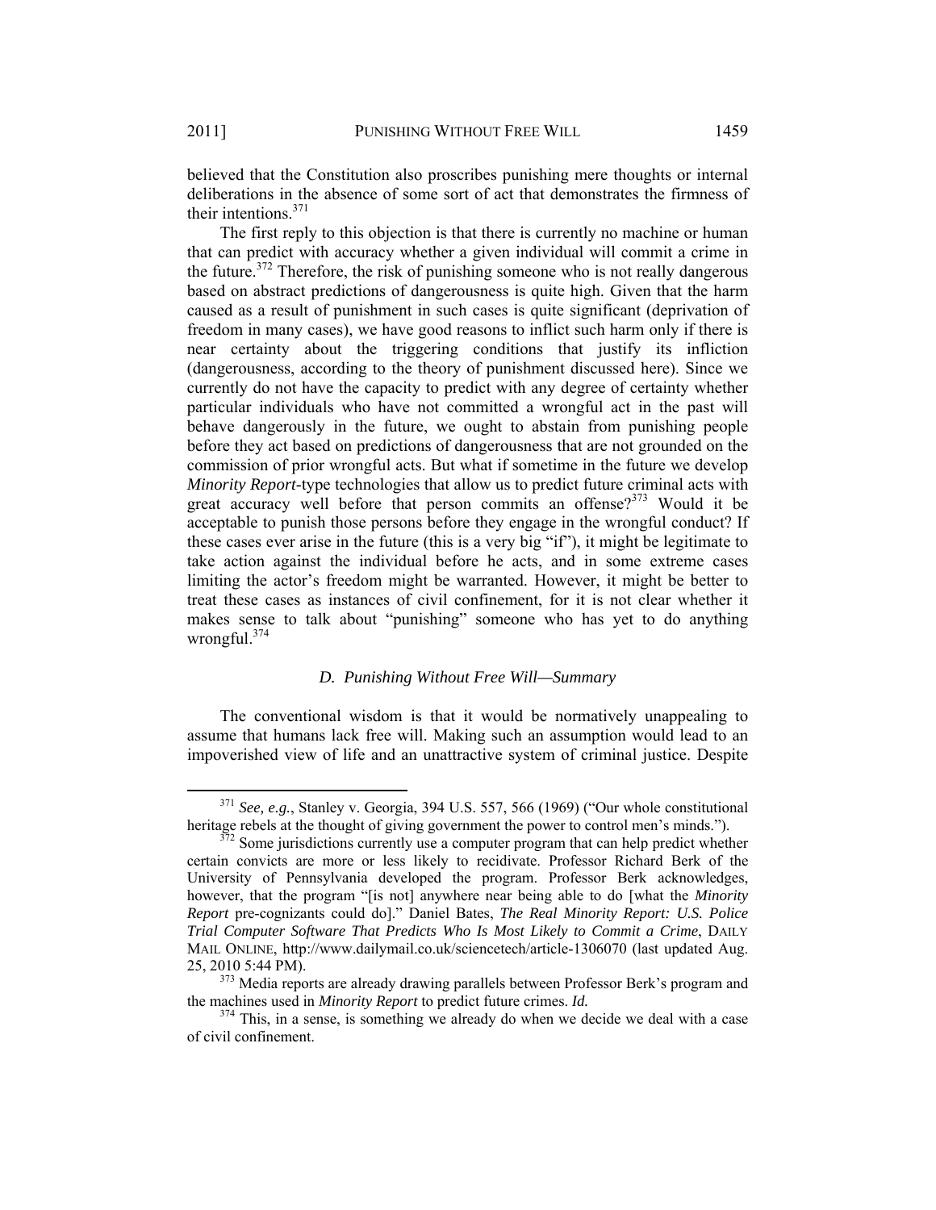believed that the Constitution also proscribes punishing mere thoughts or internal deliberations in the absence of some sort of act that demonstrates the firmness of their intentions.[371]

The first reply to this objection is that there is currently no machine or human that can predict with accuracy whether a given individual will commit a crime in the future.[372] Therefore, the risk of punishing someone who is not really dangerous based on abstract predictions of dangerousness is quite high. Given that the harm caused as a result of punishment in such cases is quite significant (deprivation of freedom in many cases), we have good reasons to inflict such harm only if there is near certainty about the triggering conditions that justify its infliction (dangerousness, according to the theory of punishment discussed here). Since we currently do not have the capacity to predict with any degree of certainty whether particular individuals who have not committed a wrongful act in the past will behave dangerously in the future, we ought to abstain from punishing people before they act based on predictions of dangerousness that are not grounded on the commission of prior wrongful acts. But what if sometime in the future we develop *Minority Report*-type technologies that allow us to predict future criminal acts with great accuracy well before that person commits an offense?[373] Would it be acceptable to punish those persons before they engage in the wrongful conduct? If these cases ever arise in the future (this is a very big "if"), it might be legitimate to take action against the individual before he acts, and in some extreme cases limiting the actor's freedom might be warranted. However, it might be better to treat these cases as instances of civil confinement, for it is not clear whether it makes sense to talk about "punishing" someone who has yet to do anything wrongful.[374]

### *D. Punishing Without Free Will—Summary*

The conventional wisdom is that it would be normatively unappealing to assume that humans lack free will. Making such an assumption would lead to an impoverished view of life and an unattractive system of criminal justice. Despite

---

[371] *See, e.g.*, Stanley v. Georgia, 394 U.S. 557, 566 (1969) ("Our whole constitutional heritage rebels at the thought of giving government the power to control men's minds.").

[372] Some jurisdictions currently use a computer program that can help predict whether certain convicts are more or less likely to recidivate. Professor Richard Berk of the University of Pennsylvania developed the program. Professor Berk acknowledges, however, that the program "[is not] anywhere near being able to do [what the *Minority Report* pre-cognizants could do]." Daniel Bates, *The Real Minority Report: U.S. Police Trial Computer Software That Predicts Who Is Most Likely to Commit a Crime*, DAILY MAIL ONLINE, http://www.dailymail.co.uk/sciencetech/article-1306070 (last updated Aug. 25, 2010 5:44 PM).

[373] Media reports are already drawing parallels between Professor Berk's program and the machines used in *Minority Report* to predict future crimes. *Id.*

[374] This, in a sense, is something we already do when we decide we deal with a case of civil confinement.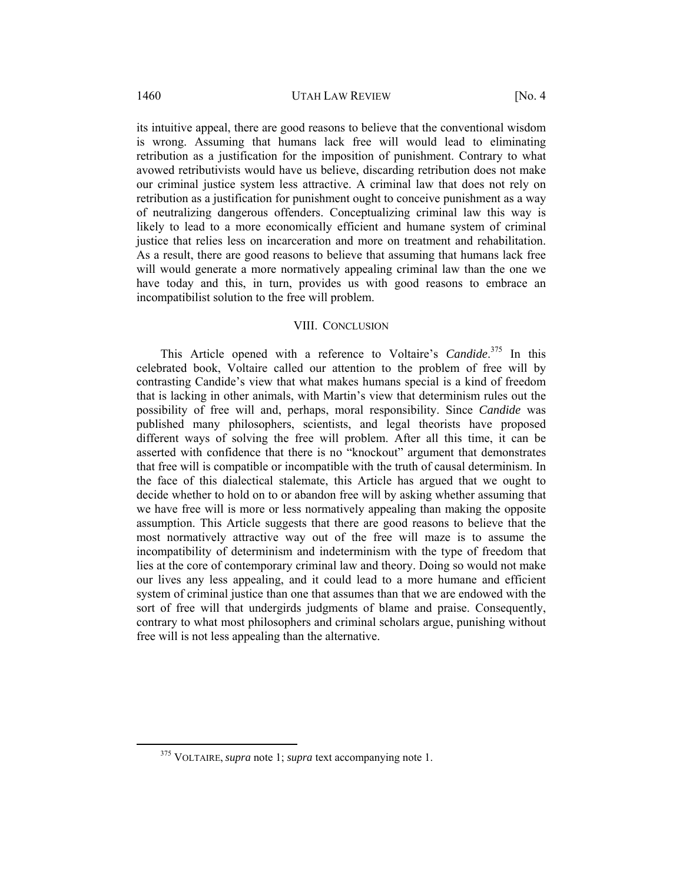its intuitive appeal, there are good reasons to believe that the conventional wisdom is wrong. Assuming that humans lack free will would lead to eliminating retribution as a justification for the imposition of punishment. Contrary to what avowed retributivists would have us believe, discarding retribution does not make our criminal justice system less attractive. A criminal law that does not rely on retribution as a justification for punishment ought to conceive punishment as a way of neutralizing dangerous offenders. Conceptualizing criminal law this way is likely to lead to a more economically efficient and humane system of criminal justice that relies less on incarceration and more on treatment and rehabilitation. As a result, there are good reasons to believe that assuming that humans lack free will would generate a more normatively appealing criminal law than the one we have today and this, in turn, provides us with good reasons to embrace an incompatibilist solution to the free will problem.

## VIII. CONCLUSION

This Article opened with a reference to Voltaire's *Candide*.[375] In this celebrated book, Voltaire called our attention to the problem of free will by contrasting Candide's view that what makes humans special is a kind of freedom that is lacking in other animals, with Martin's view that determinism rules out the possibility of free will and, perhaps, moral responsibility. Since *Candide* was published many philosophers, scientists, and legal theorists have proposed different ways of solving the free will problem. After all this time, it can be asserted with confidence that there is no "knockout" argument that demonstrates that free will is compatible or incompatible with the truth of causal determinism. In the face of this dialectical stalemate, this Article has argued that we ought to decide whether to hold on to or abandon free will by asking whether assuming that we have free will is more or less normatively appealing than making the opposite assumption. This Article suggests that there are good reasons to believe that the most normatively attractive way out of the free will maze is to assume the incompatibility of determinism and indeterminism with the type of freedom that lies at the core of contemporary criminal law and theory. Doing so would not make our lives any less appealing, and it could lead to a more humane and efficient system of criminal justice than one that assumes than that we are endowed with the sort of free will that undergirds judgments of blame and praise. Consequently, contrary to what most philosophers and criminal scholars argue, punishing without free will is not less appealing than the alternative.

---

[375] VOLTAIRE, *supra* note 1; *supra* text accompanying note 1.